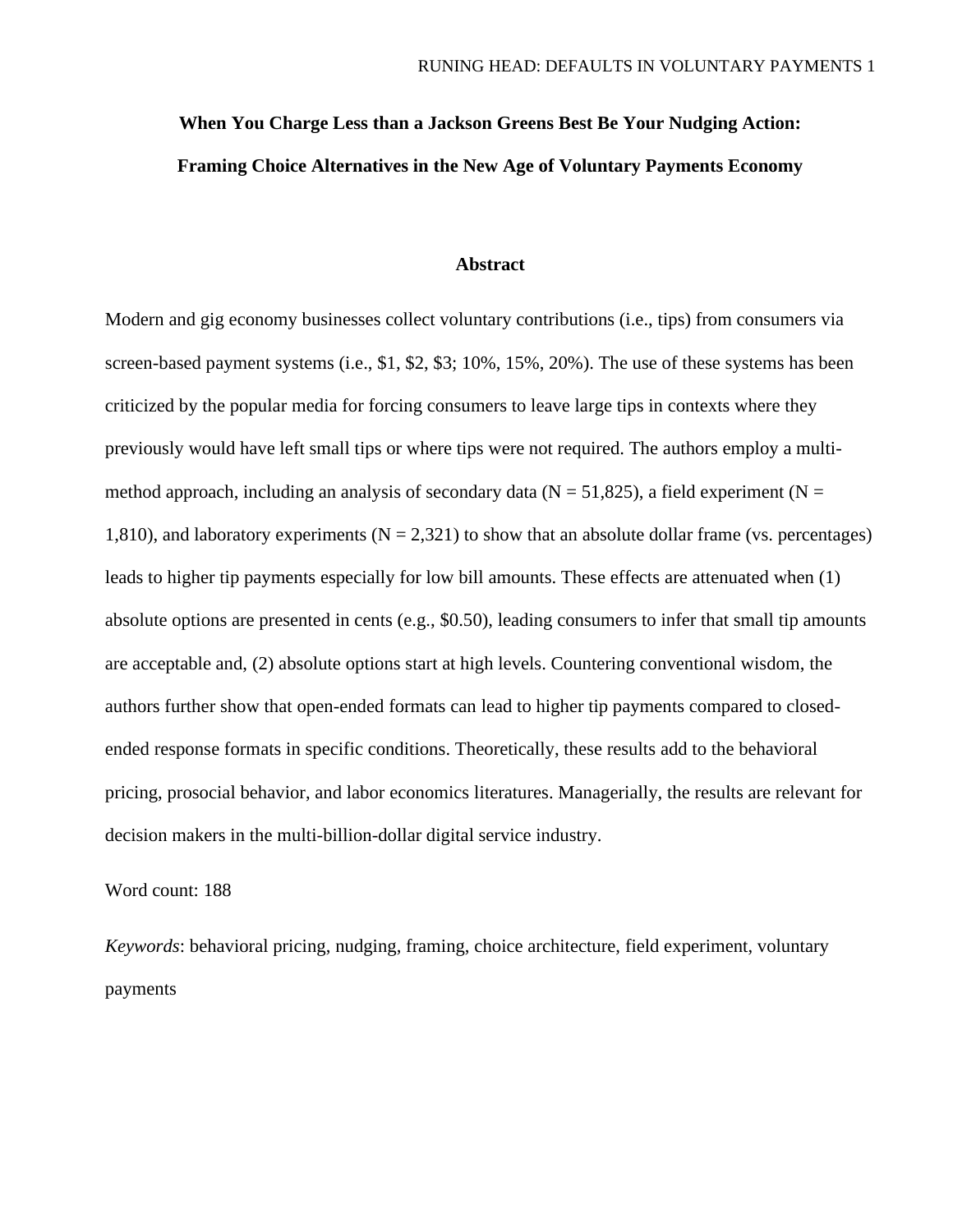**When You Charge Less than a Jackson Greens Best Be Your Nudging Action:**

**Framing Choice Alternatives in the New Age of Voluntary Payments Economy**

## Abstract

Modern and gig economy businesses collect voluntary contributions (i.e., tips) from consumers via screen-based payment systems (i.e., $1, $2, $3; 10%, 15%, 20%). The use of these systems has been criticized by the popular media for forcing consumers to leave large tips in contexts where they previously would have left small tips or where tips were not required. The authors employ a multi-method approach, including an analysis of secondary data (N = 51,825), a field experiment (N = 1,810), and laboratory experiments (N = 2,321) to show that an absolute dollar frame (vs. percentages) leads to higher tip payments especially for low bill amounts. These effects are attenuated when (1) absolute options are presented in cents (e.g., $0.50), leading consumers to infer that small tip amounts are acceptable and, (2) absolute options start at high levels. Countering conventional wisdom, the authors further show that open-ended formats can lead to higher tip payments compared to closed-ended response formats in specific conditions. Theoretically, these results add to the behavioral pricing, prosocial behavior, and labor economics literatures. Managerially, the results are relevant for decision makers in the multi-billion-dollar digital service industry.

Word count: 188

*Keywords*: behavioral pricing, nudging, framing, choice architecture, field experiment, voluntary payments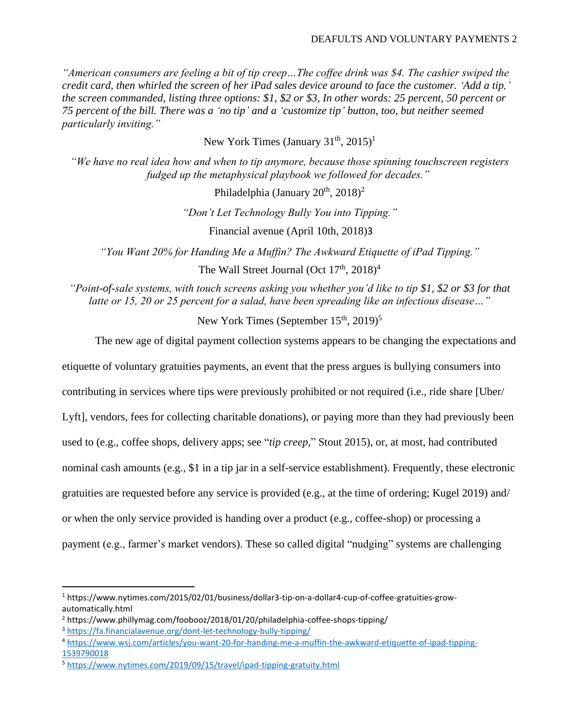*"American consumers are feeling a bit of tip creep…The coffee drink was $4. The cashier swiped the credit card, then whirled the screen of her iPad sales device around to face the customer. 'Add a tip,' the screen commanded, listing three options: $1, $2 or $3, In other words: 25 percent, 50 percent or 75 percent of the bill. There was a 'no tip' and a 'customize tip' button, too, but neither seemed particularly inviting."*

New York Times (January 31th, 2015)[1]

*"We have no real idea how and when to tip anymore, because those spinning touchscreen registers fudged up the metaphysical playbook we followed for decades."*

Philadelphia (January 20th, 2018)[2]

*"Don't Let Technology Bully You into Tipping."*

Financial avenue (April 10th, 2018)3

*"You Want 20% for Handing Me a Muffin? The Awkward Etiquette of iPad Tipping."*

The Wall Street Journal (Oct 17th, 2018)[4]

*"Point-of-sale systems, with touch screens asking you whether you'd like to tip $1, $2 or $3 for that latte or 15, 20 or 25 percent for a salad, have been spreading like an infectious disease…"*

New York Times (September 15th, 2019)[5]

The new age of digital payment collection systems appears to be changing the expectations and etiquette of voluntary gratuities payments, an event that the press argues is bullying consumers into contributing in services where tips were previously prohibited or not required (i.e., ride share [Uber/ Lyft], vendors, fees for collecting charitable donations), or paying more than they had previously been used to (e.g., coffee shops, delivery apps; see "*tip creep*," Stout 2015), or, at most, had contributed nominal cash amounts (e.g., $1 in a tip jar in a self-service establishment). Frequently, these electronic gratuities are requested before any service is provided (e.g., at the time of ordering; Kugel 2019) and/ or when the only service provided is handing over a product (e.g., coffee-shop) or processing a payment (e.g., farmer's market vendors). These so called digital "nudging" systems are challenging

---

[1] https://www.nytimes.com/2015/02/01/business/dollar3-tip-on-a-dollar4-cup-of-coffee-gratuities-grow-automatically.html

[2] https://www.phillymag.com/foobooz/2018/01/20/philadelphia-coffee-shops-tipping/

[3] https://fa.financialavenue.org/dont-let-technology-bully-tipping/

[4] https://www.wsj.com/articles/you-want-20-for-handing-me-a-muffin-the-awkward-etiquette-of-ipad-tipping-1539790018

[5] https://www.nytimes.com/2019/09/15/travel/ipad-tipping-gratuity.html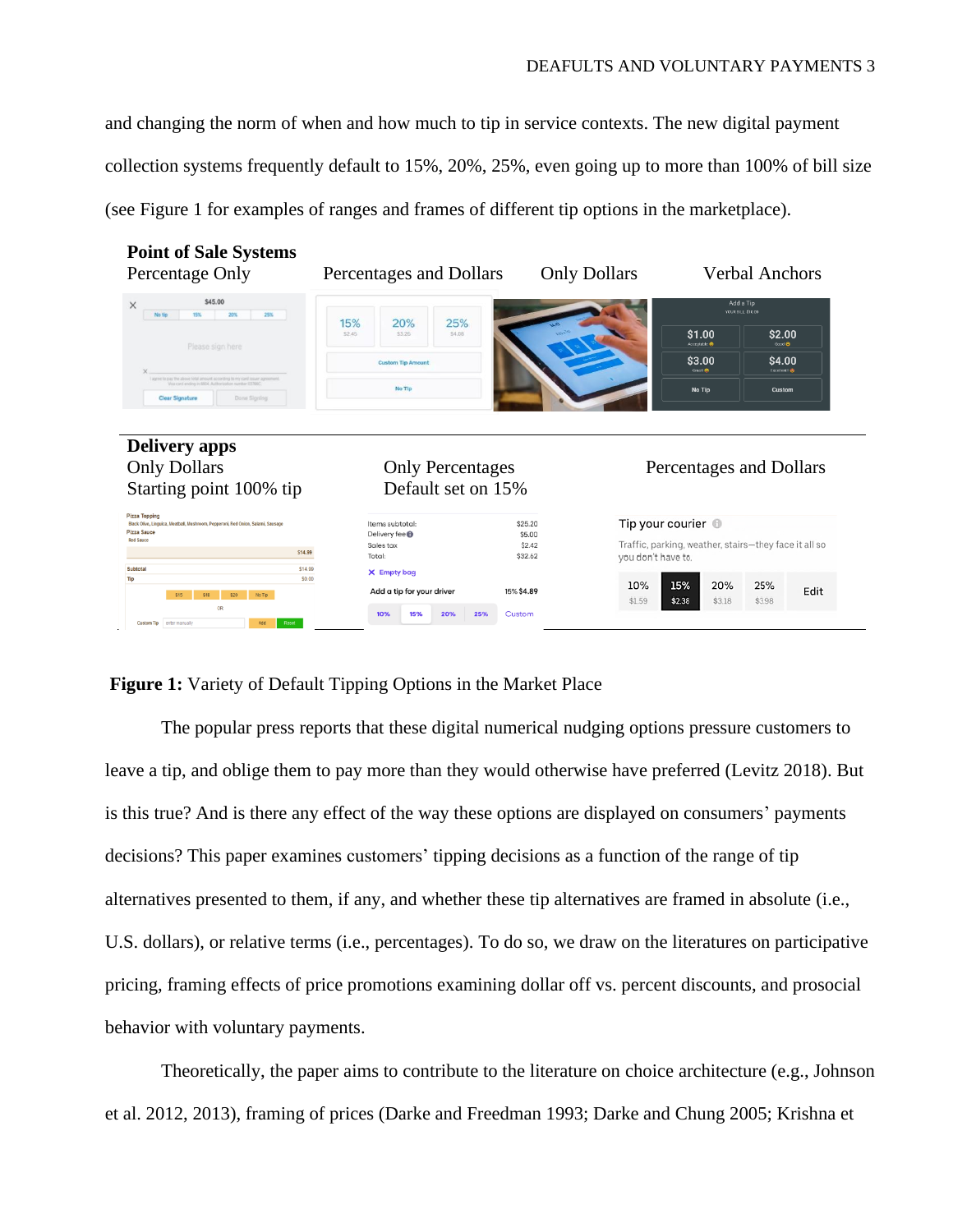and changing the norm of when and how much to tip in service contexts. The new digital payment collection systems frequently default to 15%, 20%, 25%, even going up to more than 100% of bill size (see Figure 1 for examples of ranges and frames of different tip options in the marketplace).

**Point of Sale Systems**

Percentage Only | Percentages and Dollars | Only Dollars | Verbal Anchors

**Delivery apps**

Only Dollars, Starting point 100% tip | Only Percentages, Default set on 15% | Percentages and Dollars

**Figure 1:** Variety of Default Tipping Options in the Market Place

The popular press reports that these digital numerical nudging options pressure customers to leave a tip, and oblige them to pay more than they would otherwise have preferred (Levitz 2018). But is this true? And is there any effect of the way these options are displayed on consumers' payments decisions? This paper examines customers' tipping decisions as a function of the range of tip alternatives presented to them, if any, and whether these tip alternatives are framed in absolute (i.e., U.S. dollars), or relative terms (i.e., percentages). To do so, we draw on the literatures on participative pricing, framing effects of price promotions examining dollar off vs. percent discounts, and prosocial behavior with voluntary payments.

Theoretically, the paper aims to contribute to the literature on choice architecture (e.g., Johnson et al. 2012, 2013), framing of prices (Darke and Freedman 1993; Darke and Chung 2005; Krishna et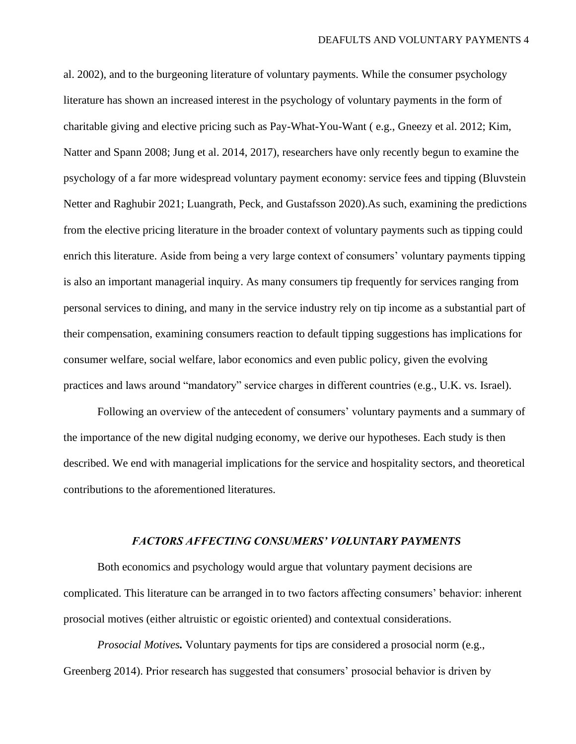al. 2002), and to the burgeoning literature of voluntary payments. While the consumer psychology literature has shown an increased interest in the psychology of voluntary payments in the form of charitable giving and elective pricing such as Pay-What-You-Want ( e.g., Gneezy et al. 2012; Kim, Natter and Spann 2008; Jung et al. 2014, 2017), researchers have only recently begun to examine the psychology of a far more widespread voluntary payment economy: service fees and tipping (Bluvstein Netter and Raghubir 2021; Luangrath, Peck, and Gustafsson 2020).As such, examining the predictions from the elective pricing literature in the broader context of voluntary payments such as tipping could enrich this literature. Aside from being a very large context of consumers' voluntary payments tipping is also an important managerial inquiry. As many consumers tip frequently for services ranging from personal services to dining, and many in the service industry rely on tip income as a substantial part of their compensation, examining consumers reaction to default tipping suggestions has implications for consumer welfare, social welfare, labor economics and even public policy, given the evolving practices and laws around "mandatory" service charges in different countries (e.g., U.K. vs. Israel).

Following an overview of the antecedent of consumers' voluntary payments and a summary of the importance of the new digital nudging economy, we derive our hypotheses. Each study is then described. We end with managerial implications for the service and hospitality sectors, and theoretical contributions to the aforementioned literatures.

## *FACTORS AFFECTING CONSUMERS' VOLUNTARY PAYMENTS*

Both economics and psychology would argue that voluntary payment decisions are complicated. This literature can be arranged in to two factors affecting consumers' behavior: inherent prosocial motives (either altruistic or egoistic oriented) and contextual considerations.

***Prosocial Motives.*** Voluntary payments for tips are considered a prosocial norm (e.g., Greenberg 2014). Prior research has suggested that consumers' prosocial behavior is driven by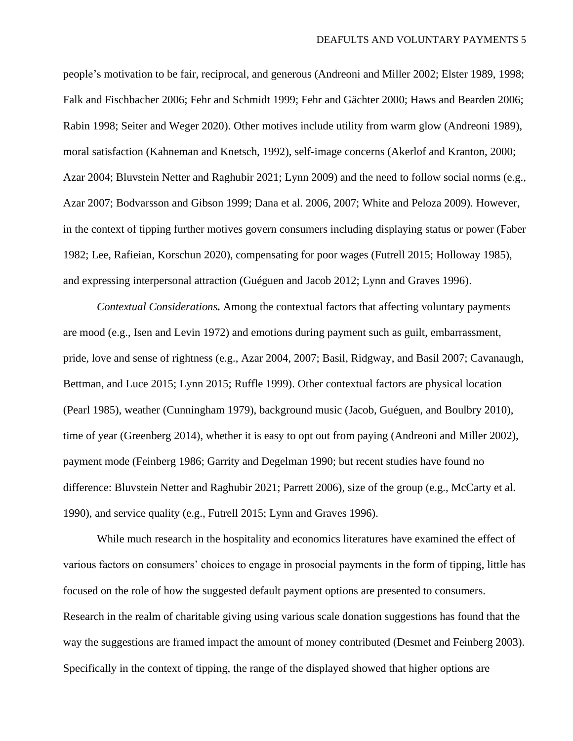people's motivation to be fair, reciprocal, and generous (Andreoni and Miller 2002; Elster 1989, 1998; Falk and Fischbacher 2006; Fehr and Schmidt 1999; Fehr and Gächter 2000; Haws and Bearden 2006; Rabin 1998; Seiter and Weger 2020). Other motives include utility from warm glow (Andreoni 1989), moral satisfaction (Kahneman and Knetsch, 1992), self-image concerns (Akerlof and Kranton, 2000; Azar 2004; Bluvstein Netter and Raghubir 2021; Lynn 2009) and the need to follow social norms (e.g., Azar 2007; Bodvarsson and Gibson 1999; Dana et al. 2006, 2007; White and Peloza 2009). However, in the context of tipping further motives govern consumers including displaying status or power (Faber 1982; Lee, Rafieian, Korschun 2020), compensating for poor wages (Futrell 2015; Holloway 1985), and expressing interpersonal attraction (Guéguen and Jacob 2012; Lynn and Graves 1996).

*Contextual Considerations.* Among the contextual factors that affecting voluntary payments are mood (e.g., Isen and Levin 1972) and emotions during payment such as guilt, embarrassment, pride, love and sense of rightness (e.g., Azar 2004, 2007; Basil, Ridgway, and Basil 2007; Cavanaugh, Bettman, and Luce 2015; Lynn 2015; Ruffle 1999). Other contextual factors are physical location (Pearl 1985), weather (Cunningham 1979), background music (Jacob, Guéguen, and Boulbry 2010), time of year (Greenberg 2014), whether it is easy to opt out from paying (Andreoni and Miller 2002), payment mode (Feinberg 1986; Garrity and Degelman 1990; but recent studies have found no difference: Bluvstein Netter and Raghubir 2021; Parrett 2006), size of the group (e.g., McCarty et al. 1990), and service quality (e.g., Futrell 2015; Lynn and Graves 1996).

While much research in the hospitality and economics literatures have examined the effect of various factors on consumers' choices to engage in prosocial payments in the form of tipping, little has focused on the role of how the suggested default payment options are presented to consumers. Research in the realm of charitable giving using various scale donation suggestions has found that the way the suggestions are framed impact the amount of money contributed (Desmet and Feinberg 2003). Specifically in the context of tipping, the range of the displayed showed that higher options are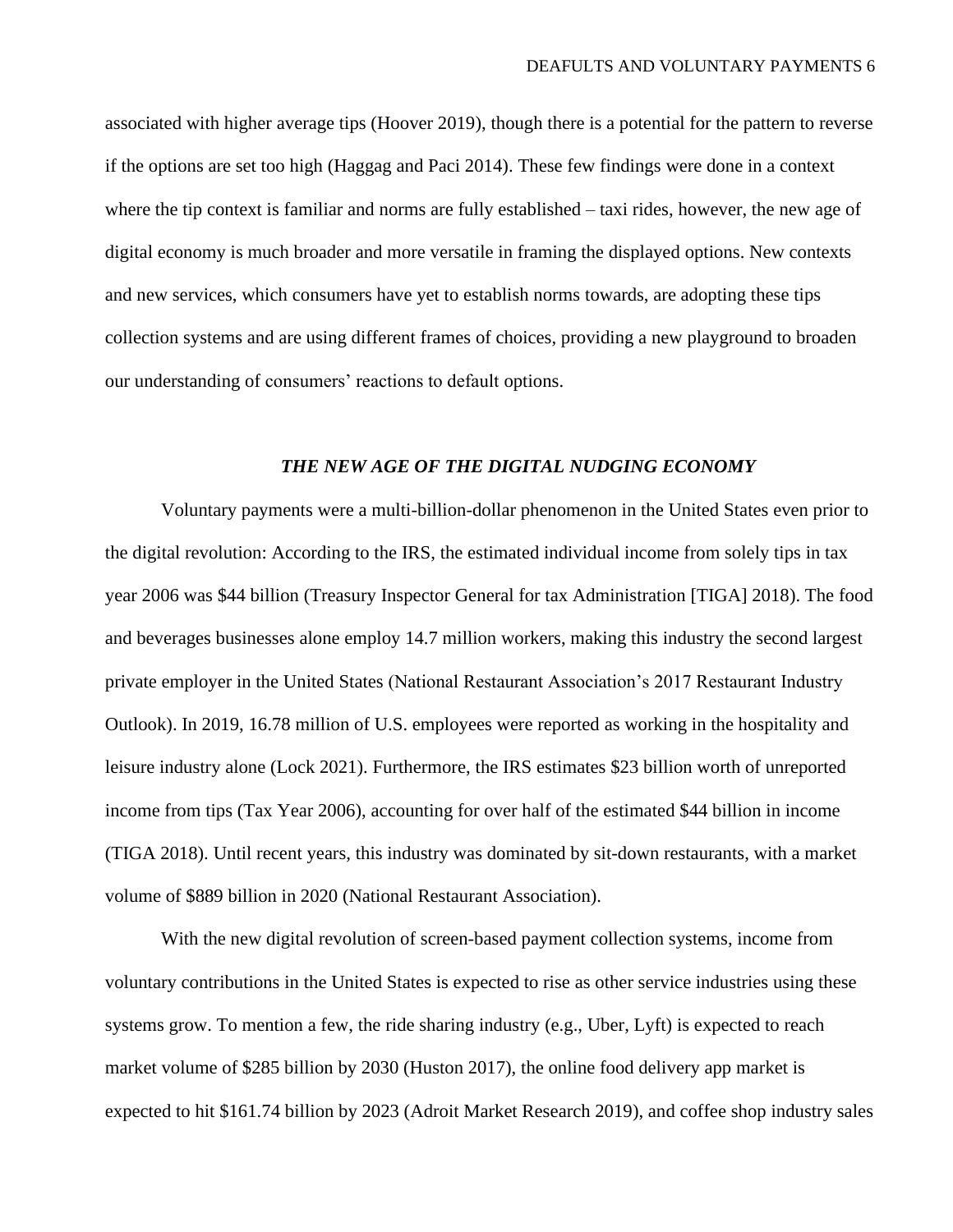associated with higher average tips (Hoover 2019), though there is a potential for the pattern to reverse if the options are set too high (Haggag and Paci 2014). These few findings were done in a context where the tip context is familiar and norms are fully established – taxi rides, however, the new age of digital economy is much broader and more versatile in framing the displayed options. New contexts and new services, which consumers have yet to establish norms towards, are adopting these tips collection systems and are using different frames of choices, providing a new playground to broaden our understanding of consumers' reactions to default options.

## *THE NEW AGE OF THE DIGITAL NUDGING ECONOMY*

Voluntary payments were a multi-billion-dollar phenomenon in the United States even prior to the digital revolution: According to the IRS, the estimated individual income from solely tips in tax year 2006 was $44 billion (Treasury Inspector General for tax Administration [TIGA] 2018). The food and beverages businesses alone employ 14.7 million workers, making this industry the second largest private employer in the United States (National Restaurant Association's 2017 Restaurant Industry Outlook). In 2019, 16.78 million of U.S. employees were reported as working in the hospitality and leisure industry alone (Lock 2021). Furthermore, the IRS estimates $23 billion worth of unreported income from tips (Tax Year 2006), accounting for over half of the estimated $44 billion in income (TIGA 2018). Until recent years, this industry was dominated by sit-down restaurants, with a market volume of $889 billion in 2020 (National Restaurant Association).

With the new digital revolution of screen-based payment collection systems, income from voluntary contributions in the United States is expected to rise as other service industries using these systems grow. To mention a few, the ride sharing industry (e.g., Uber, Lyft) is expected to reach market volume of $285 billion by 2030 (Huston 2017), the online food delivery app market is expected to hit $161.74 billion by 2023 (Adroit Market Research 2019), and coffee shop industry sales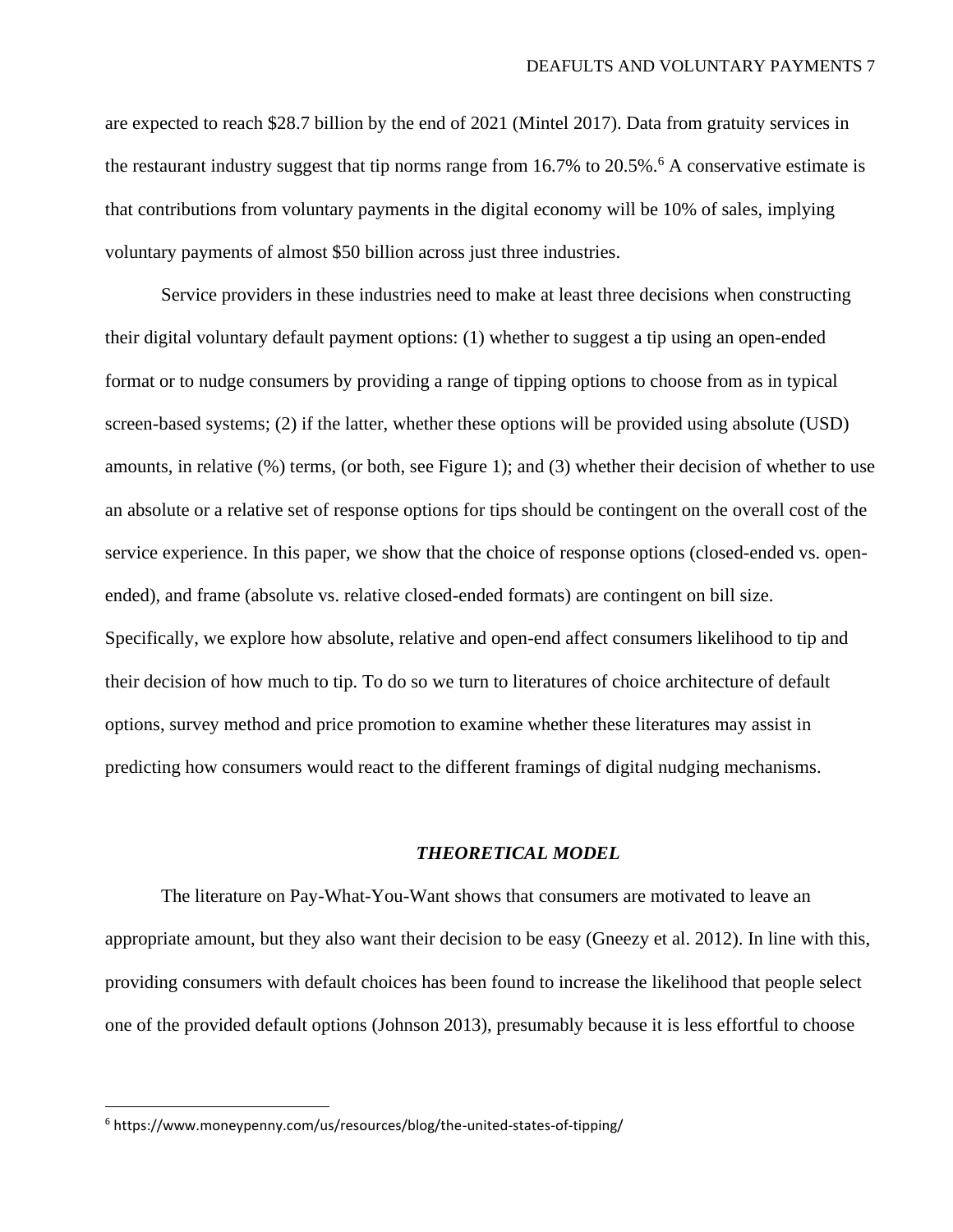are expected to reach $28.7 billion by the end of 2021 (Mintel 2017). Data from gratuity services in the restaurant industry suggest that tip norms range from 16.7% to 20.5%.[6] A conservative estimate is that contributions from voluntary payments in the digital economy will be 10% of sales, implying voluntary payments of almost $50 billion across just three industries.

Service providers in these industries need to make at least three decisions when constructing their digital voluntary default payment options: (1) whether to suggest a tip using an open-ended format or to nudge consumers by providing a range of tipping options to choose from as in typical screen-based systems; (2) if the latter, whether these options will be provided using absolute (USD) amounts, in relative (%) terms, (or both, see Figure 1); and (3) whether their decision of whether to use an absolute or a relative set of response options for tips should be contingent on the overall cost of the service experience. In this paper, we show that the choice of response options (closed-ended vs. open-ended), and frame (absolute vs. relative closed-ended formats) are contingent on bill size. Specifically, we explore how absolute, relative and open-end affect consumers likelihood to tip and their decision of how much to tip. To do so we turn to literatures of choice architecture of default options, survey method and price promotion to examine whether these literatures may assist in predicting how consumers would react to the different framings of digital nudging mechanisms.

## *THEORETICAL MODEL*

The literature on Pay-What-You-Want shows that consumers are motivated to leave an appropriate amount, but they also want their decision to be easy (Gneezy et al. 2012). In line with this, providing consumers with default choices has been found to increase the likelihood that people select one of the provided default options (Johnson 2013), presumably because it is less effortful to choose

[6] https://www.moneypenny.com/us/resources/blog/the-united-states-of-tipping/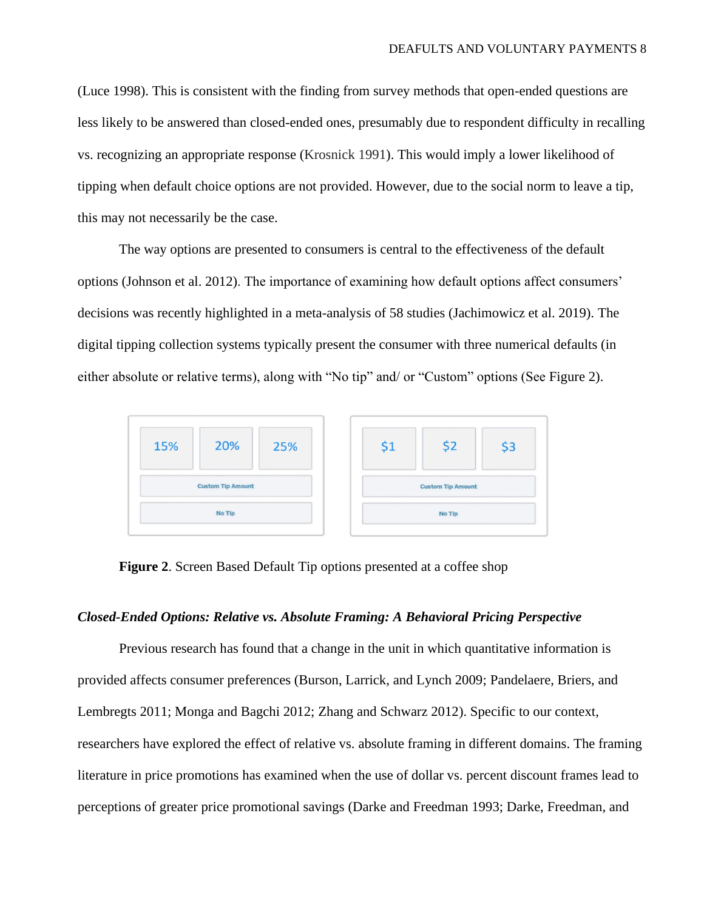(Luce 1998). This is consistent with the finding from survey methods that open-ended questions are less likely to be answered than closed-ended ones, presumably due to respondent difficulty in recalling vs. recognizing an appropriate response (Krosnick 1991). This would imply a lower likelihood of tipping when default choice options are not provided. However, due to the social norm to leave a tip, this may not necessarily be the case.

The way options are presented to consumers is central to the effectiveness of the default options (Johnson et al. 2012). The importance of examining how default options affect consumers' decisions was recently highlighted in a meta-analysis of 58 studies (Jachimowicz et al. 2019). The digital tipping collection systems typically present the consumer with three numerical defaults (in either absolute or relative terms), along with "No tip" and/ or "Custom" options (See Figure 2).

**Figure 2**. Screen Based Default Tip options presented at a coffee shop

### *Closed-Ended Options: Relative vs. Absolute Framing: A Behavioral Pricing Perspective*

Previous research has found that a change in the unit in which quantitative information is provided affects consumer preferences (Burson, Larrick, and Lynch 2009; Pandelaere, Briers, and Lembregts 2011; Monga and Bagchi 2012; Zhang and Schwarz 2012). Specific to our context, researchers have explored the effect of relative vs. absolute framing in different domains. The framing literature in price promotions has examined when the use of dollar vs. percent discount frames lead to perceptions of greater price promotional savings (Darke and Freedman 1993; Darke, Freedman, and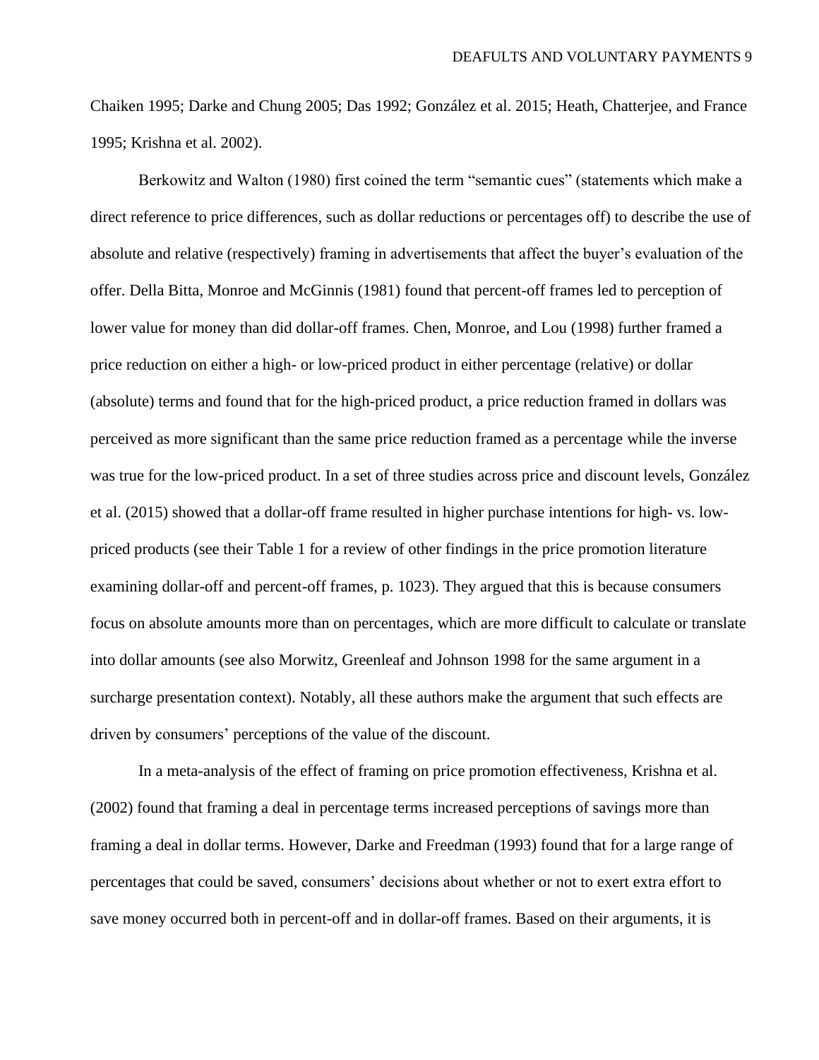Chaiken 1995; Darke and Chung 2005; Das 1992; González et al. 2015; Heath, Chatterjee, and France 1995; Krishna et al. 2002).

Berkowitz and Walton (1980) first coined the term "semantic cues" (statements which make a direct reference to price differences, such as dollar reductions or percentages off) to describe the use of absolute and relative (respectively) framing in advertisements that affect the buyer's evaluation of the offer. Della Bitta, Monroe and McGinnis (1981) found that percent-off frames led to perception of lower value for money than did dollar-off frames. Chen, Monroe, and Lou (1998) further framed a price reduction on either a high- or low-priced product in either percentage (relative) or dollar (absolute) terms and found that for the high-priced product, a price reduction framed in dollars was perceived as more significant than the same price reduction framed as a percentage while the inverse was true for the low-priced product. In a set of three studies across price and discount levels, González et al. (2015) showed that a dollar-off frame resulted in higher purchase intentions for high- vs. low-priced products (see their Table 1 for a review of other findings in the price promotion literature examining dollar-off and percent-off frames, p. 1023). They argued that this is because consumers focus on absolute amounts more than on percentages, which are more difficult to calculate or translate into dollar amounts (see also Morwitz, Greenleaf and Johnson 1998 for the same argument in a surcharge presentation context). Notably, all these authors make the argument that such effects are driven by consumers' perceptions of the value of the discount.

In a meta-analysis of the effect of framing on price promotion effectiveness, Krishna et al. (2002) found that framing a deal in percentage terms increased perceptions of savings more than framing a deal in dollar terms. However, Darke and Freedman (1993) found that for a large range of percentages that could be saved, consumers' decisions about whether or not to exert extra effort to save money occurred both in percent-off and in dollar-off frames. Based on their arguments, it is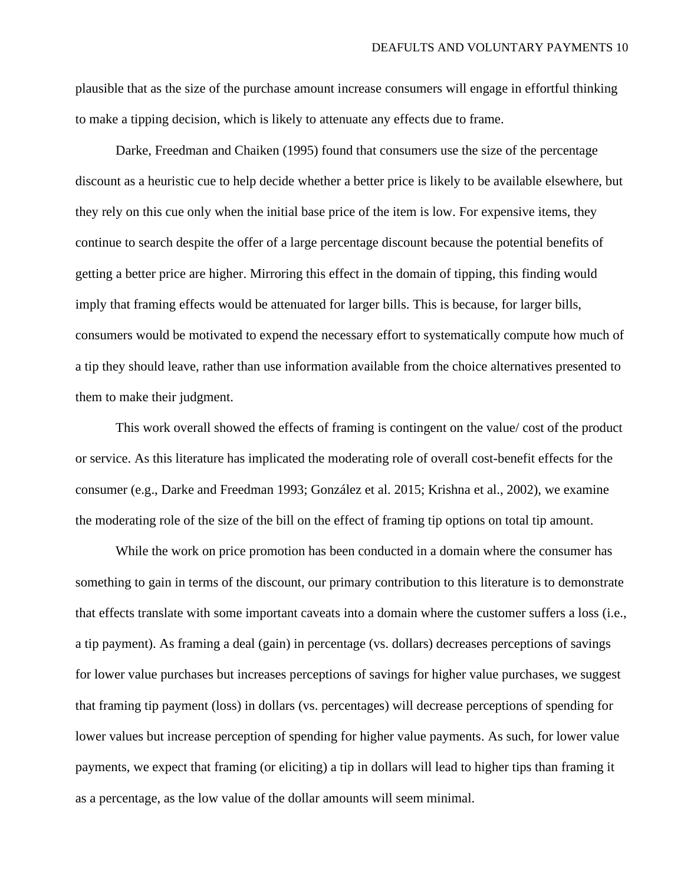plausible that as the size of the purchase amount increase consumers will engage in effortful thinking to make a tipping decision, which is likely to attenuate any effects due to frame.

Darke, Freedman and Chaiken (1995) found that consumers use the size of the percentage discount as a heuristic cue to help decide whether a better price is likely to be available elsewhere, but they rely on this cue only when the initial base price of the item is low. For expensive items, they continue to search despite the offer of a large percentage discount because the potential benefits of getting a better price are higher. Mirroring this effect in the domain of tipping, this finding would imply that framing effects would be attenuated for larger bills. This is because, for larger bills, consumers would be motivated to expend the necessary effort to systematically compute how much of a tip they should leave, rather than use information available from the choice alternatives presented to them to make their judgment.

This work overall showed the effects of framing is contingent on the value/ cost of the product or service. As this literature has implicated the moderating role of overall cost-benefit effects for the consumer (e.g., Darke and Freedman 1993; González et al. 2015; Krishna et al., 2002), we examine the moderating role of the size of the bill on the effect of framing tip options on total tip amount.

While the work on price promotion has been conducted in a domain where the consumer has something to gain in terms of the discount, our primary contribution to this literature is to demonstrate that effects translate with some important caveats into a domain where the customer suffers a loss (i.e., a tip payment). As framing a deal (gain) in percentage (vs. dollars) decreases perceptions of savings for lower value purchases but increases perceptions of savings for higher value purchases, we suggest that framing tip payment (loss) in dollars (vs. percentages) will decrease perceptions of spending for lower values but increase perception of spending for higher value payments. As such, for lower value payments, we expect that framing (or eliciting) a tip in dollars will lead to higher tips than framing it as a percentage, as the low value of the dollar amounts will seem minimal.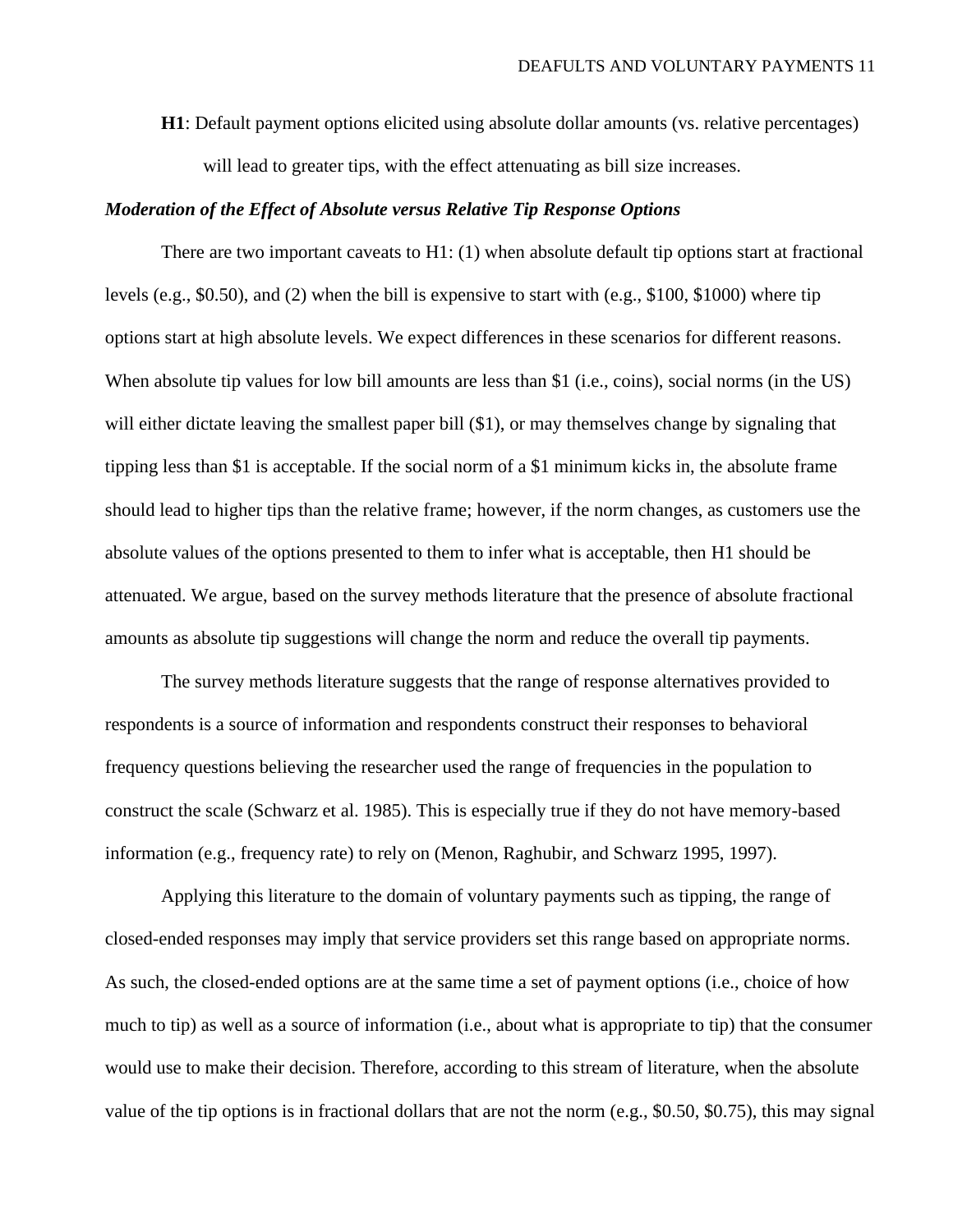**H1**: Default payment options elicited using absolute dollar amounts (vs. relative percentages) will lead to greater tips, with the effect attenuating as bill size increases.

### *Moderation of the Effect of Absolute versus Relative Tip Response Options*

There are two important caveats to H1: (1) when absolute default tip options start at fractional levels (e.g., $0.50), and (2) when the bill is expensive to start with (e.g., $100, $1000) where tip options start at high absolute levels. We expect differences in these scenarios for different reasons. When absolute tip values for low bill amounts are less than $1 (i.e., coins), social norms (in the US) will either dictate leaving the smallest paper bill ($1), or may themselves change by signaling that tipping less than $1 is acceptable. If the social norm of a $1 minimum kicks in, the absolute frame should lead to higher tips than the relative frame; however, if the norm changes, as customers use the absolute values of the options presented to them to infer what is acceptable, then H1 should be attenuated. We argue, based on the survey methods literature that the presence of absolute fractional amounts as absolute tip suggestions will change the norm and reduce the overall tip payments.

The survey methods literature suggests that the range of response alternatives provided to respondents is a source of information and respondents construct their responses to behavioral frequency questions believing the researcher used the range of frequencies in the population to construct the scale (Schwarz et al. 1985). This is especially true if they do not have memory-based information (e.g., frequency rate) to rely on (Menon, Raghubir, and Schwarz 1995, 1997).

Applying this literature to the domain of voluntary payments such as tipping, the range of closed-ended responses may imply that service providers set this range based on appropriate norms. As such, the closed-ended options are at the same time a set of payment options (i.e., choice of how much to tip) as well as a source of information (i.e., about what is appropriate to tip) that the consumer would use to make their decision. Therefore, according to this stream of literature, when the absolute value of the tip options is in fractional dollars that are not the norm (e.g., $0.50, $0.75), this may signal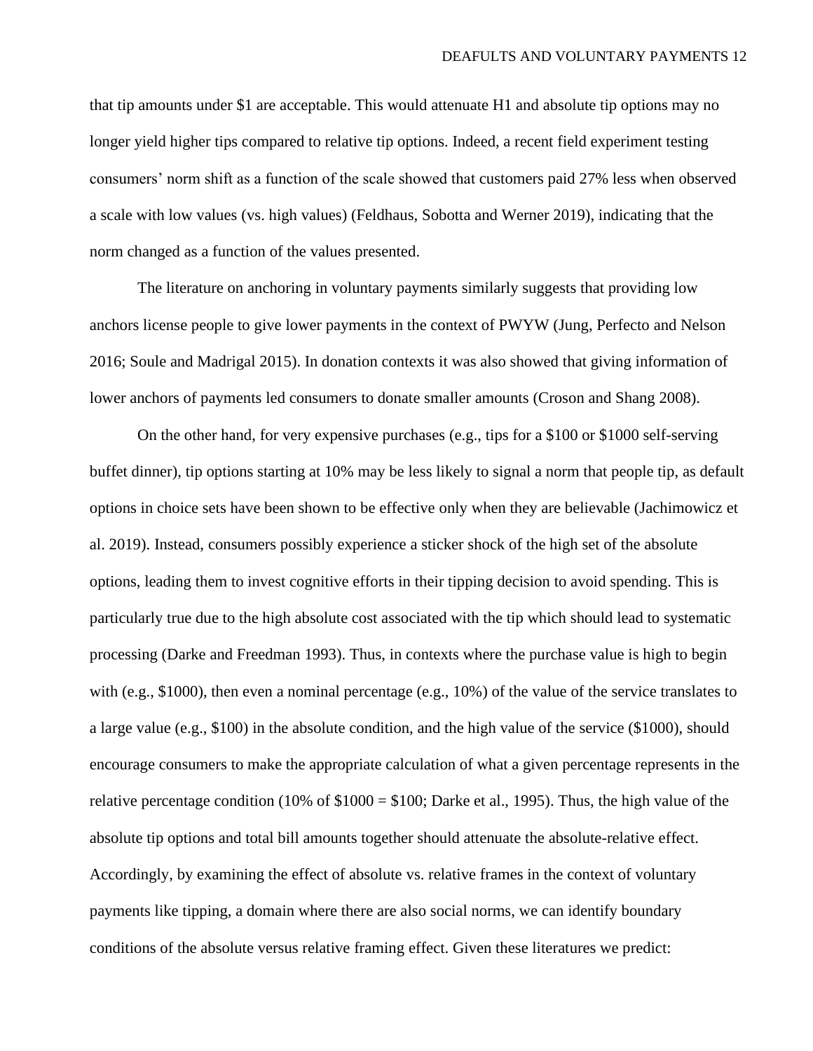that tip amounts under $1 are acceptable. This would attenuate H1 and absolute tip options may no longer yield higher tips compared to relative tip options. Indeed, a recent field experiment testing consumers' norm shift as a function of the scale showed that customers paid 27% less when observed a scale with low values (vs. high values) (Feldhaus, Sobotta and Werner 2019), indicating that the norm changed as a function of the values presented.

The literature on anchoring in voluntary payments similarly suggests that providing low anchors license people to give lower payments in the context of PWYW (Jung, Perfecto and Nelson 2016; Soule and Madrigal 2015). In donation contexts it was also showed that giving information of lower anchors of payments led consumers to donate smaller amounts (Croson and Shang 2008).

On the other hand, for very expensive purchases (e.g., tips for a $100 or $1000 self-serving buffet dinner), tip options starting at 10% may be less likely to signal a norm that people tip, as default options in choice sets have been shown to be effective only when they are believable (Jachimowicz et al. 2019). Instead, consumers possibly experience a sticker shock of the high set of the absolute options, leading them to invest cognitive efforts in their tipping decision to avoid spending. This is particularly true due to the high absolute cost associated with the tip which should lead to systematic processing (Darke and Freedman 1993). Thus, in contexts where the purchase value is high to begin with (e.g., $1000), then even a nominal percentage (e.g., 10%) of the value of the service translates to a large value (e.g., $100) in the absolute condition, and the high value of the service ($1000), should encourage consumers to make the appropriate calculation of what a given percentage represents in the relative percentage condition (10% of $1000 = $100; Darke et al., 1995). Thus, the high value of the absolute tip options and total bill amounts together should attenuate the absolute-relative effect. Accordingly, by examining the effect of absolute vs. relative frames in the context of voluntary payments like tipping, a domain where there are also social norms, we can identify boundary conditions of the absolute versus relative framing effect. Given these literatures we predict: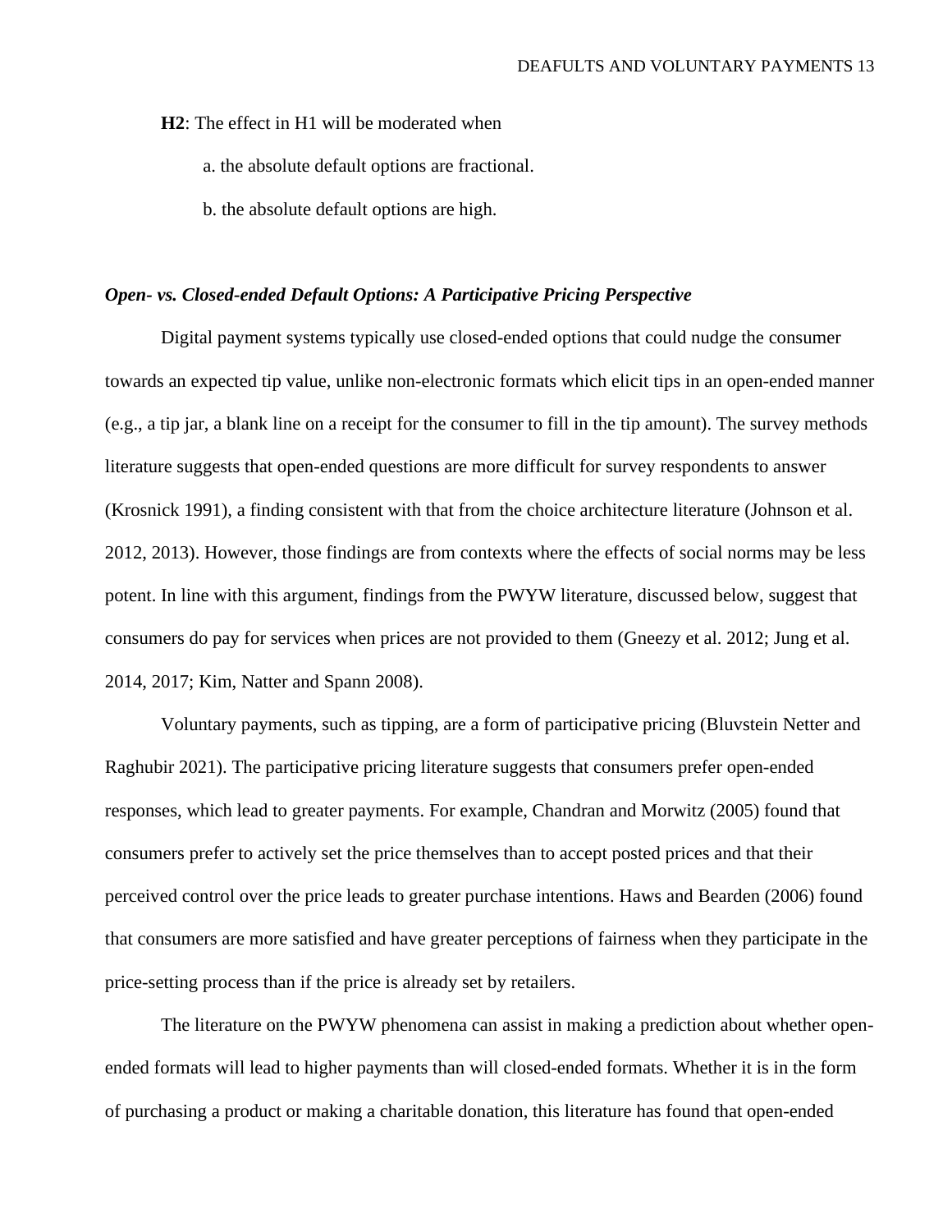**H2**: The effect in H1 will be moderated when

a. the absolute default options are fractional.

b. the absolute default options are high.

### *Open- vs. Closed-ended Default Options: A Participative Pricing Perspective*

Digital payment systems typically use closed-ended options that could nudge the consumer towards an expected tip value, unlike non-electronic formats which elicit tips in an open-ended manner (e.g., a tip jar, a blank line on a receipt for the consumer to fill in the tip amount). The survey methods literature suggests that open-ended questions are more difficult for survey respondents to answer (Krosnick 1991), a finding consistent with that from the choice architecture literature (Johnson et al. 2012, 2013). However, those findings are from contexts where the effects of social norms may be less potent. In line with this argument, findings from the PWYW literature, discussed below, suggest that consumers do pay for services when prices are not provided to them (Gneezy et al. 2012; Jung et al. 2014, 2017; Kim, Natter and Spann 2008).

Voluntary payments, such as tipping, are a form of participative pricing (Bluvstein Netter and Raghubir 2021). The participative pricing literature suggests that consumers prefer open-ended responses, which lead to greater payments. For example, Chandran and Morwitz (2005) found that consumers prefer to actively set the price themselves than to accept posted prices and that their perceived control over the price leads to greater purchase intentions. Haws and Bearden (2006) found that consumers are more satisfied and have greater perceptions of fairness when they participate in the price-setting process than if the price is already set by retailers.

The literature on the PWYW phenomena can assist in making a prediction about whether open-ended formats will lead to higher payments than will closed-ended formats. Whether it is in the form of purchasing a product or making a charitable donation, this literature has found that open-ended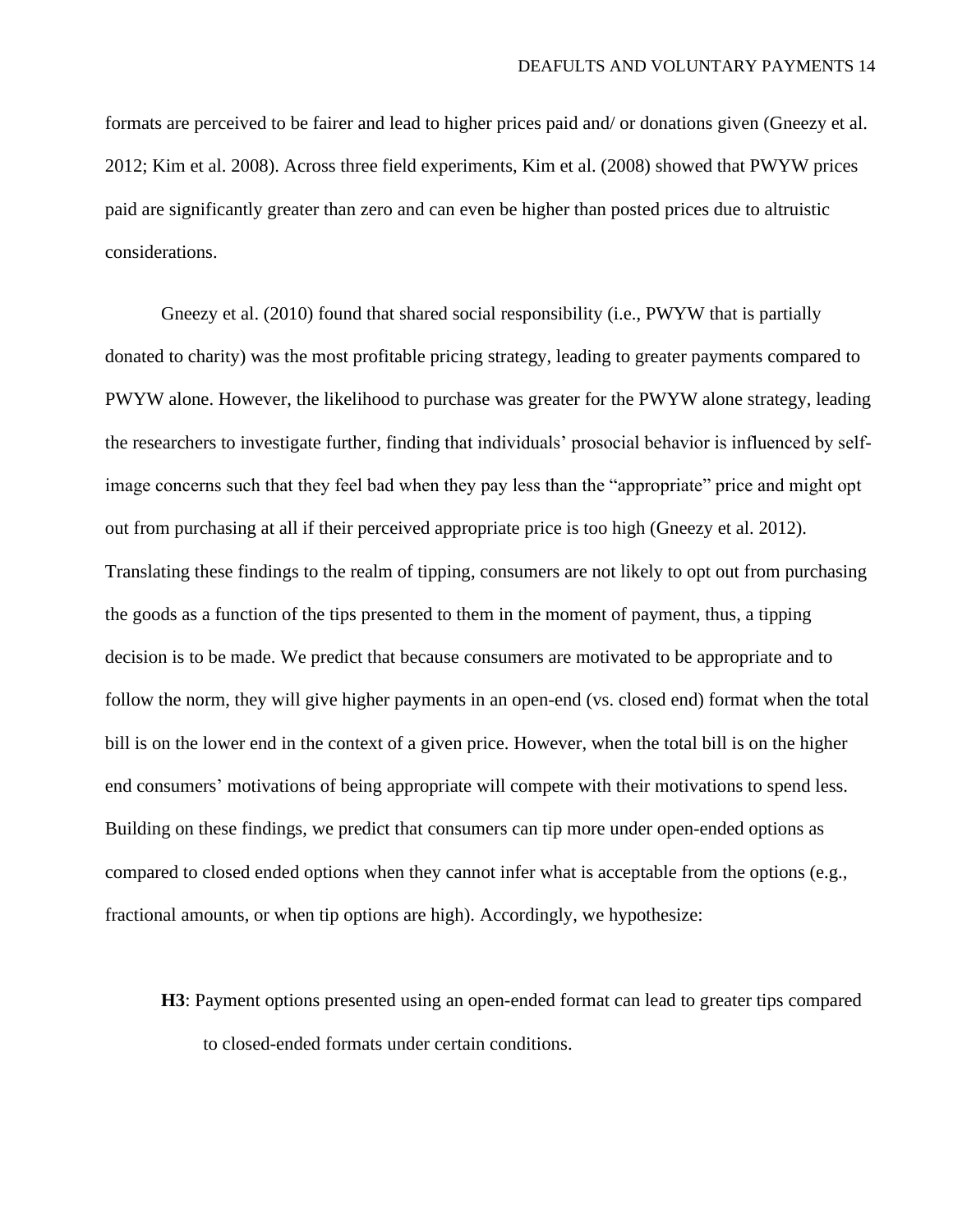formats are perceived to be fairer and lead to higher prices paid and/ or donations given (Gneezy et al. 2012; Kim et al. 2008). Across three field experiments, Kim et al. (2008) showed that PWYW prices paid are significantly greater than zero and can even be higher than posted prices due to altruistic considerations.

Gneezy et al. (2010) found that shared social responsibility (i.e., PWYW that is partially donated to charity) was the most profitable pricing strategy, leading to greater payments compared to PWYW alone. However, the likelihood to purchase was greater for the PWYW alone strategy, leading the researchers to investigate further, finding that individuals' prosocial behavior is influenced by self-image concerns such that they feel bad when they pay less than the "appropriate" price and might opt out from purchasing at all if their perceived appropriate price is too high (Gneezy et al. 2012). Translating these findings to the realm of tipping, consumers are not likely to opt out from purchasing the goods as a function of the tips presented to them in the moment of payment, thus, a tipping decision is to be made. We predict that because consumers are motivated to be appropriate and to follow the norm, they will give higher payments in an open-end (vs. closed end) format when the total bill is on the lower end in the context of a given price. However, when the total bill is on the higher end consumers' motivations of being appropriate will compete with their motivations to spend less. Building on these findings, we predict that consumers can tip more under open-ended options as compared to closed ended options when they cannot infer what is acceptable from the options (e.g., fractional amounts, or when tip options are high). Accordingly, we hypothesize:

**H3**: Payment options presented using an open-ended format can lead to greater tips compared to closed-ended formats under certain conditions.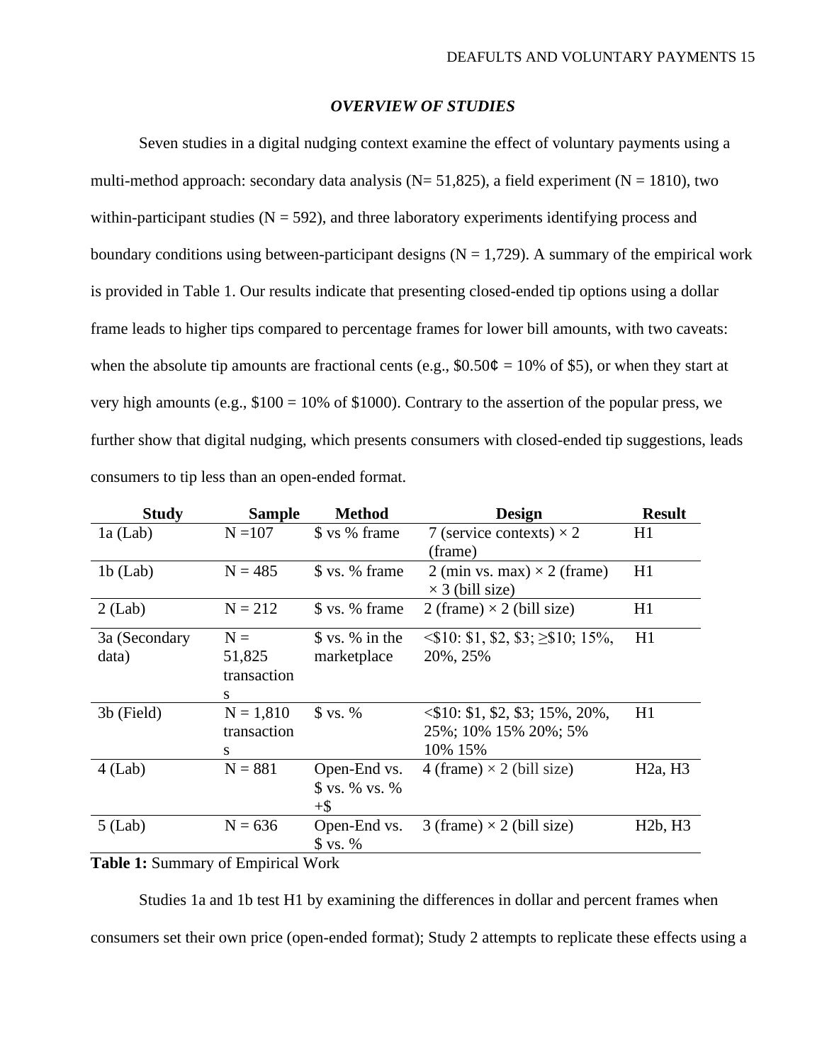### *OVERVIEW OF STUDIES*

Seven studies in a digital nudging context examine the effect of voluntary payments using a multi-method approach: secondary data analysis (N= 51,825), a field experiment (N = 1810), two within-participant studies (N = 592), and three laboratory experiments identifying process and boundary conditions using between-participant designs (N = 1,729). A summary of the empirical work is provided in Table 1. Our results indicate that presenting closed-ended tip options using a dollar frame leads to higher tips compared to percentage frames for lower bill amounts, with two caveats: when the absolute tip amounts are fractional cents (e.g., $0.50¢ = 10% of $5), or when they start at very high amounts (e.g., $100 = 10% of $1000). Contrary to the assertion of the popular press, we further show that digital nudging, which presents consumers with closed-ended tip suggestions, leads consumers to tip less than an open-ended format.

| Study | Sample | Method | Design | Result |
|---|---|---|---|---|
| 1a (Lab) | N =107 | $ vs % frame | 7 (service contexts) × 2 (frame) | H1 |
| 1b (Lab) | N = 485 | $ vs. % frame | 2 (min vs. max) × 2 (frame) × 3 (bill size) | H1 |
| 2 (Lab) | N = 212 | $ vs. % frame | 2 (frame) × 2 (bill size) | H1 |
| 3a (Secondary data) | N = 51,825 transactions | $ vs. % in the marketplace | <$10: $1, $2, $3; ≥$10; 15%, 20%, 25% | H1 |
| 3b (Field) | N = 1,810 transactions | $ vs. % | <$10: $1, $2, $3; 15%, 20%, 25%; 10% 15% 20%; 5% 10% 15% | H1 |
| 4 (Lab) | N = 881 | Open-End vs. $ vs. % vs. % +$ | 4 (frame) × 2 (bill size) | H2a, H3 |
| 5 (Lab) | N = 636 | Open-End vs. $ vs. % | 3 (frame) × 2 (bill size) | H2b, H3 |

**Table 1:** Summary of Empirical Work

Studies 1a and 1b test H1 by examining the differences in dollar and percent frames when consumers set their own price (open-ended format); Study 2 attempts to replicate these effects using a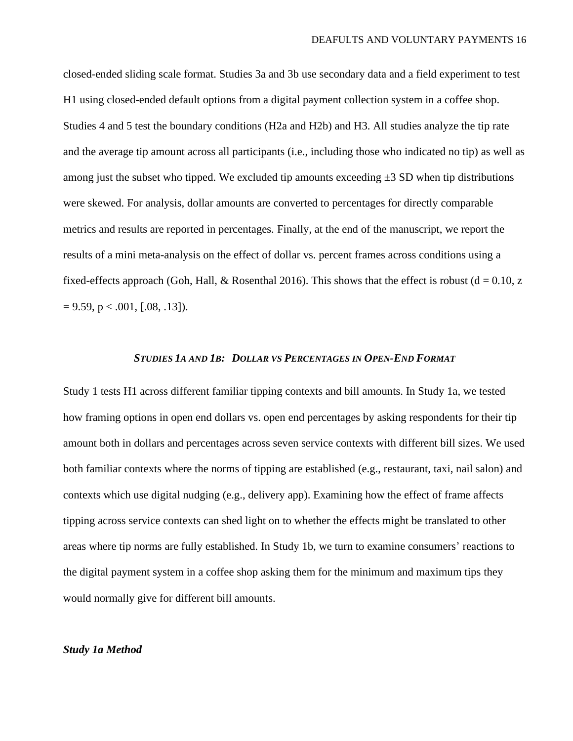closed-ended sliding scale format. Studies 3a and 3b use secondary data and a field experiment to test H1 using closed-ended default options from a digital payment collection system in a coffee shop. Studies 4 and 5 test the boundary conditions (H2a and H2b) and H3. All studies analyze the tip rate and the average tip amount across all participants (i.e., including those who indicated no tip) as well as among just the subset who tipped. We excluded tip amounts exceeding ±3 SD when tip distributions were skewed. For analysis, dollar amounts are converted to percentages for directly comparable metrics and results are reported in percentages. Finally, at the end of the manuscript, we report the results of a mini meta-analysis on the effect of dollar vs. percent frames across conditions using a fixed-effects approach (Goh, Hall, & Rosenthal 2016). This shows that the effect is robust ($d = 0.10$, $z = 9.59$, $p < .001$, [.08, .13]).

### *STUDIES 1A AND 1B: DOLLAR VS PERCENTAGES IN OPEN-END FORMAT*

Study 1 tests H1 across different familiar tipping contexts and bill amounts. In Study 1a, we tested how framing options in open end dollars vs. open end percentages by asking respondents for their tip amount both in dollars and percentages across seven service contexts with different bill sizes. We used both familiar contexts where the norms of tipping are established (e.g., restaurant, taxi, nail salon) and contexts which use digital nudging (e.g., delivery app). Examining how the effect of frame affects tipping across service contexts can shed light on to whether the effects might be translated to other areas where tip norms are fully established. In Study 1b, we turn to examine consumers' reactions to the digital payment system in a coffee shop asking them for the minimum and maximum tips they would normally give for different bill amounts.

#### *Study 1a Method*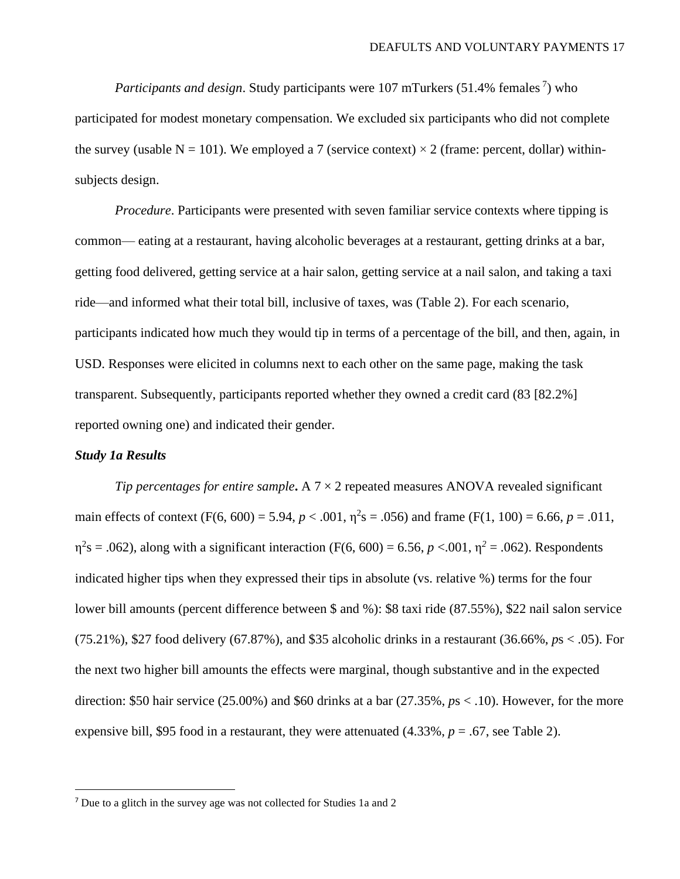*Participants and design*. Study participants were 107 mTurkers (51.4% females [7]) who participated for modest monetary compensation. We excluded six participants who did not complete the survey (usable N = 101). We employed a 7 (service context) × 2 (frame: percent, dollar) within-subjects design.

*Procedure*. Participants were presented with seven familiar service contexts where tipping is common— eating at a restaurant, having alcoholic beverages at a restaurant, getting drinks at a bar, getting food delivered, getting service at a hair salon, getting service at a nail salon, and taking a taxi ride—and informed what their total bill, inclusive of taxes, was (Table 2). For each scenario, participants indicated how much they would tip in terms of a percentage of the bill, and then, again, in USD. Responses were elicited in columns next to each other on the same page, making the task transparent. Subsequently, participants reported whether they owned a credit card (83 [82.2%] reported owning one) and indicated their gender.

### *Study 1a Results*

*Tip percentages for entire sample***.** A 7 × 2 repeated measures ANOVA revealed significant main effects of context (F(6, 600) = 5.94, $p$ < .001, $\eta^2$s = .056) and frame (F(1, 100) = 6.66, $p$ = .011, $\eta^2$s = .062), along with a significant interaction (F(6, 600) = 6.56, $p$ <.001, $\eta^2$ = .062). Respondents indicated higher tips when they expressed their tips in absolute (vs. relative %) terms for the four lower bill amounts (percent difference between $ and %): $8 taxi ride (87.55%), $22 nail salon service (75.21%), $27 food delivery (67.87%), and $35 alcoholic drinks in a restaurant (36.66%, *p*s < .05). For the next two higher bill amounts the effects were marginal, though substantive and in the expected direction: $50 hair service (25.00%) and $60 drinks at a bar (27.35%, *p*s < .10). However, for the more expensive bill, $95 food in a restaurant, they were attenuated (4.33%, $p$ = .67, see Table 2).

[7] Due to a glitch in the survey age was not collected for Studies 1a and 2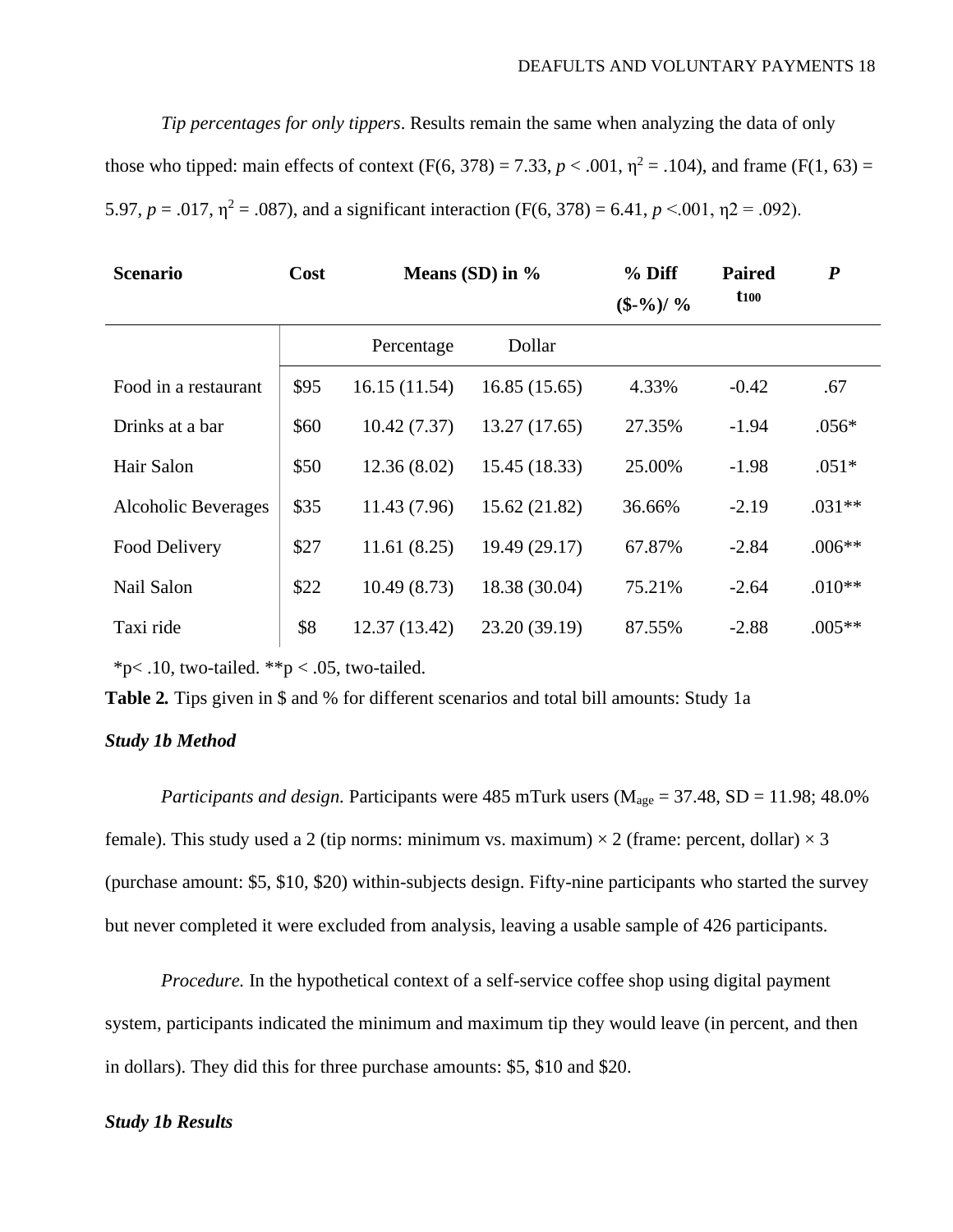*Tip percentages for only tippers*. Results remain the same when analyzing the data of only those who tipped: main effects of context ($F(6, 378) = 7.33$, $p < .001$, $\eta^2 = .104$), and frame ($F(1, 63) = 5.97$, $p = .017$, $\eta^2 = .087$), and a significant interaction ($F(6, 378) = 6.41$, $p <.001$, $\eta2 = .092$).

| **Scenario** | **Cost** | **Means (SD) in %** | | **% Diff ($-%)/ %** | **Paired $t_{100}$** | ***P*** |
|---|---|---|---|---|---|---|
| | | Percentage | Dollar | | | |
| Food in a restaurant | $95 | 16.15 (11.54) | 16.85 (15.65) | 4.33% | -0.42 | .67 |
| Drinks at a bar | $60 | 10.42 (7.37) | 13.27 (17.65) | 27.35% | -1.94 | .056* |
| Hair Salon | $50 | 12.36 (8.02) | 15.45 (18.33) | 25.00% | -1.98 | .051* |
| Alcoholic Beverages | $35 | 11.43 (7.96) | 15.62 (21.82) | 36.66% | -2.19 | .031** |
| Food Delivery | $27 | 11.61 (8.25) | 19.49 (29.17) | 67.87% | -2.84 | .006** |
| Nail Salon | $22 | 10.49 (8.73) | 18.38 (30.04) | 75.21% | -2.64 | .010** |
| Taxi ride | $8 | 12.37 (13.42) | 23.20 (39.19) | 87.55% | -2.88 | .005** |

*p< .10, two-tailed. **p < .05, two-tailed.

**Table 2.** Tips given in $ and % for different scenarios and total bill amounts: Study 1a

### *Study 1b Method*

*Participants and design.* Participants were 485 mTurk users ($M_{age} = 37.48$, $SD = 11.98$; 48.0% female). This study used a 2 (tip norms: minimum vs. maximum) × 2 (frame: percent, dollar) × 3 (purchase amount: $5, $10, $20) within-subjects design. Fifty-nine participants who started the survey but never completed it were excluded from analysis, leaving a usable sample of 426 participants.

*Procedure.* In the hypothetical context of a self-service coffee shop using digital payment system, participants indicated the minimum and maximum tip they would leave (in percent, and then in dollars). They did this for three purchase amounts: $5, $10 and $20.

### *Study 1b Results*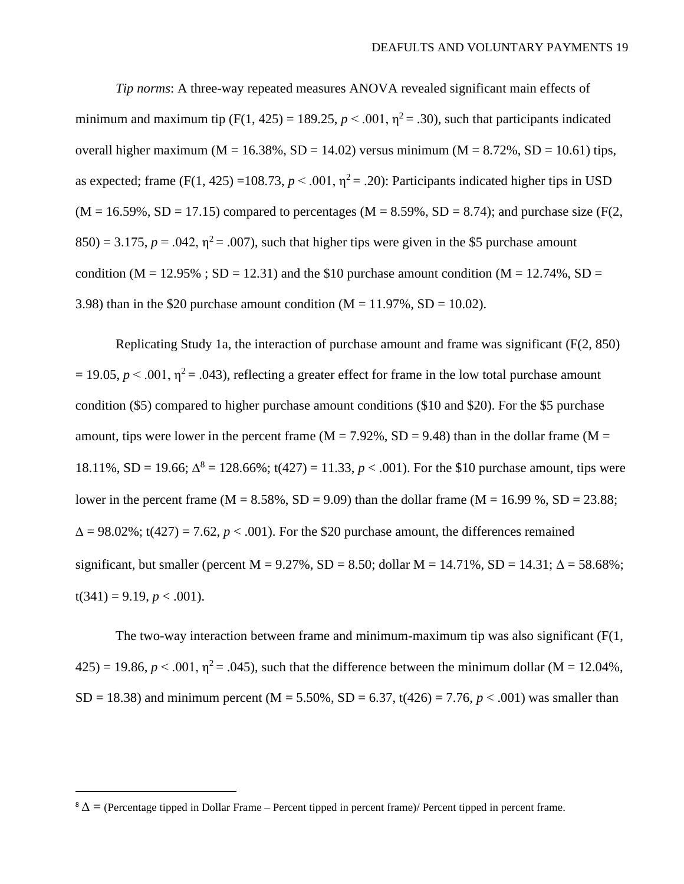*Tip norms*: A three-way repeated measures ANOVA revealed significant main effects of minimum and maximum tip ($F(1, 425) = 189.25$, $p < .001$, $\eta^2 = .30$), such that participants indicated overall higher maximum (M = 16.38%, SD = 14.02) versus minimum (M = 8.72%, SD = 10.61) tips, as expected; frame ($F(1, 425) = 108.73$, $p < .001$, $\eta^2 = .20$): Participants indicated higher tips in USD (M = 16.59%, SD = 17.15) compared to percentages (M = 8.59%, SD = 8.74); and purchase size ($F(2, 850) = 3.175$, $p = .042$, $\eta^2 = .007$), such that higher tips were given in the \$5 purchase amount condition (M = 12.95% ; SD = 12.31) and the \$10 purchase amount condition (M = 12.74%, SD = 3.98) than in the \$20 purchase amount condition (M = 11.97%, SD = 10.02).

Replicating Study 1a, the interaction of purchase amount and frame was significant ($F(2, 850) = 19.05$, $p < .001$, $\eta^2 = .043$), reflecting a greater effect for frame in the low total purchase amount condition (\$5) compared to higher purchase amount conditions (\$10 and \$20). For the \$5 purchase amount, tips were lower in the percent frame (M = 7.92%, SD = 9.48) than in the dollar frame (M = 18.11%, SD = 19.66; Δ[8] = 128.66%; $t(427) = 11.33$, $p < .001$). For the \$10 purchase amount, tips were lower in the percent frame (M = 8.58%, SD = 9.09) than the dollar frame (M = 16.99 %, SD = 23.88; Δ = 98.02%; $t(427) = 7.62$, $p < .001$). For the \$20 purchase amount, the differences remained significant, but smaller (percent M = 9.27%, SD = 8.50; dollar M = 14.71%, SD = 14.31; Δ = 58.68%; $t(341) = 9.19$, $p < .001$).

The two-way interaction between frame and minimum-maximum tip was also significant ($F(1, 425) = 19.86$, $p < .001$, $\eta^2 = .045$), such that the difference between the minimum dollar (M = 12.04%, SD = 18.38) and minimum percent (M = 5.50%, SD = 6.37, $t(426) = 7.76$, $p < .001$) was smaller than

[8] Δ = (Percentage tipped in Dollar Frame – Percent tipped in percent frame)/ Percent tipped in percent frame.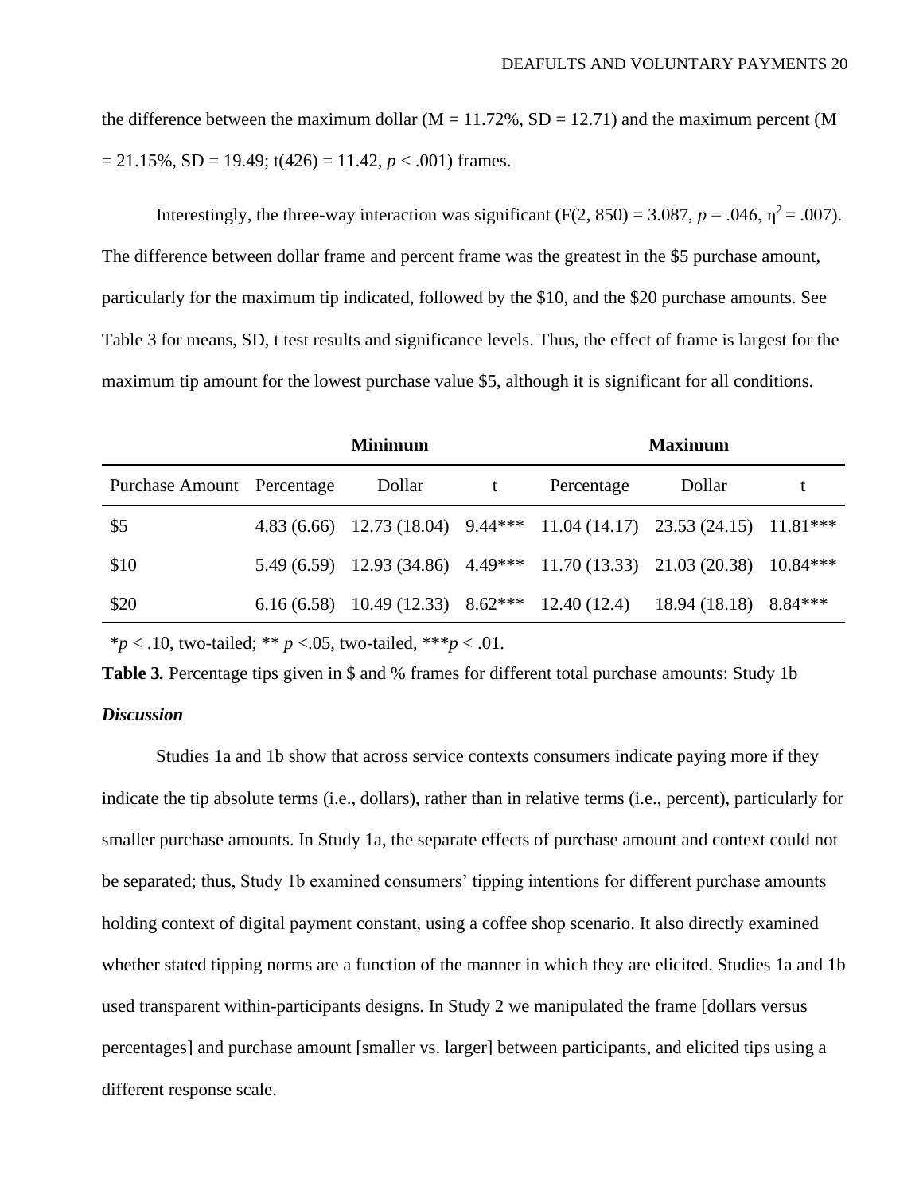the difference between the maximum dollar (M = 11.72%, SD = 12.71) and the maximum percent (M = 21.15%, SD = 19.49; t(426) = 11.42, *p* < .001) frames.

Interestingly, the three-way interaction was significant ($F(2, 850) = 3.087$, $p = .046$, $\eta^2 = .007$). The difference between dollar frame and percent frame was the greatest in the \$5 purchase amount, particularly for the maximum tip indicated, followed by the \$10, and the \$20 purchase amounts. See Table 3 for means, SD, t test results and significance levels. Thus, the effect of frame is largest for the maximum tip amount for the lowest purchase value \$5, although it is significant for all conditions.

| | **Minimum** | | | **Maximum** | | |
|---|---|---|---|---|---|---|
| Purchase Amount | Percentage | Dollar | t | Percentage | Dollar | t |
| \$5 | 4.83 (6.66) | 12.73 (18.04) | 9.44*** | 11.04 (14.17) | 23.53 (24.15) | 11.81*** |
| \$10 | 5.49 (6.59) | 12.93 (34.86) | 4.49*** | 11.70 (13.33) | 21.03 (20.38) | 10.84*** |
| \$20 | 6.16 (6.58) | 10.49 (12.33) | 8.62*** | 12.40 (12.4) | 18.94 (18.18) | 8.84*** |

**p* < .10, two-tailed; ** *p* <.05, two-tailed, ****p* < .01.

**Table 3.** Percentage tips given in \$ and % frames for different total purchase amounts: Study 1b

***Discussion***

Studies 1a and 1b show that across service contexts consumers indicate paying more if they indicate the tip absolute terms (i.e., dollars), rather than in relative terms (i.e., percent), particularly for smaller purchase amounts. In Study 1a, the separate effects of purchase amount and context could not be separated; thus, Study 1b examined consumers' tipping intentions for different purchase amounts holding context of digital payment constant, using a coffee shop scenario. It also directly examined whether stated tipping norms are a function of the manner in which they are elicited. Studies 1a and 1b used transparent within-participants designs. In Study 2 we manipulated the frame [dollars versus percentages] and purchase amount [smaller vs. larger] between participants, and elicited tips using a different response scale.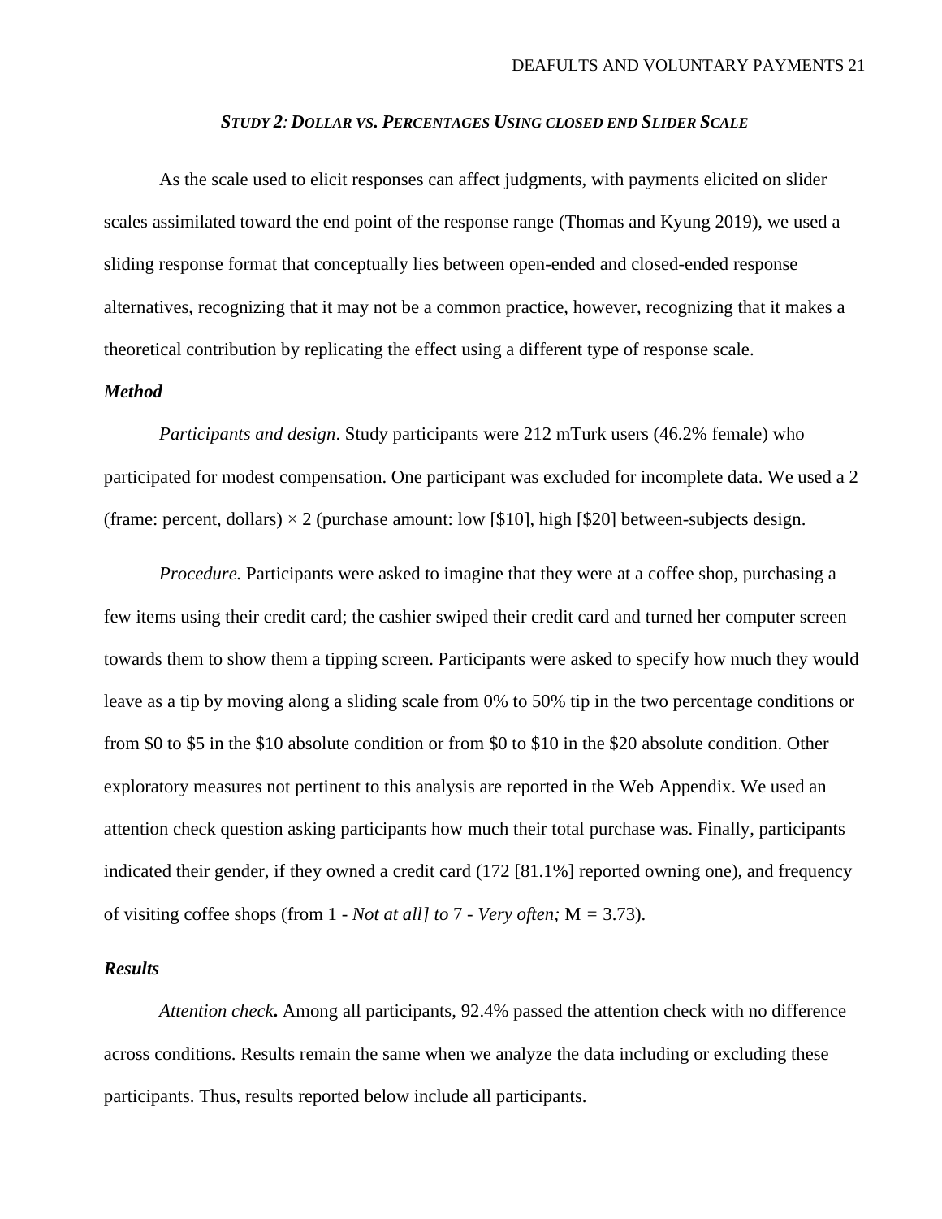### *Study 2: Dollar vs. Percentages Using closed end Slider Scale*

As the scale used to elicit responses can affect judgments, with payments elicited on slider scales assimilated toward the end point of the response range (Thomas and Kyung 2019), we used a sliding response format that conceptually lies between open-ended and closed-ended response alternatives, recognizing that it may not be a common practice, however, recognizing that it makes a theoretical contribution by replicating the effect using a different type of response scale.

#### *Method*

*Participants and design*. Study participants were 212 mTurk users (46.2% female) who participated for modest compensation. One participant was excluded for incomplete data. We used a 2 (frame: percent, dollars) × 2 (purchase amount: low [$10], high [$20] between-subjects design.

*Procedure.* Participants were asked to imagine that they were at a coffee shop, purchasing a few items using their credit card; the cashier swiped their credit card and turned her computer screen towards them to show them a tipping screen. Participants were asked to specify how much they would leave as a tip by moving along a sliding scale from 0% to 50% tip in the two percentage conditions or from $0 to $5 in the $10 absolute condition or from $0 to $10 in the $20 absolute condition. Other exploratory measures not pertinent to this analysis are reported in the Web Appendix. We used an attention check question asking participants how much their total purchase was. Finally, participants indicated their gender, if they owned a credit card (172 [81.1%] reported owning one), and frequency of visiting coffee shops (from 1 - *Not at all] to* 7 - *Very often;* $M = 3.73$).

#### *Results*

*Attention check***.** Among all participants, 92.4% passed the attention check with no difference across conditions. Results remain the same when we analyze the data including or excluding these participants. Thus, results reported below include all participants.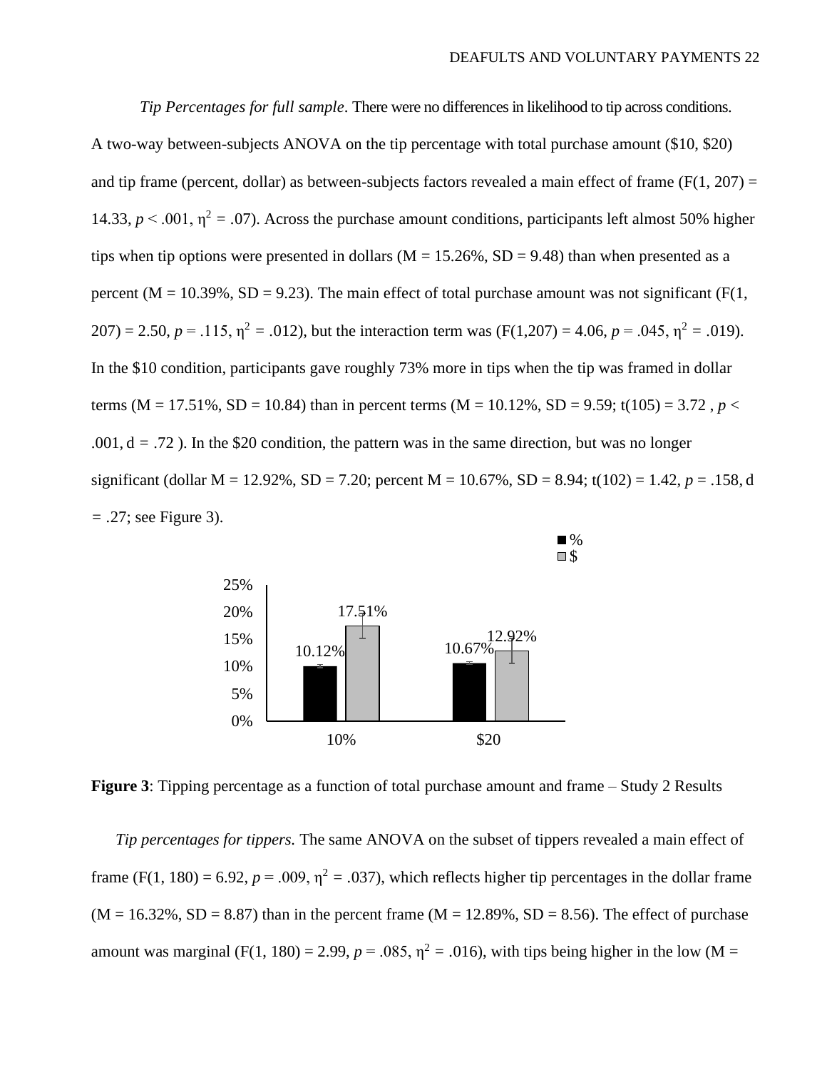*Tip Percentages for full sample*. There were no differences in likelihood to tip across conditions. A two-way between-subjects ANOVA on the tip percentage with total purchase amount ($10, $20) and tip frame (percent, dollar) as between-subjects factors revealed a main effect of frame ($F(1, 207) = 14.33$, $p < .001$, $\eta^2 = .07$). Across the purchase amount conditions, participants left almost 50% higher tips when tip options were presented in dollars (M = 15.26%, SD = 9.48) than when presented as a percent (M = 10.39%, SD = 9.23). The main effect of total purchase amount was not significant ($F(1, 207) = 2.50$, $p = .115$, $\eta^2 = .012$), but the interaction term was ($F(1,207) = 4.06$, $p = .045$, $\eta^2 = .019$). In the $10 condition, participants gave roughly 73% more in tips when the tip was framed in dollar terms (M = 17.51%, SD = 10.84) than in percent terms (M = 10.12%, SD = 9.59; $t(105) = 3.72$ , $p < .001$, $d = .72$ ). In the $20 condition, the pattern was in the same direction, but was no longer significant (dollar M = 12.92%, SD = 7.20; percent M = 10.67%, SD = 8.94; $t(102) = 1.42$, $p = .158$, $d = .27$; see Figure 3).

| | % | $ |
|---|---|---|
| 10% | 10.12% | 17.51% |
| $20 | 10.67% | 12.92% |

**Figure 3**: Tipping percentage as a function of total purchase amount and frame – Study 2 Results

*Tip percentages for tippers.* The same ANOVA on the subset of tippers revealed a main effect of frame ($F(1, 180) = 6.92$, $p = .009$, $\eta^2 = .037$), which reflects higher tip percentages in the dollar frame (M = 16.32%, SD = 8.87) than in the percent frame (M = 12.89%, SD = 8.56). The effect of purchase amount was marginal ($F(1, 180) = 2.99$, $p = .085$, $\eta^2 = .016$), with tips being higher in the low (M =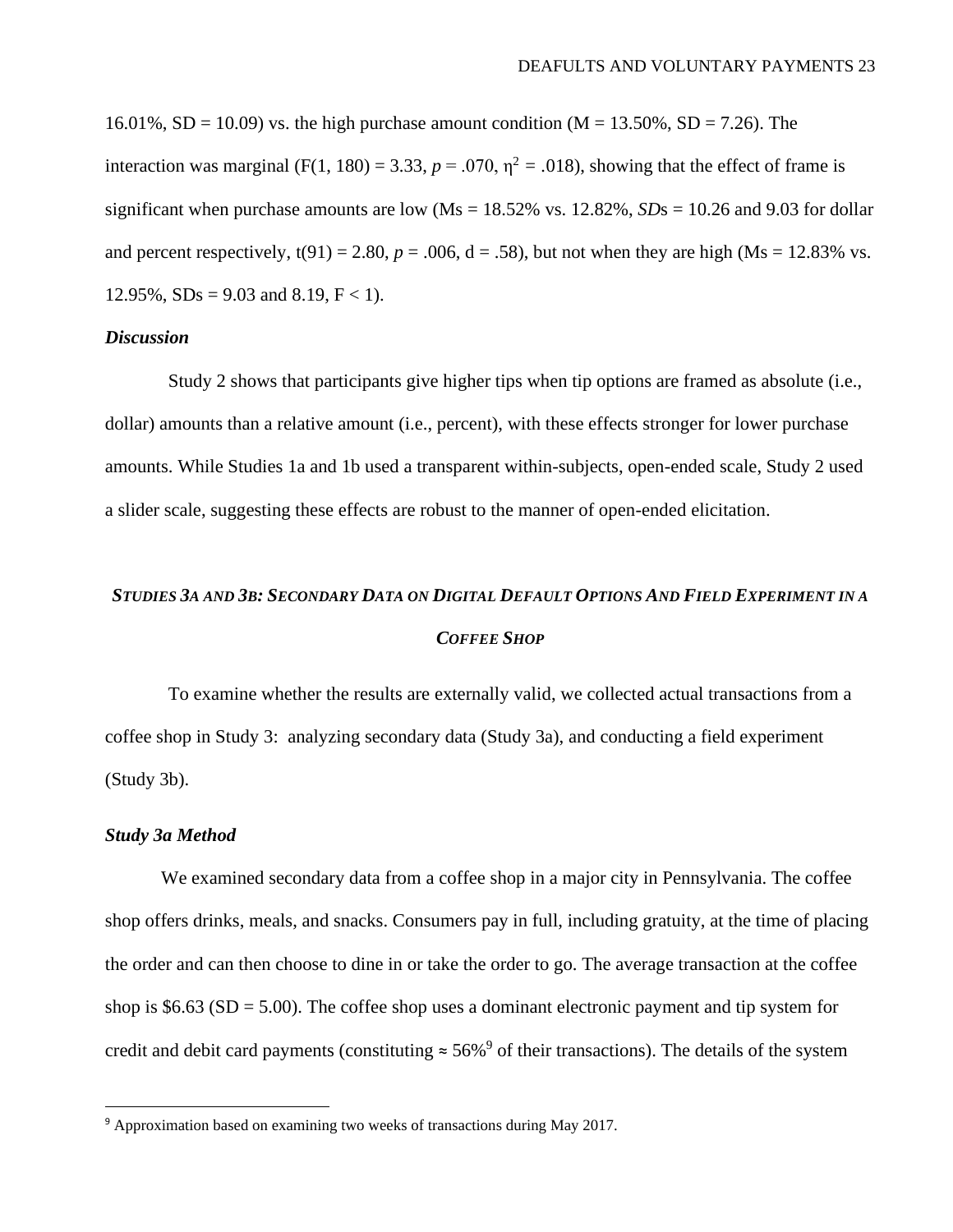16.01%, SD = 10.09) vs. the high purchase amount condition (M = 13.50%, SD = 7.26). The interaction was marginal (F(1, 180) = 3.33, *p* = .070, $\eta^2$ = .018), showing that the effect of frame is significant when purchase amounts are low (Ms = 18.52% vs. 12.82%, *SD*s = 10.26 and 9.03 for dollar and percent respectively, t(91) = 2.80, *p* = .006, d = .58), but not when they are high (Ms = 12.83% vs. 12.95%, SDs = 9.03 and 8.19, F < 1).

### *Discussion*

Study 2 shows that participants give higher tips when tip options are framed as absolute (i.e., dollar) amounts than a relative amount (i.e., percent), with these effects stronger for lower purchase amounts. While Studies 1a and 1b used a transparent within-subjects, open-ended scale, Study 2 used a slider scale, suggesting these effects are robust to the manner of open-ended elicitation.

## *Studies 3a and 3b: Secondary Data on Digital Default Options And Field Experiment in a Coffee Shop*

To examine whether the results are externally valid, we collected actual transactions from a coffee shop in Study 3: analyzing secondary data (Study 3a), and conducting a field experiment (Study 3b).

### *Study 3a Method*

We examined secondary data from a coffee shop in a major city in Pennsylvania. The coffee shop offers drinks, meals, and snacks. Consumers pay in full, including gratuity, at the time of placing the order and can then choose to dine in or take the order to go. The average transaction at the coffee shop is \$6.63 (SD = 5.00). The coffee shop uses a dominant electronic payment and tip system for credit and debit card payments (constituting ≈ 56%[9] of their transactions). The details of the system

[9] Approximation based on examining two weeks of transactions during May 2017.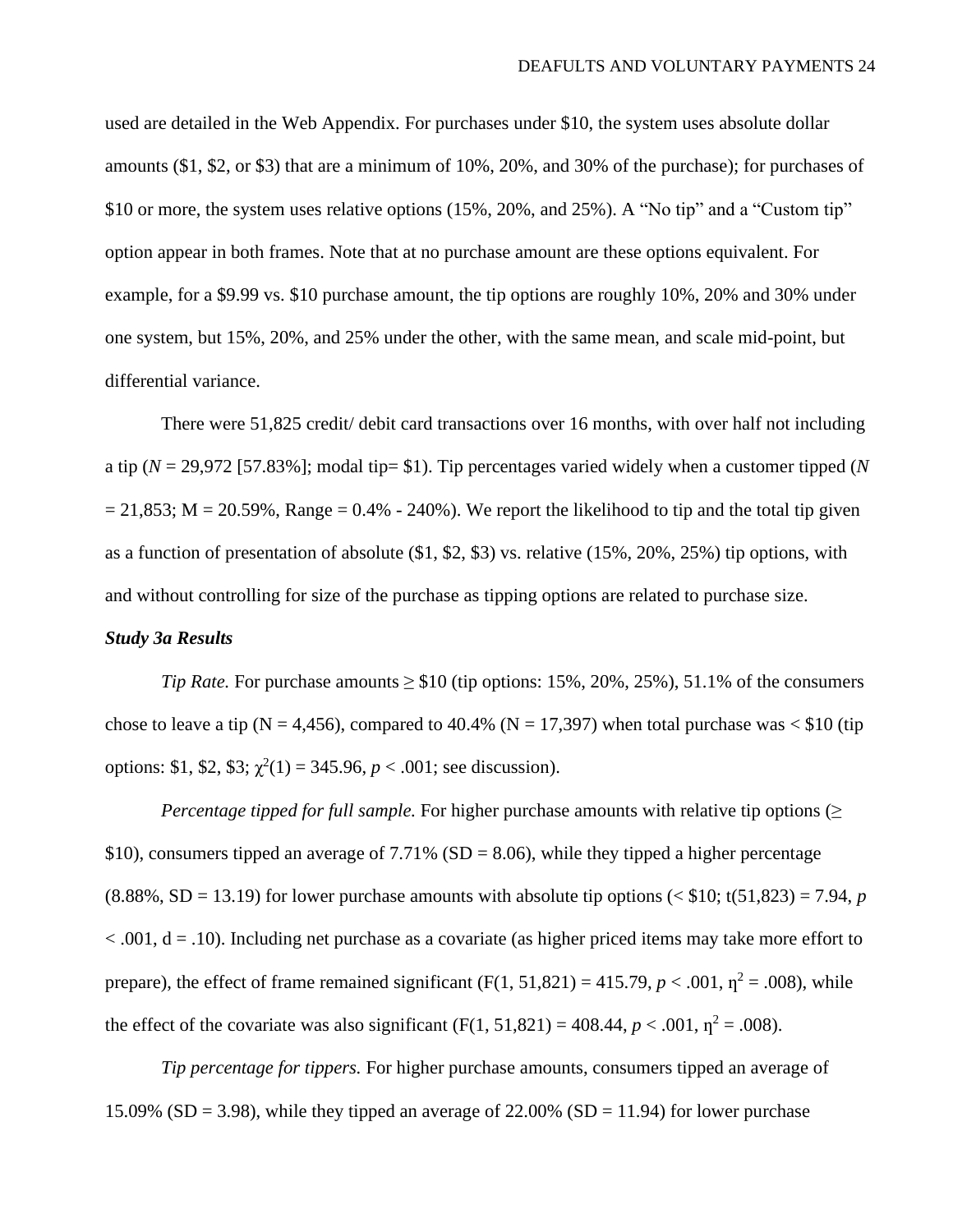used are detailed in the Web Appendix. For purchases under $10, the system uses absolute dollar amounts ($1, $2, or $3) that are a minimum of 10%, 20%, and 30% of the purchase); for purchases of $10 or more, the system uses relative options (15%, 20%, and 25%). A "No tip" and a "Custom tip" option appear in both frames. Note that at no purchase amount are these options equivalent. For example, for a $9.99 vs. $10 purchase amount, the tip options are roughly 10%, 20% and 30% under one system, but 15%, 20%, and 25% under the other, with the same mean, and scale mid-point, but differential variance.

There were 51,825 credit/ debit card transactions over 16 months, with over half not including a tip ($N$ = 29,972 [57.83%]; modal tip= $1). Tip percentages varied widely when a customer tipped ($N$ = 21,853; M = 20.59%, Range = 0.4% - 240%). We report the likelihood to tip and the total tip given as a function of presentation of absolute ($1, $2, $3) vs. relative (15%, 20%, 25%) tip options, with and without controlling for size of the purchase as tipping options are related to purchase size.

***Study 3a Results***

*Tip Rate.* For purchase amounts ≥ $10 (tip options: 15%, 20%, 25%), 51.1% of the consumers chose to leave a tip (N = 4,456), compared to 40.4% (N = 17,397) when total purchase was < $10 (tip options: $1, $2, $3; $\chi^2(1) = 345.96$, $p < .001$; see discussion).

*Percentage tipped for full sample.* For higher purchase amounts with relative tip options (≥ $10), consumers tipped an average of 7.71% (SD = 8.06), while they tipped a higher percentage (8.88%, SD = 13.19) for lower purchase amounts with absolute tip options (< $10; $t(51,823) = 7.94$, $p < .001$, $d = .10$). Including net purchase as a covariate (as higher priced items may take more effort to prepare), the effect of frame remained significant ($F(1, 51,821) = 415.79$, $p < .001$, $\eta^2 = .008$), while the effect of the covariate was also significant ($F(1, 51,821) = 408.44$, $p < .001$, $\eta^2 = .008$).

*Tip percentage for tippers.* For higher purchase amounts, consumers tipped an average of 15.09% (SD = 3.98), while they tipped an average of 22.00% (SD = 11.94) for lower purchase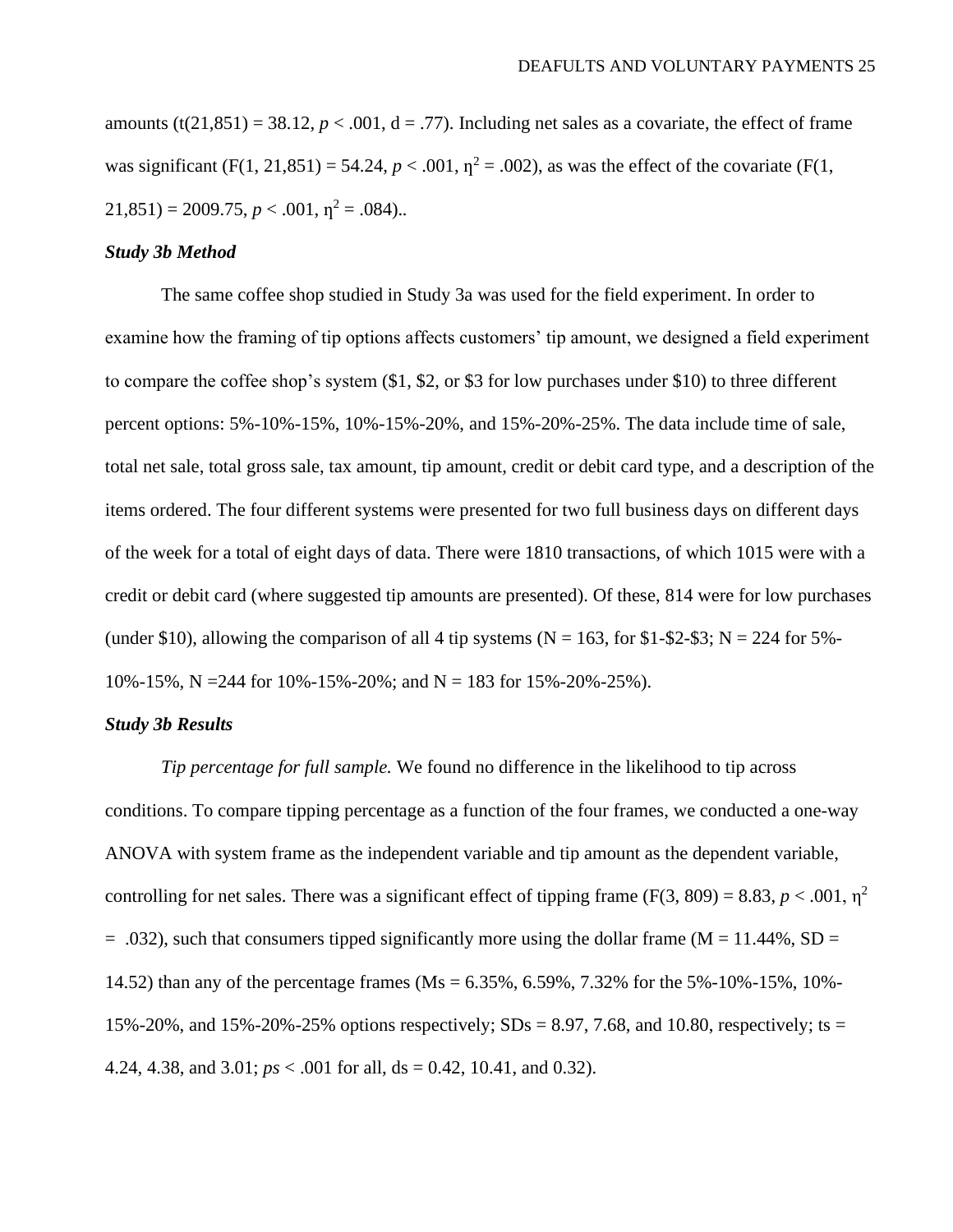amounts ($t(21{,}851) = 38.12$, $p < .001$, $d = .77$). Including net sales as a covariate, the effect of frame was significant ($F(1, 21{,}851) = 54.24$, $p < .001$, $\eta^2 = .002$), as was the effect of the covariate ($F(1, 21{,}851) = 2009.75$, $p < .001$, $\eta^2 = .084$)..

### *Study 3b Method*

The same coffee shop studied in Study 3a was used for the field experiment. In order to examine how the framing of tip options affects customers' tip amount, we designed a field experiment to compare the coffee shop's system ($1, $2, or $3 for low purchases under $10) to three different percent options: 5%-10%-15%, 10%-15%-20%, and 15%-20%-25%. The data include time of sale, total net sale, total gross sale, tax amount, tip amount, credit or debit card type, and a description of the items ordered. The four different systems were presented for two full business days on different days of the week for a total of eight days of data. There were 1810 transactions, of which 1015 were with a credit or debit card (where suggested tip amounts are presented). Of these, 814 were for low purchases (under $10), allowing the comparison of all 4 tip systems ($N = 163$, for $1-$2-$3; $N = 224$ for 5%-10%-15%, $N = 244$ for 10%-15%-20%; and $N = 183$ for 15%-20%-25%).

### *Study 3b Results*

*Tip percentage for full sample.* We found no difference in the likelihood to tip across conditions. To compare tipping percentage as a function of the four frames, we conducted a one-way ANOVA with system frame as the independent variable and tip amount as the dependent variable, controlling for net sales. There was a significant effect of tipping frame ($F(3, 809) = 8.83$, $p < .001$, $\eta^2 = .032$), such that consumers tipped significantly more using the dollar frame ($M = 11.44\%$, $SD = 14.52$) than any of the percentage frames (Ms = 6.35%, 6.59%, 7.32% for the 5%-10%-15%, 10%-15%-20%, and 15%-20%-25% options respectively; SDs = 8.97, 7.68, and 10.80, respectively; ts = 4.24, 4.38, and 3.01; *ps* < .001 for all, ds = 0.42, 10.41, and 0.32).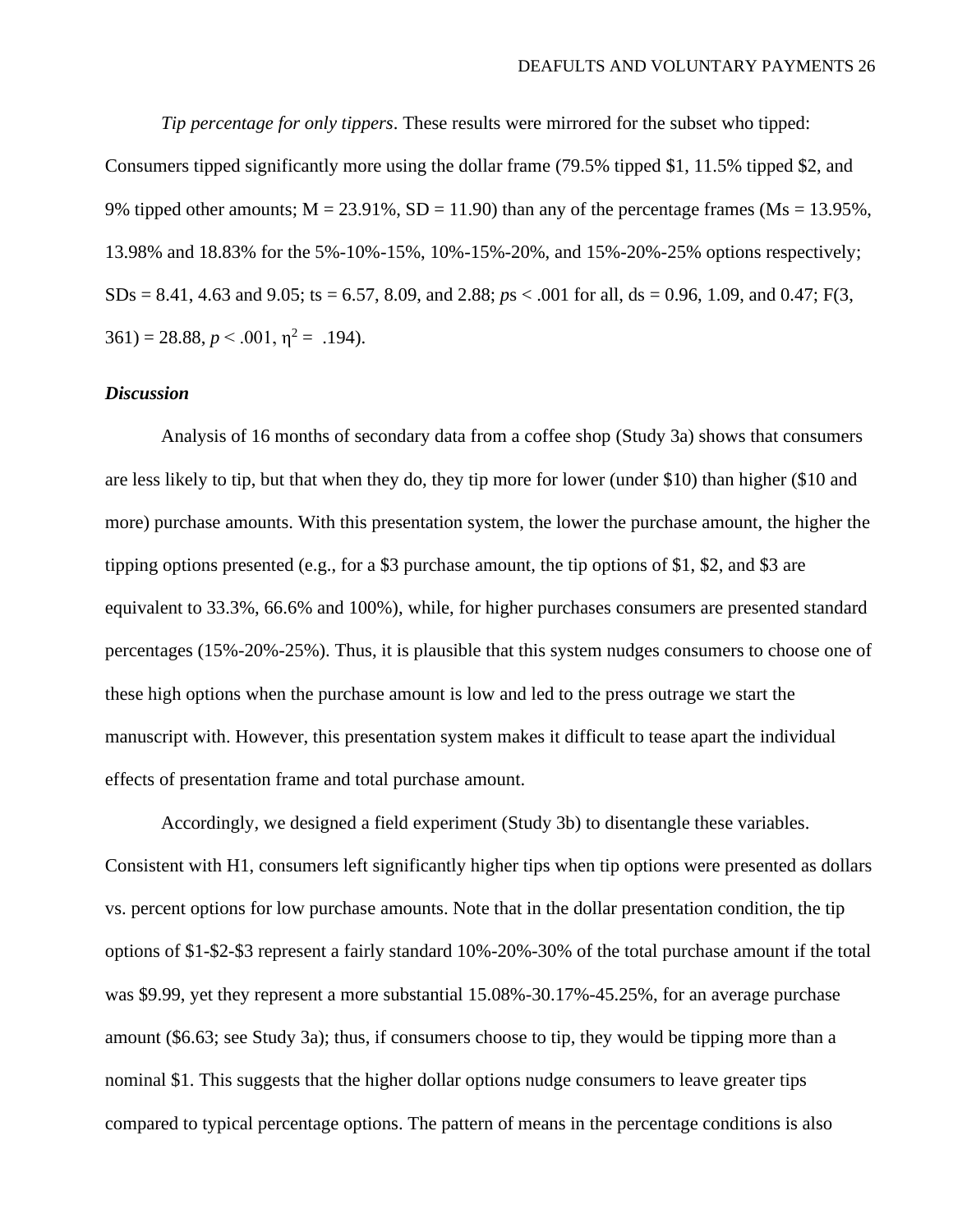*Tip percentage for only tippers*. These results were mirrored for the subset who tipped: Consumers tipped significantly more using the dollar frame (79.5% tipped \$1, 11.5% tipped \$2, and 9% tipped other amounts; M = 23.91%, SD = 11.90) than any of the percentage frames (Ms = 13.95%, 13.98% and 18.83% for the 5%-10%-15%, 10%-15%-20%, and 15%-20%-25% options respectively; SDs = 8.41, 4.63 and 9.05; ts = 6.57, 8.09, and 2.88; *p*s < .001 for all, ds = 0.96, 1.09, and 0.47; $F(3, 361) = 28.88$, $p < .001$, $\eta^2 = .194$).

### *Discussion*

Analysis of 16 months of secondary data from a coffee shop (Study 3a) shows that consumers are less likely to tip, but that when they do, they tip more for lower (under \$10) than higher (\$10 and more) purchase amounts. With this presentation system, the lower the purchase amount, the higher the tipping options presented (e.g., for a \$3 purchase amount, the tip options of \$1, \$2, and \$3 are equivalent to 33.3%, 66.6% and 100%), while, for higher purchases consumers are presented standard percentages (15%-20%-25%). Thus, it is plausible that this system nudges consumers to choose one of these high options when the purchase amount is low and led to the press outrage we start the manuscript with. However, this presentation system makes it difficult to tease apart the individual effects of presentation frame and total purchase amount.

Accordingly, we designed a field experiment (Study 3b) to disentangle these variables. Consistent with H1, consumers left significantly higher tips when tip options were presented as dollars vs. percent options for low purchase amounts. Note that in the dollar presentation condition, the tip options of \$1-\$2-\$3 represent a fairly standard 10%-20%-30% of the total purchase amount if the total was \$9.99, yet they represent a more substantial 15.08%-30.17%-45.25%, for an average purchase amount (\$6.63; see Study 3a); thus, if consumers choose to tip, they would be tipping more than a nominal \$1. This suggests that the higher dollar options nudge consumers to leave greater tips compared to typical percentage options. The pattern of means in the percentage conditions is also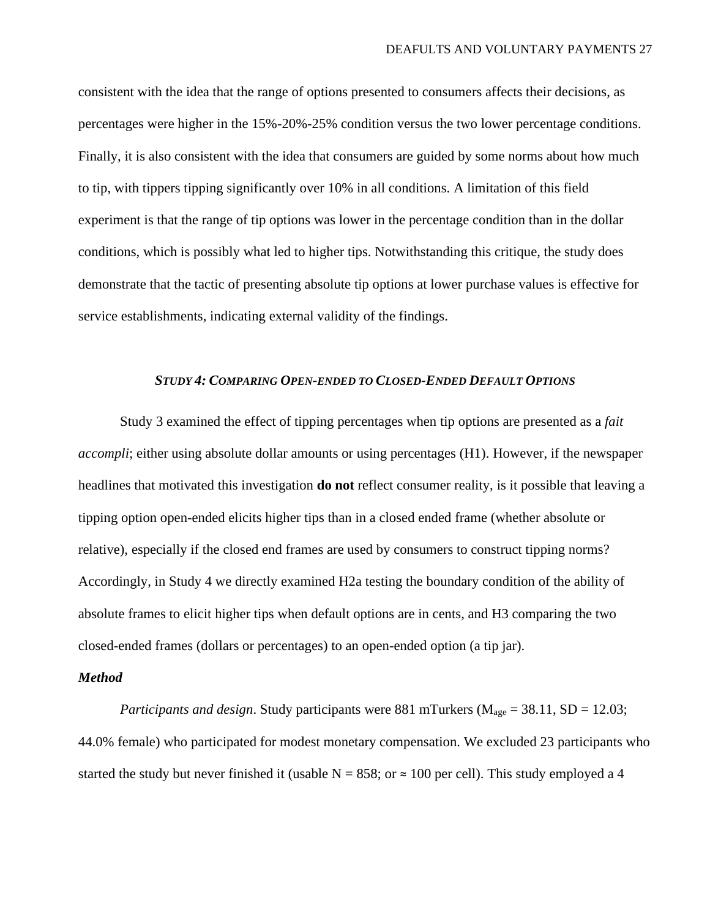consistent with the idea that the range of options presented to consumers affects their decisions, as percentages were higher in the 15%-20%-25% condition versus the two lower percentage conditions. Finally, it is also consistent with the idea that consumers are guided by some norms about how much to tip, with tippers tipping significantly over 10% in all conditions. A limitation of this field experiment is that the range of tip options was lower in the percentage condition than in the dollar conditions, which is possibly what led to higher tips. Notwithstanding this critique, the study does demonstrate that the tactic of presenting absolute tip options at lower purchase values is effective for service establishments, indicating external validity of the findings.

## ***Study 4: Comparing Open-ended to Closed-Ended Default Options***

Study 3 examined the effect of tipping percentages when tip options are presented as a *fait accompli*; either using absolute dollar amounts or using percentages (H1). However, if the newspaper headlines that motivated this investigation **do not** reflect consumer reality, is it possible that leaving a tipping option open-ended elicits higher tips than in a closed ended frame (whether absolute or relative), especially if the closed end frames are used by consumers to construct tipping norms? Accordingly, in Study 4 we directly examined H2a testing the boundary condition of the ability of absolute frames to elicit higher tips when default options are in cents, and H3 comparing the two closed-ended frames (dollars or percentages) to an open-ended option (a tip jar).

### ***Method***

*Participants and design*. Study participants were 881 mTurkers ($M_{age}$ = 38.11, SD = 12.03; 44.0% female) who participated for modest monetary compensation. We excluded 23 participants who started the study but never finished it (usable N = 858; or ≈ 100 per cell). This study employed a 4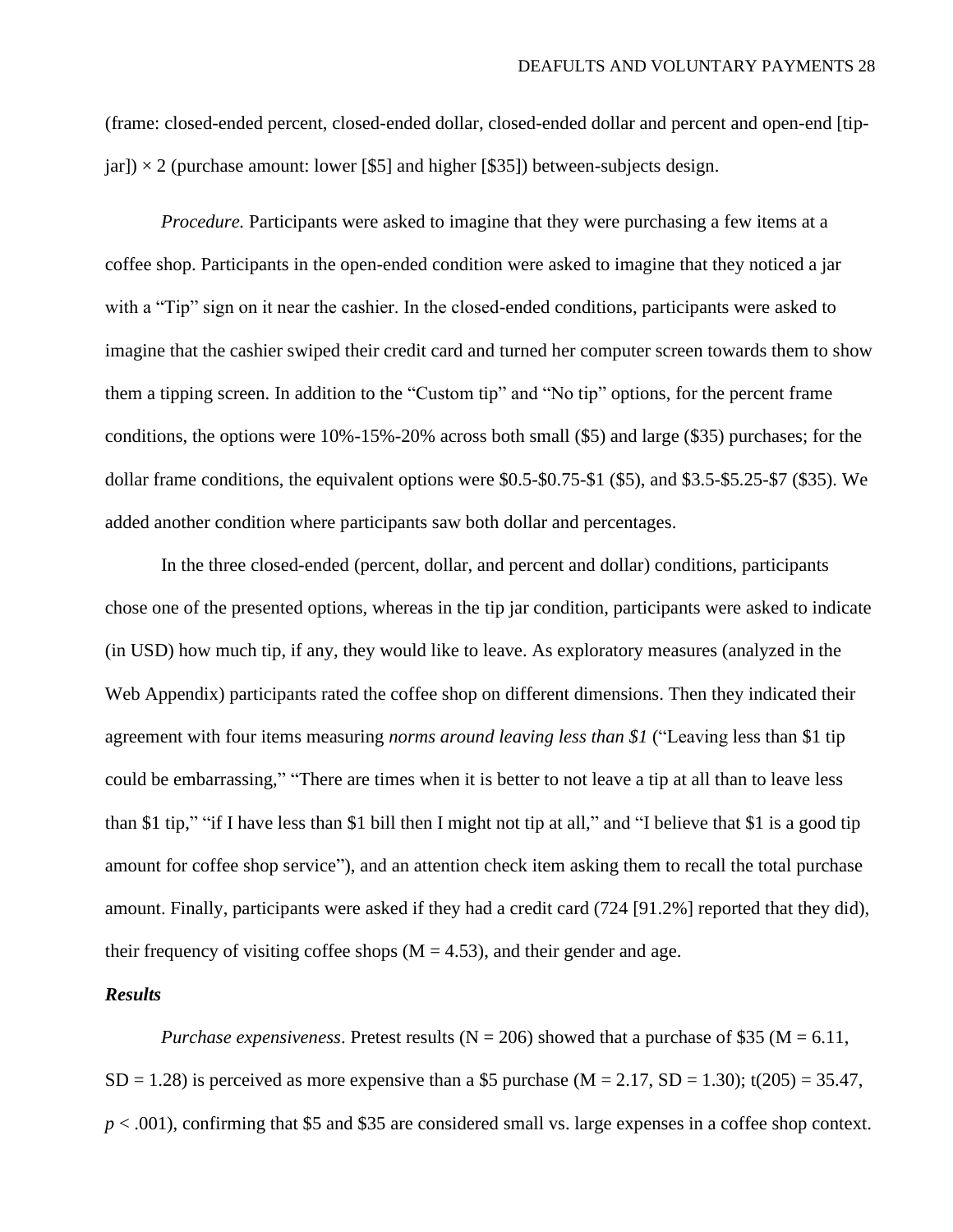(frame: closed-ended percent, closed-ended dollar, closed-ended dollar and percent and open-end [tip-jar]) × 2 (purchase amount: lower [$5] and higher [$35]) between-subjects design.

*Procedure.* Participants were asked to imagine that they were purchasing a few items at a coffee shop. Participants in the open-ended condition were asked to imagine that they noticed a jar with a "Tip" sign on it near the cashier. In the closed-ended conditions, participants were asked to imagine that the cashier swiped their credit card and turned her computer screen towards them to show them a tipping screen. In addition to the "Custom tip" and "No tip" options, for the percent frame conditions, the options were 10%-15%-20% across both small ($5) and large ($35) purchases; for the dollar frame conditions, the equivalent options were $0.5-$0.75-$1 ($5), and $3.5-$5.25-$7 ($35). We added another condition where participants saw both dollar and percentages.

In the three closed-ended (percent, dollar, and percent and dollar) conditions, participants chose one of the presented options, whereas in the tip jar condition, participants were asked to indicate (in USD) how much tip, if any, they would like to leave. As exploratory measures (analyzed in the Web Appendix) participants rated the coffee shop on different dimensions. Then they indicated their agreement with four items measuring *norms around leaving less than $1* ("Leaving less than $1 tip could be embarrassing," "There are times when it is better to not leave a tip at all than to leave less than $1 tip," "if I have less than $1 bill then I might not tip at all," and "I believe that $1 is a good tip amount for coffee shop service"), and an attention check item asking them to recall the total purchase amount. Finally, participants were asked if they had a credit card (724 [91.2%] reported that they did), their frequency of visiting coffee shops ($M = 4.53$), and their gender and age.

### *Results*

*Purchase expensiveness*. Pretest results ($N = 206$) showed that a purchase of $35 ($M = 6.11$, $SD = 1.28$) is perceived as more expensive than a $5 purchase ($M = 2.17$, $SD = 1.30$); $t(205) = 35.47$, $p < .001$), confirming that $5 and $35 are considered small vs. large expenses in a coffee shop context.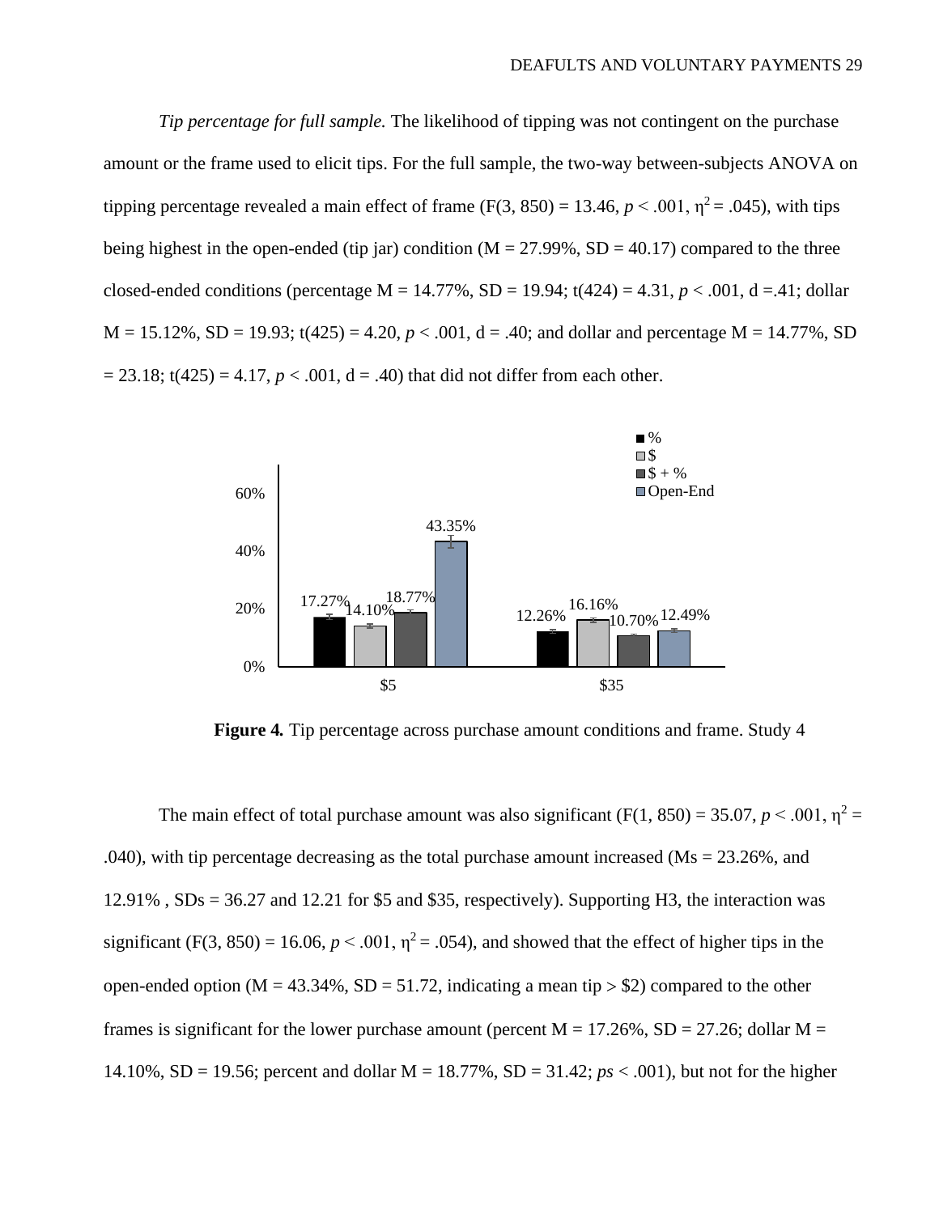*Tip percentage for full sample.* The likelihood of tipping was not contingent on the purchase amount or the frame used to elicit tips. For the full sample, the two-way between-subjects ANOVA on tipping percentage revealed a main effect of frame ($F(3, 850) = 13.46$, $p < .001$, $\eta^2 = .045$), with tips being highest in the open-ended (tip jar) condition (M = 27.99%, SD = 40.17) compared to the three closed-ended conditions (percentage M = 14.77%, SD = 19.94; $t(424) = 4.31$, $p < .001$, d =.41; dollar M = 15.12%, SD = 19.93; $t(425) = 4.20$, $p < .001$, d = .40; and dollar and percentage M = 14.77%, SD = 23.18; $t(425) = 4.17$, $p < .001$, d = .40) that did not differ from each other.

**Figure 4.** Tip percentage across purchase amount conditions and frame. Study 4

The main effect of total purchase amount was also significant ($F(1, 850) = 35.07$, $p < .001$, $\eta^2 = .040$), with tip percentage decreasing as the total purchase amount increased (Ms = 23.26%, and 12.91% , SDs = 36.27 and 12.21 for \$5 and \$35, respectively). Supporting H3, the interaction was significant ($F(3, 850) = 16.06$, $p < .001$, $\eta^2 = .054$), and showed that the effect of higher tips in the open-ended option (M = 43.34%, SD = 51.72, indicating a mean tip > \$2) compared to the other frames is significant for the lower purchase amount (percent M = 17.26%, SD = 27.26; dollar M = 14.10%, SD = 19.56; percent and dollar M = 18.77%, SD = 31.42; *ps* < .001), but not for the higher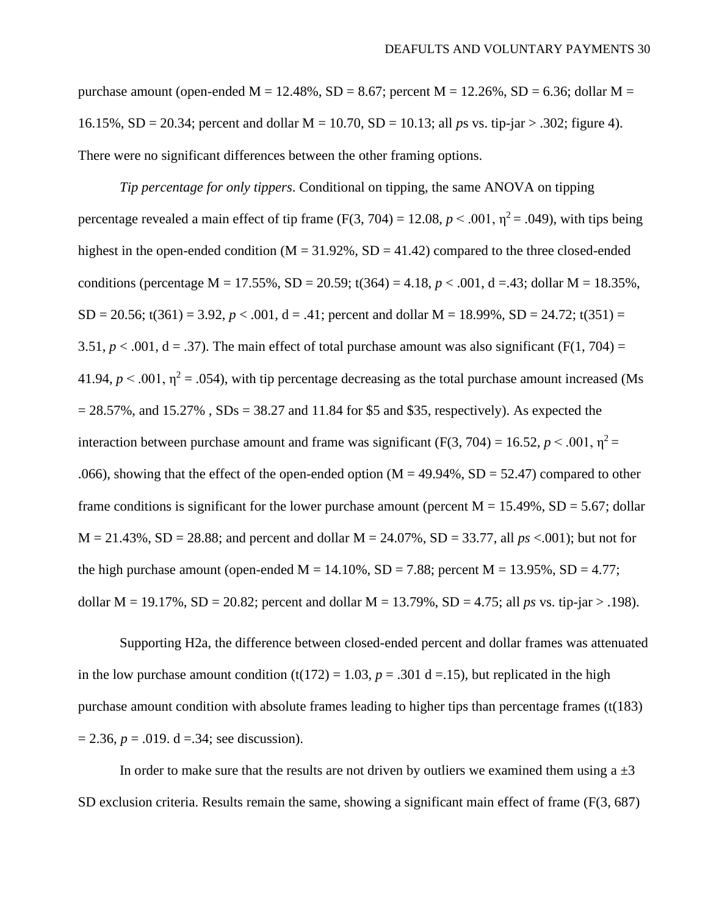purchase amount (open-ended M = 12.48%, SD = 8.67; percent M = 12.26%, SD = 6.36; dollar M = 16.15%, SD = 20.34; percent and dollar M = 10.70, SD = 10.13; all *p*s vs. tip-jar > .302; figure 4). There were no significant differences between the other framing options.

*Tip percentage for only tippers*. Conditional on tipping, the same ANOVA on tipping percentage revealed a main effect of tip frame (F(3, 704) = 12.08, $p < .001$, $\eta^2 = .049$), with tips being highest in the open-ended condition (M = 31.92%, SD = 41.42) compared to the three closed-ended conditions (percentage M = 17.55%, SD = 20.59; t(364) = 4.18, $p < .001$, d =.43; dollar M = 18.35%, SD = 20.56; t(361) = 3.92, $p < .001$, d = .41; percent and dollar M = 18.99%, SD = 24.72; t(351) = 3.51, $p < .001$, d = .37). The main effect of total purchase amount was also significant (F(1, 704) = 41.94, $p < .001$, $\eta^2 = .054$), with tip percentage decreasing as the total purchase amount increased (Ms = 28.57%, and 15.27% , SDs = 38.27 and 11.84 for $5 and $35, respectively). As expected the interaction between purchase amount and frame was significant (F(3, 704) = 16.52, $p < .001$, $\eta^2 = .066$), showing that the effect of the open-ended option (M = 49.94%, SD = 52.47) compared to other frame conditions is significant for the lower purchase amount (percent M = 15.49%, SD = 5.67; dollar M = 21.43%, SD = 28.88; and percent and dollar M = 24.07%, SD = 33.77, all *ps* <.001); but not for the high purchase amount (open-ended M = 14.10%, SD = 7.88; percent M = 13.95%, SD = 4.77; dollar M = 19.17%, SD = 20.82; percent and dollar M = 13.79%, SD = 4.75; all *ps* vs. tip-jar > .198).

Supporting H2a, the difference between closed-ended percent and dollar frames was attenuated in the low purchase amount condition (t(172) = 1.03, $p = .301$ d =.15), but replicated in the high purchase amount condition with absolute frames leading to higher tips than percentage frames (t(183) = 2.36, $p = .019$. d =.34; see discussion).

In order to make sure that the results are not driven by outliers we examined them using a ±3 SD exclusion criteria. Results remain the same, showing a significant main effect of frame (F(3, 687)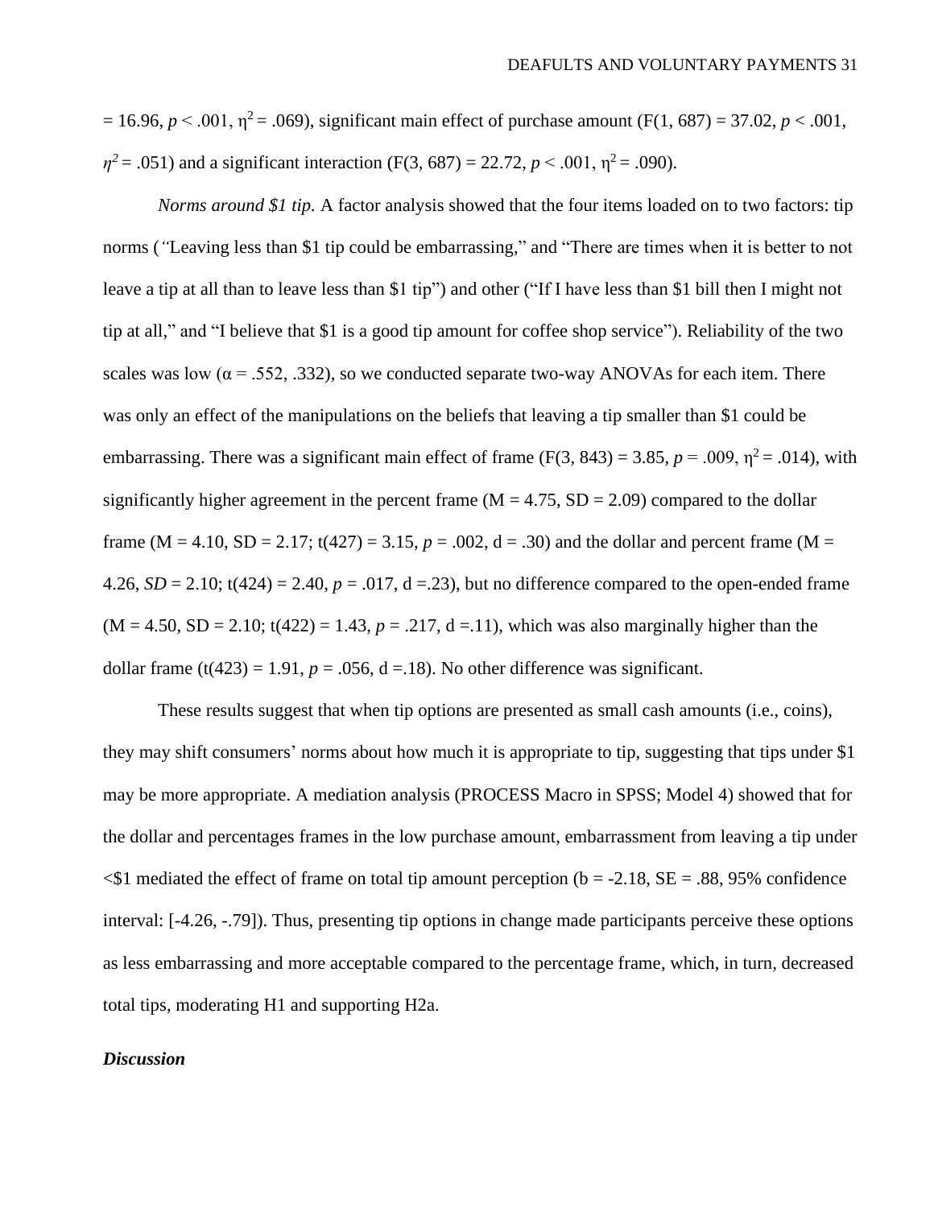= 16.96, $p < .001$, $\eta^2 = .069$), significant main effect of purchase amount ($F(1, 687) = 37.02$, $p < .001$, $\eta^2 = .051$) and a significant interaction ($F(3, 687) = 22.72$, $p < .001$, $\eta^2 = .090$).

*Norms around $1 tip.* A factor analysis showed that the four items loaded on to two factors: tip norms (*"*Leaving less than $1 tip could be embarrassing," and "There are times when it is better to not leave a tip at all than to leave less than $1 tip") and other ("If I have less than $1 bill then I might not tip at all," and "I believe that $1 is a good tip amount for coffee shop service"). Reliability of the two scales was low ($\alpha = .552, .332$), so we conducted separate two-way ANOVAs for each item. There was only an effect of the manipulations on the beliefs that leaving a tip smaller than $1 could be embarrassing. There was a significant main effect of frame ($F(3, 843) = 3.85$, $p = .009$, $\eta^2 = .014$), with significantly higher agreement in the percent frame (M = 4.75, SD = 2.09) compared to the dollar frame (M = 4.10, SD = 2.17; $t(427) = 3.15$, $p = .002$, d = .30) and the dollar and percent frame (M = 4.26, *SD* = 2.10; $t(424) = 2.40$, $p = .017$, d =.23), but no difference compared to the open-ended frame (M = 4.50, SD = 2.10; $t(422) = 1.43$, $p = .217$, d =.11), which was also marginally higher than the dollar frame ($t(423) = 1.91$, $p = .056$, d =.18). No other difference was significant.

These results suggest that when tip options are presented as small cash amounts (i.e., coins), they may shift consumers' norms about how much it is appropriate to tip, suggesting that tips under $1 may be more appropriate. A mediation analysis (PROCESS Macro in SPSS; Model 4) showed that for the dollar and percentages frames in the low purchase amount, embarrassment from leaving a tip under <$1 mediated the effect of frame on total tip amount perception (b = -2.18, SE = .88, 95% confidence interval: [-4.26, -.79]). Thus, presenting tip options in change made participants perceive these options as less embarrassing and more acceptable compared to the percentage frame, which, in turn, decreased total tips, moderating H1 and supporting H2a.

***Discussion***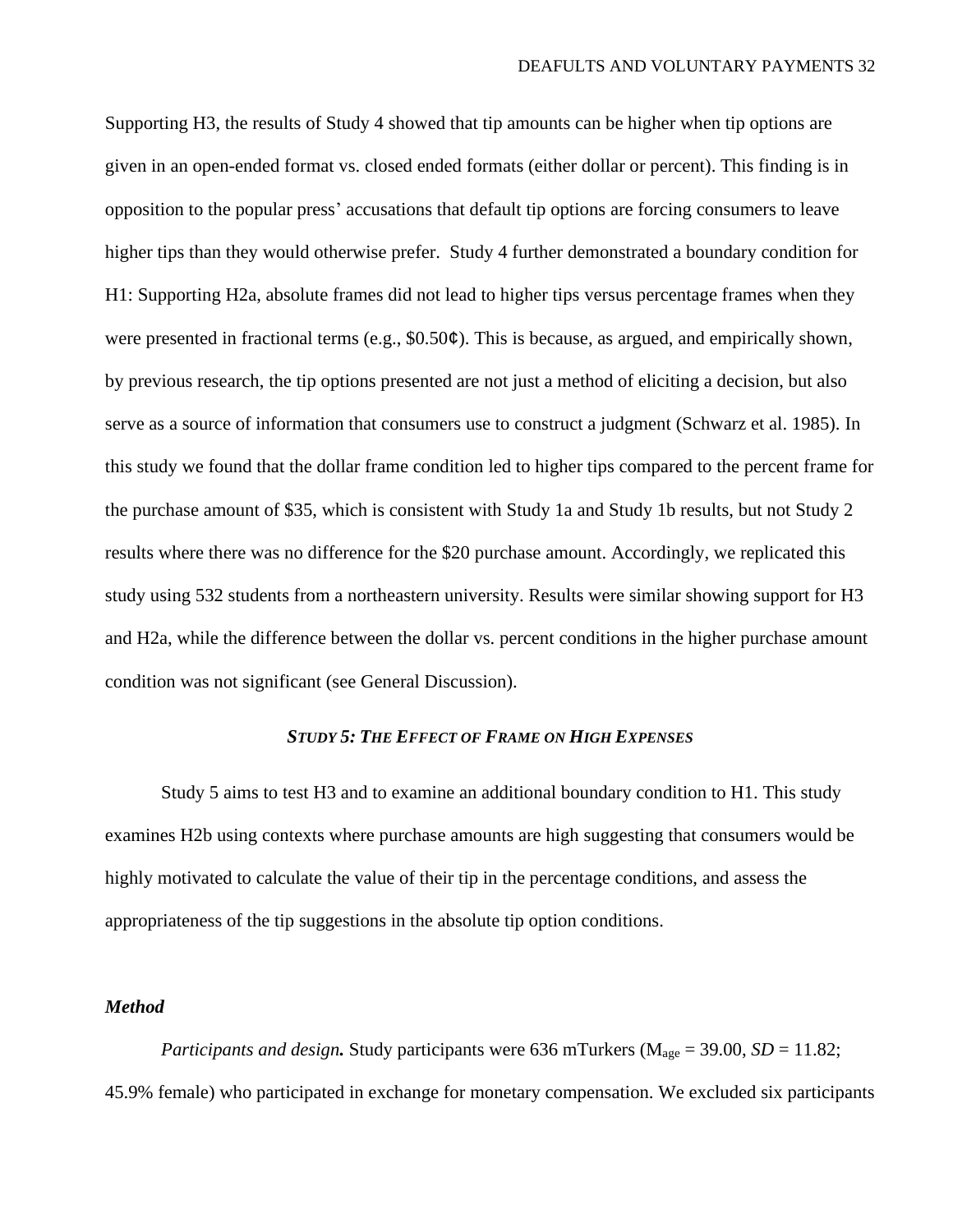Supporting H3, the results of Study 4 showed that tip amounts can be higher when tip options are given in an open-ended format vs. closed ended formats (either dollar or percent). This finding is in opposition to the popular press' accusations that default tip options are forcing consumers to leave higher tips than they would otherwise prefer. Study 4 further demonstrated a boundary condition for H1: Supporting H2a, absolute frames did not lead to higher tips versus percentage frames when they were presented in fractional terms (e.g., $0.50¢). This is because, as argued, and empirically shown, by previous research, the tip options presented are not just a method of eliciting a decision, but also serve as a source of information that consumers use to construct a judgment (Schwarz et al. 1985). In this study we found that the dollar frame condition led to higher tips compared to the percent frame for the purchase amount of $35, which is consistent with Study 1a and Study 1b results, but not Study 2 results where there was no difference for the $20 purchase amount. Accordingly, we replicated this study using 532 students from a northeastern university. Results were similar showing support for H3 and H2a, while the difference between the dollar vs. percent conditions in the higher purchase amount condition was not significant (see General Discussion).

## *STUDY 5: THE EFFECT OF FRAME ON HIGH EXPENSES*

Study 5 aims to test H3 and to examine an additional boundary condition to H1. This study examines H2b using contexts where purchase amounts are high suggesting that consumers would be highly motivated to calculate the value of their tip in the percentage conditions, and assess the appropriateness of the tip suggestions in the absolute tip option conditions.

### *Method*

***Participants and design.*** Study participants were 636 mTurkers ($M_{age}$ = 39.00, *SD* = 11.82; 45.9% female) who participated in exchange for monetary compensation. We excluded six participants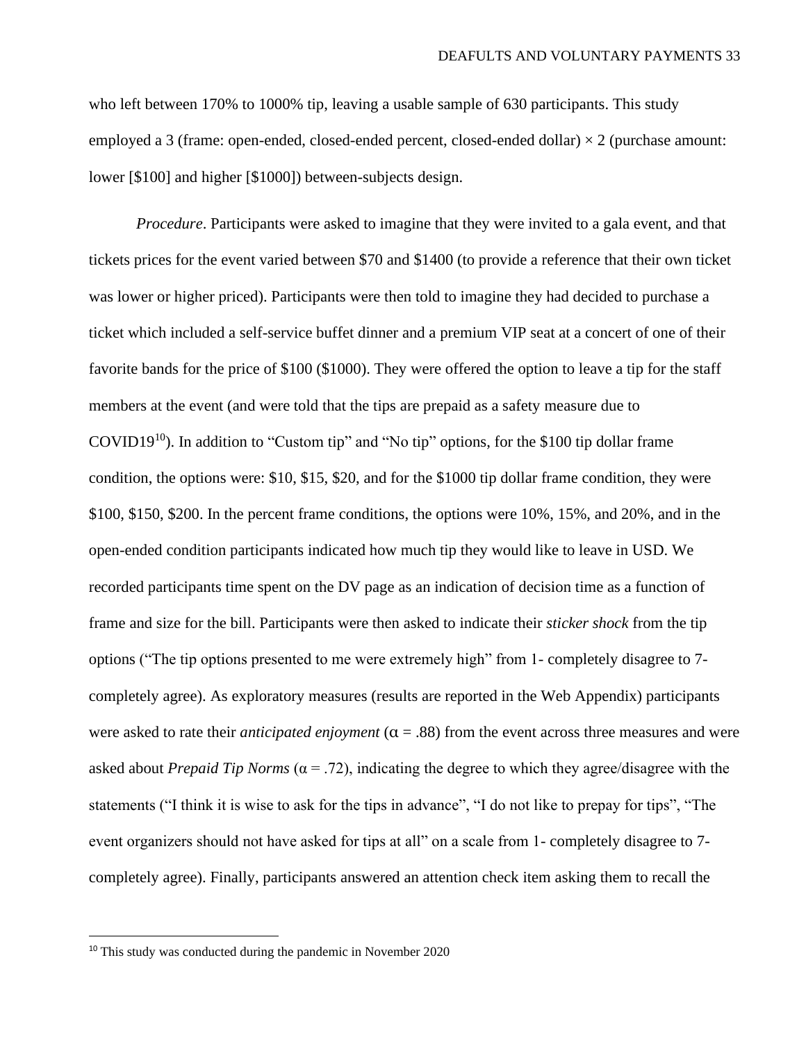who left between 170% to 1000% tip, leaving a usable sample of 630 participants. This study employed a 3 (frame: open-ended, closed-ended percent, closed-ended dollar) × 2 (purchase amount: lower [$100] and higher [$1000]) between-subjects design.

*Procedure*. Participants were asked to imagine that they were invited to a gala event, and that tickets prices for the event varied between $70 and $1400 (to provide a reference that their own ticket was lower or higher priced). Participants were then told to imagine they had decided to purchase a ticket which included a self-service buffet dinner and a premium VIP seat at a concert of one of their favorite bands for the price of $100 ($1000). They were offered the option to leave a tip for the staff members at the event (and were told that the tips are prepaid as a safety measure due to COVID19[10]). In addition to "Custom tip" and "No tip" options, for the $100 tip dollar frame condition, the options were: $10, $15, $20, and for the $1000 tip dollar frame condition, they were $100, $150, $200. In the percent frame conditions, the options were 10%, 15%, and 20%, and in the open-ended condition participants indicated how much tip they would like to leave in USD. We recorded participants time spent on the DV page as an indication of decision time as a function of frame and size for the bill. Participants were then asked to indicate their *sticker shock* from the tip options ("The tip options presented to me were extremely high" from 1- completely disagree to 7- completely agree). As exploratory measures (results are reported in the Web Appendix) participants were asked to rate their *anticipated enjoyment* ($\alpha = .88$) from the event across three measures and were asked about *Prepaid Tip Norms* ($\alpha = .72$), indicating the degree to which they agree/disagree with the statements ("I think it is wise to ask for the tips in advance", "I do not like to prepay for tips", "The event organizers should not have asked for tips at all" on a scale from 1- completely disagree to 7- completely agree). Finally, participants answered an attention check item asking them to recall the

[10] This study was conducted during the pandemic in November 2020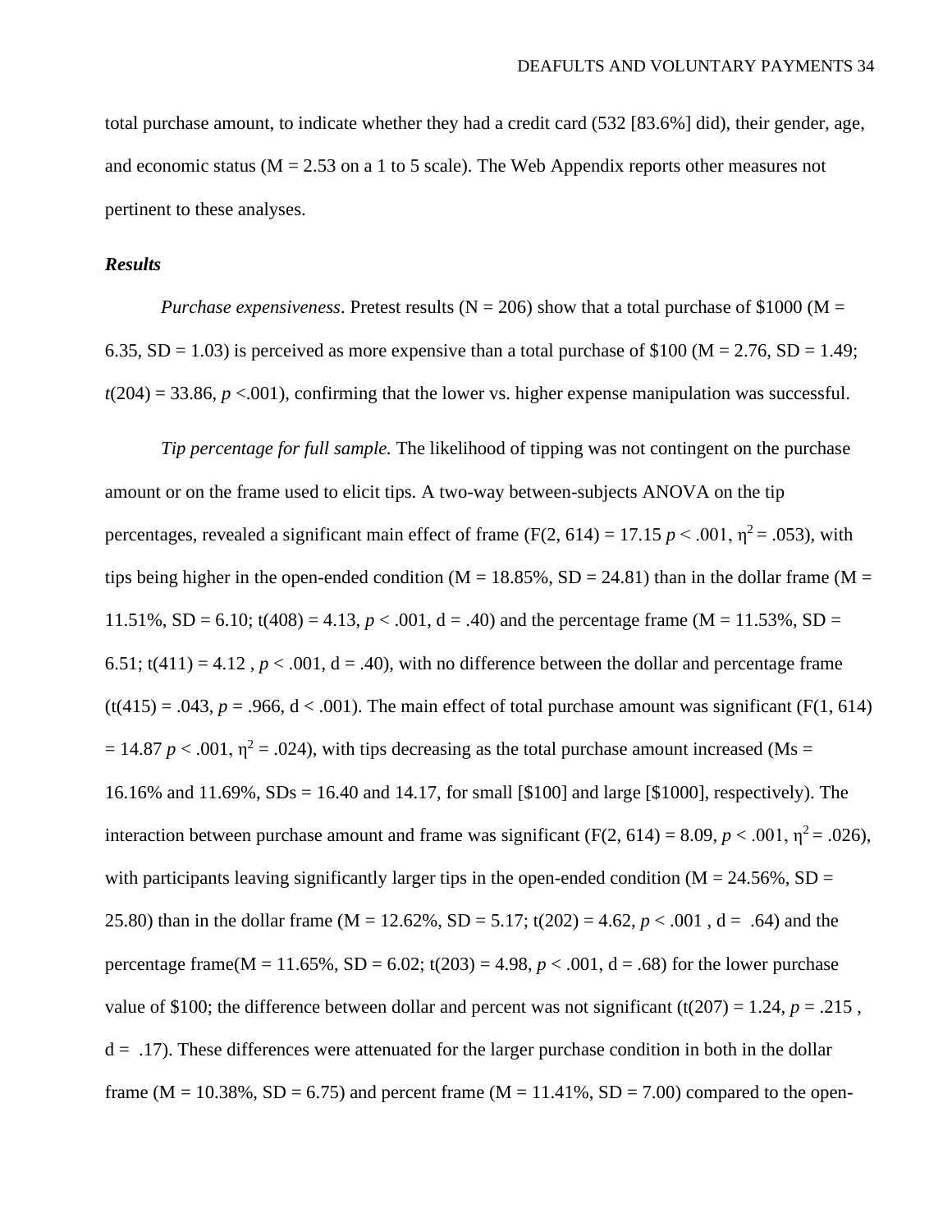total purchase amount, to indicate whether they had a credit card (532 [83.6%] did), their gender, age, and economic status (M = 2.53 on a 1 to 5 scale). The Web Appendix reports other measures not pertinent to these analyses.

***Results***

*Purchase expensiveness*. Pretest results (N = 206) show that a total purchase of $1000 (M = 6.35, SD = 1.03) is perceived as more expensive than a total purchase of $100 (M = 2.76, SD = 1.49; $t(204) = 33.86$, $p < .001$), confirming that the lower vs. higher expense manipulation was successful.

*Tip percentage for full sample.* The likelihood of tipping was not contingent on the purchase amount or on the frame used to elicit tips. A two-way between-subjects ANOVA on the tip percentages, revealed a significant main effect of frame ($F(2, 614) = 17.15$ $p < .001$, $\eta^2 = .053$), with tips being higher in the open-ended condition (M = 18.85%, SD = 24.81) than in the dollar frame (M = 11.51%, SD = 6.10; $t(408) = 4.13$, $p < .001$, d = .40) and the percentage frame (M = 11.53%, SD = 6.51; $t(411) = 4.12$ , $p < .001$, d = .40), with no difference between the dollar and percentage frame ($t(415) = .043$, $p = .966$, d < .001). The main effect of total purchase amount was significant ($F(1, 614) = 14.87$ $p < .001$, $\eta^2 = .024$), with tips decreasing as the total purchase amount increased (Ms = 16.16% and 11.69%, SDs = 16.40 and 14.17, for small [$100] and large [$1000], respectively). The interaction between purchase amount and frame was significant ($F(2, 614) = 8.09$, $p < .001$, $\eta^2 = .026$), with participants leaving significantly larger tips in the open-ended condition (M = 24.56%, SD = 25.80) than in the dollar frame (M = 12.62%, SD = 5.17; $t(202) = 4.62$, $p < .001$ , d = .64) and the percentage frame(M = 11.65%, SD = 6.02; $t(203) = 4.98$, $p < .001$, d = .68) for the lower purchase value of $100; the difference between dollar and percent was not significant ($t(207) = 1.24$, $p = .215$ , d = .17). These differences were attenuated for the larger purchase condition in both in the dollar frame (M = 10.38%, SD = 6.75) and percent frame (M = 11.41%, SD = 7.00) compared to the open-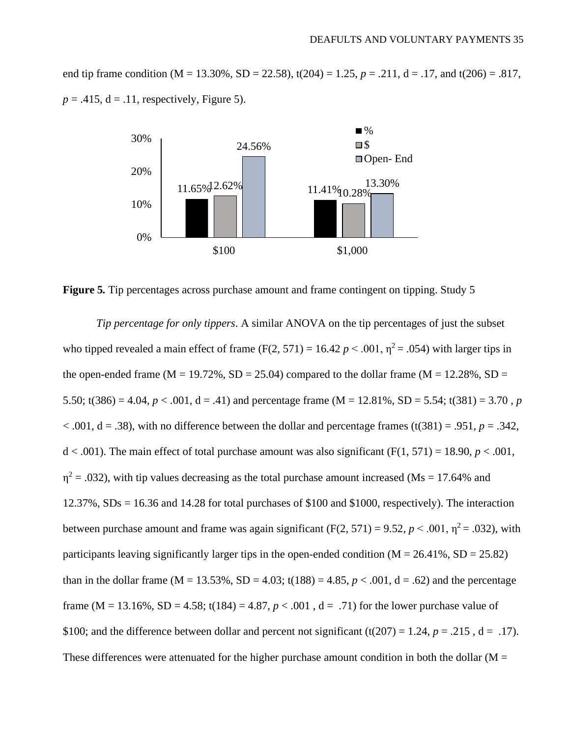end tip frame condition (M = 13.30%, SD = 22.58), t(204) = 1.25, *p* = .211, d = .17, and t(206) = .817, *p* = .415, d = .11, respectively, Figure 5).

| | % | $ | Open- End |
|---|---|---|---|
| $100 | 11.65% | 12.62% | 24.56% |
| $1,000 | 11.41% | 10.28% | 13.30% |

**Figure 5.** Tip percentages across purchase amount and frame contingent on tipping. Study 5

*Tip percentage for only tippers*. A similar ANOVA on the tip percentages of just the subset who tipped revealed a main effect of frame (F(2, 571) = 16.42 $p < .001$, $\eta^2 = .054$) with larger tips in the open-ended frame (M = 19.72%, SD = 25.04) compared to the dollar frame (M = 12.28%, SD = 5.50; t(386) = 4.04, $p < .001$, d = .41) and percentage frame (M = 12.81%, SD = 5.54; t(381) = 3.70 , $p < .001$, d = .38), with no difference between the dollar and percentage frames (t(381) = .951, *p* = .342, d < .001). The main effect of total purchase amount was also significant (F(1, 571) = 18.90, $p < .001$, $\eta^2 = .032$), with tip values decreasing as the total purchase amount increased (Ms = 17.64% and 12.37%, SDs = 16.36 and 14.28 for total purchases of $100 and $1000, respectively). The interaction between purchase amount and frame was again significant (F(2, 571) = 9.52, $p < .001$, $\eta^2 = .032$), with participants leaving significantly larger tips in the open-ended condition (M = 26.41%, SD = 25.82) than in the dollar frame (M = 13.53%, SD = 4.03; t(188) = 4.85, $p < .001$, d = .62) and the percentage frame (M = 13.16%, SD = 4.58; t(184) = 4.87, $p < .001$ , d = .71) for the lower purchase value of $100; and the difference between dollar and percent not significant (t(207) = 1.24, *p* = .215 , d = .17). These differences were attenuated for the higher purchase amount condition in both the dollar (M =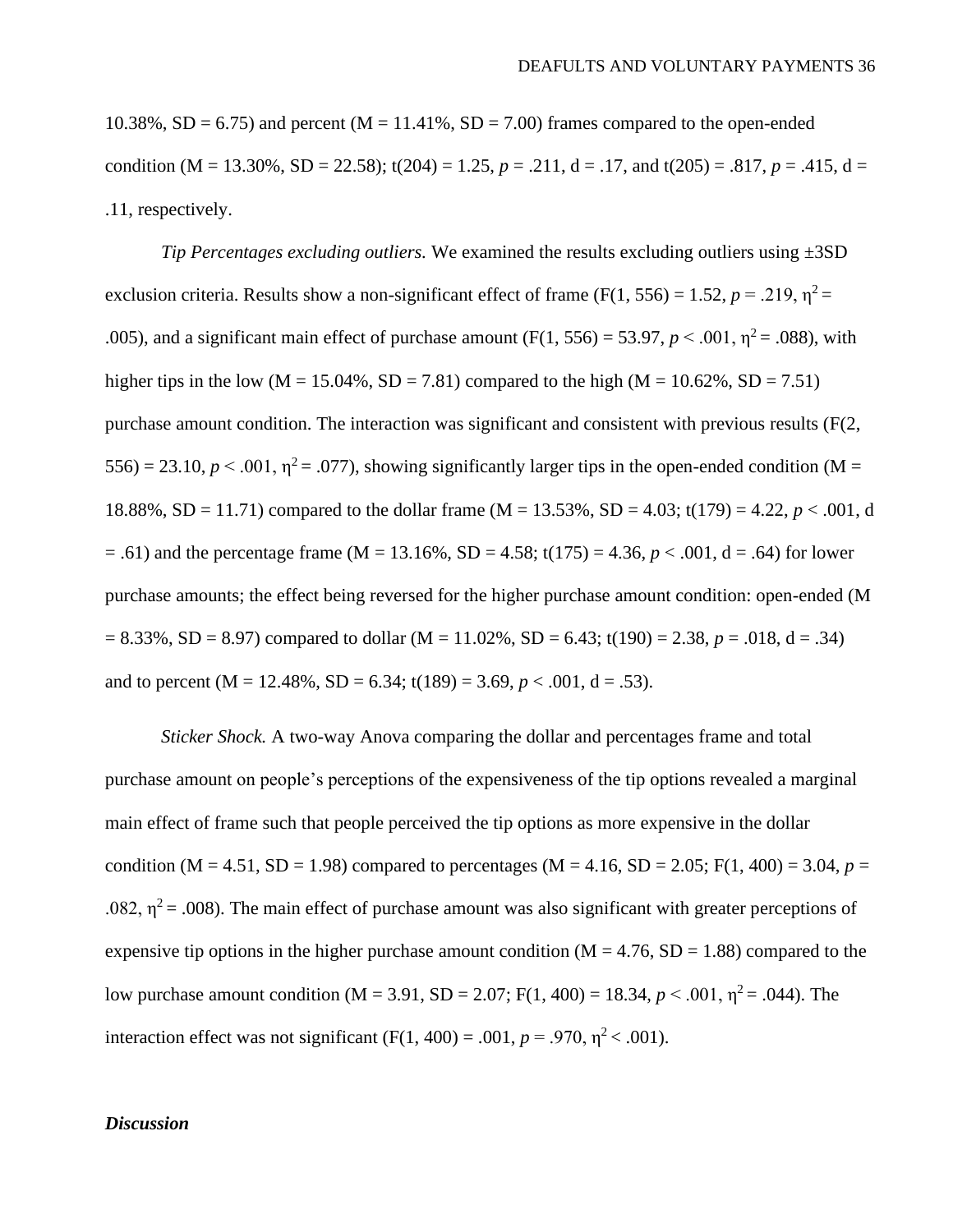10.38%, SD = 6.75) and percent (M = 11.41%, SD = 7.00) frames compared to the open-ended condition (M = 13.30%, SD = 22.58); t(204) = 1.25, *p* = .211, d = .17, and t(205) = .817, *p* = .415, d = .11, respectively.

*Tip Percentages excluding outliers.* We examined the results excluding outliers using ±3SD exclusion criteria. Results show a non-significant effect of frame (F(1, 556) = 1.52, *p* = .219, $\eta^2$ = .005), and a significant main effect of purchase amount (F(1, 556) = 53.97, *p* < .001, $\eta^2$ = .088), with higher tips in the low (M = 15.04%, SD = 7.81) compared to the high (M = 10.62%, SD = 7.51) purchase amount condition. The interaction was significant and consistent with previous results (F(2, 556) = 23.10, *p* < .001, $\eta^2$ = .077), showing significantly larger tips in the open-ended condition (M = 18.88%, SD = 11.71) compared to the dollar frame (M = 13.53%, SD = 4.03; t(179) = 4.22, *p* < .001, d = .61) and the percentage frame (M = 13.16%, SD = 4.58; t(175) = 4.36, *p* < .001, d = .64) for lower purchase amounts; the effect being reversed for the higher purchase amount condition: open-ended (M = 8.33%, SD = 8.97) compared to dollar (M = 11.02%, SD = 6.43; t(190) = 2.38, *p* = .018, d = .34) and to percent (M = 12.48%, SD = 6.34; t(189) = 3.69, *p* < .001, d = .53).

*Sticker Shock.* A two-way Anova comparing the dollar and percentages frame and total purchase amount on people's perceptions of the expensiveness of the tip options revealed a marginal main effect of frame such that people perceived the tip options as more expensive in the dollar condition (M = 4.51, SD = 1.98) compared to percentages (M = 4.16, SD = 2.05; F(1, 400) = 3.04, *p* = .082, $\eta^2$ = .008). The main effect of purchase amount was also significant with greater perceptions of expensive tip options in the higher purchase amount condition (M = 4.76, SD = 1.88) compared to the low purchase amount condition (M = 3.91, SD = 2.07; F(1, 400) = 18.34, *p* < .001, $\eta^2$ = .044). The interaction effect was not significant (F(1, 400) = .001, *p* = .970, $\eta^2$ < .001).

### *Discussion*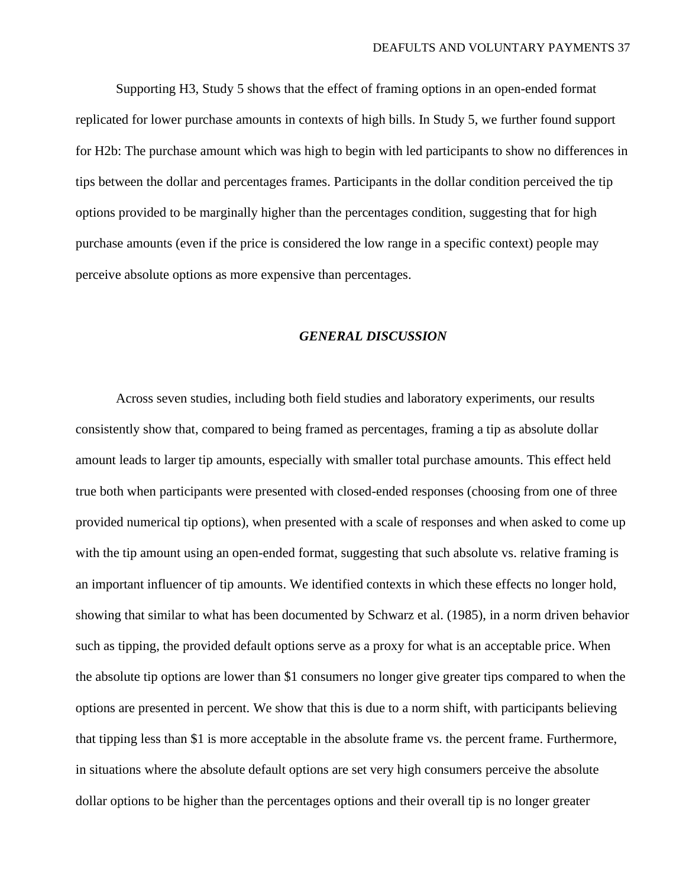Supporting H3, Study 5 shows that the effect of framing options in an open-ended format replicated for lower purchase amounts in contexts of high bills. In Study 5, we further found support for H2b: The purchase amount which was high to begin with led participants to show no differences in tips between the dollar and percentages frames. Participants in the dollar condition perceived the tip options provided to be marginally higher than the percentages condition, suggesting that for high purchase amounts (even if the price is considered the low range in a specific context) people may perceive absolute options as more expensive than percentages.

## *GENERAL DISCUSSION*

Across seven studies, including both field studies and laboratory experiments, our results consistently show that, compared to being framed as percentages, framing a tip as absolute dollar amount leads to larger tip amounts, especially with smaller total purchase amounts. This effect held true both when participants were presented with closed-ended responses (choosing from one of three provided numerical tip options), when presented with a scale of responses and when asked to come up with the tip amount using an open-ended format, suggesting that such absolute vs. relative framing is an important influencer of tip amounts. We identified contexts in which these effects no longer hold, showing that similar to what has been documented by Schwarz et al. (1985), in a norm driven behavior such as tipping, the provided default options serve as a proxy for what is an acceptable price. When the absolute tip options are lower than $1 consumers no longer give greater tips compared to when the options are presented in percent. We show that this is due to a norm shift, with participants believing that tipping less than $1 is more acceptable in the absolute frame vs. the percent frame. Furthermore, in situations where the absolute default options are set very high consumers perceive the absolute dollar options to be higher than the percentages options and their overall tip is no longer greater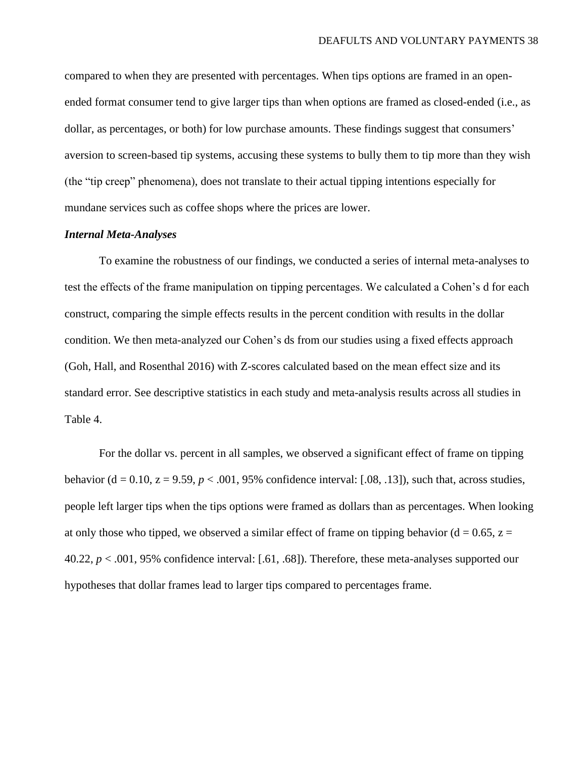compared to when they are presented with percentages. When tips options are framed in an open-ended format consumer tend to give larger tips than when options are framed as closed-ended (i.e., as dollar, as percentages, or both) for low purchase amounts. These findings suggest that consumers' aversion to screen-based tip systems, accusing these systems to bully them to tip more than they wish (the "tip creep" phenomena), does not translate to their actual tipping intentions especially for mundane services such as coffee shops where the prices are lower.

### *Internal Meta-Analyses*

To examine the robustness of our findings, we conducted a series of internal meta-analyses to test the effects of the frame manipulation on tipping percentages. We calculated a Cohen's d for each construct, comparing the simple effects results in the percent condition with results in the dollar condition. We then meta-analyzed our Cohen's ds from our studies using a fixed effects approach (Goh, Hall, and Rosenthal 2016) with Z-scores calculated based on the mean effect size and its standard error. See descriptive statistics in each study and meta-analysis results across all studies in Table 4.

For the dollar vs. percent in all samples, we observed a significant effect of frame on tipping behavior ($d = 0.10$, $z = 9.59$, $p < .001$, 95% confidence interval: [.08, .13]), such that, across studies, people left larger tips when the tips options were framed as dollars than as percentages. When looking at only those who tipped, we observed a similar effect of frame on tipping behavior ($d = 0.65$, $z = 40.22$, $p < .001$, 95% confidence interval: [.61, .68]). Therefore, these meta-analyses supported our hypotheses that dollar frames lead to larger tips compared to percentages frame.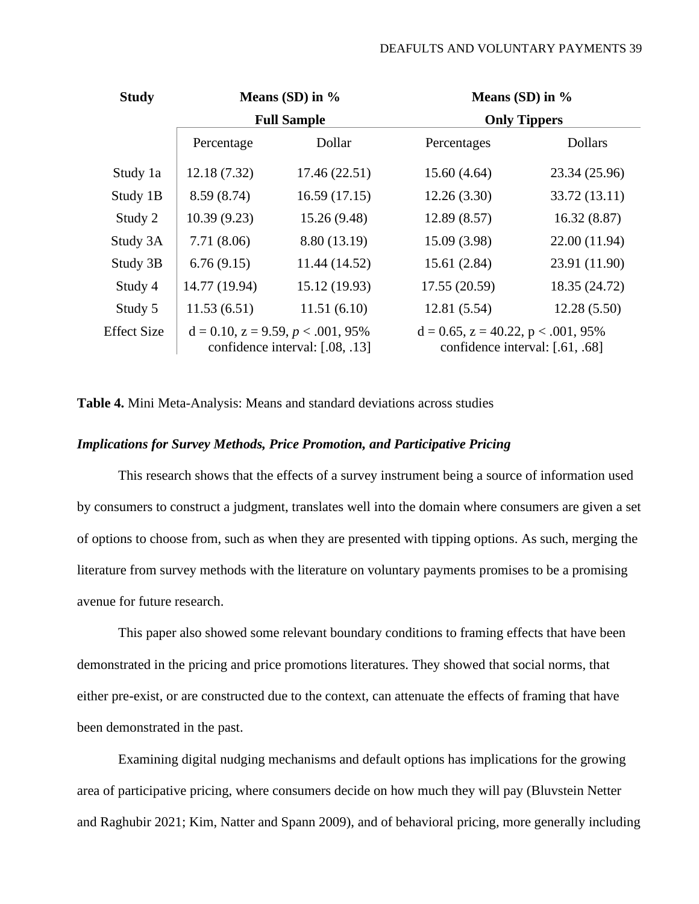| Study | Means (SD) in % | | Means (SD) in % | |
|---|---|---|---|---|
| | Full Sample | | Only Tippers | |
| | Percentage | Dollar | Percentages | Dollars |
| Study 1a | 12.18 (7.32) | 17.46 (22.51) | 15.60 (4.64) | 23.34 (25.96) |
| Study 1B | 8.59 (8.74) | 16.59 (17.15) | 12.26 (3.30) | 33.72 (13.11) |
| Study 2 | 10.39 (9.23) | 15.26 (9.48) | 12.89 (8.57) | 16.32 (8.87) |
| Study 3A | 7.71 (8.06) | 8.80 (13.19) | 15.09 (3.98) | 22.00 (11.94) |
| Study 3B | 6.76 (9.15) | 11.44 (14.52) | 15.61 (2.84) | 23.91 (11.90) |
| Study 4 | 14.77 (19.94) | 15.12 (19.93) | 17.55 (20.59) | 18.35 (24.72) |
| Study 5 | 11.53 (6.51) | 11.51 (6.10) | 12.81 (5.54) | 12.28 (5.50) |
| Effect Size | $d = 0.10$, $z = 9.59$, $p < .001$, 95% confidence interval: [.08, .13] | | $d = 0.65$, $z = 40.22$, $p < .001$, 95% confidence interval: [.61, .68] | |

**Table 4.** Mini Meta-Analysis: Means and standard deviations across studies

***Implications for Survey Methods, Price Promotion, and Participative Pricing***

This research shows that the effects of a survey instrument being a source of information used by consumers to construct a judgment, translates well into the domain where consumers are given a set of options to choose from, such as when they are presented with tipping options. As such, merging the literature from survey methods with the literature on voluntary payments promises to be a promising avenue for future research.

This paper also showed some relevant boundary conditions to framing effects that have been demonstrated in the pricing and price promotions literatures. They showed that social norms, that either pre-exist, or are constructed due to the context, can attenuate the effects of framing that have been demonstrated in the past.

Examining digital nudging mechanisms and default options has implications for the growing area of participative pricing, where consumers decide on how much they will pay (Bluvstein Netter and Raghubir 2021; Kim, Natter and Spann 2009), and of behavioral pricing, more generally including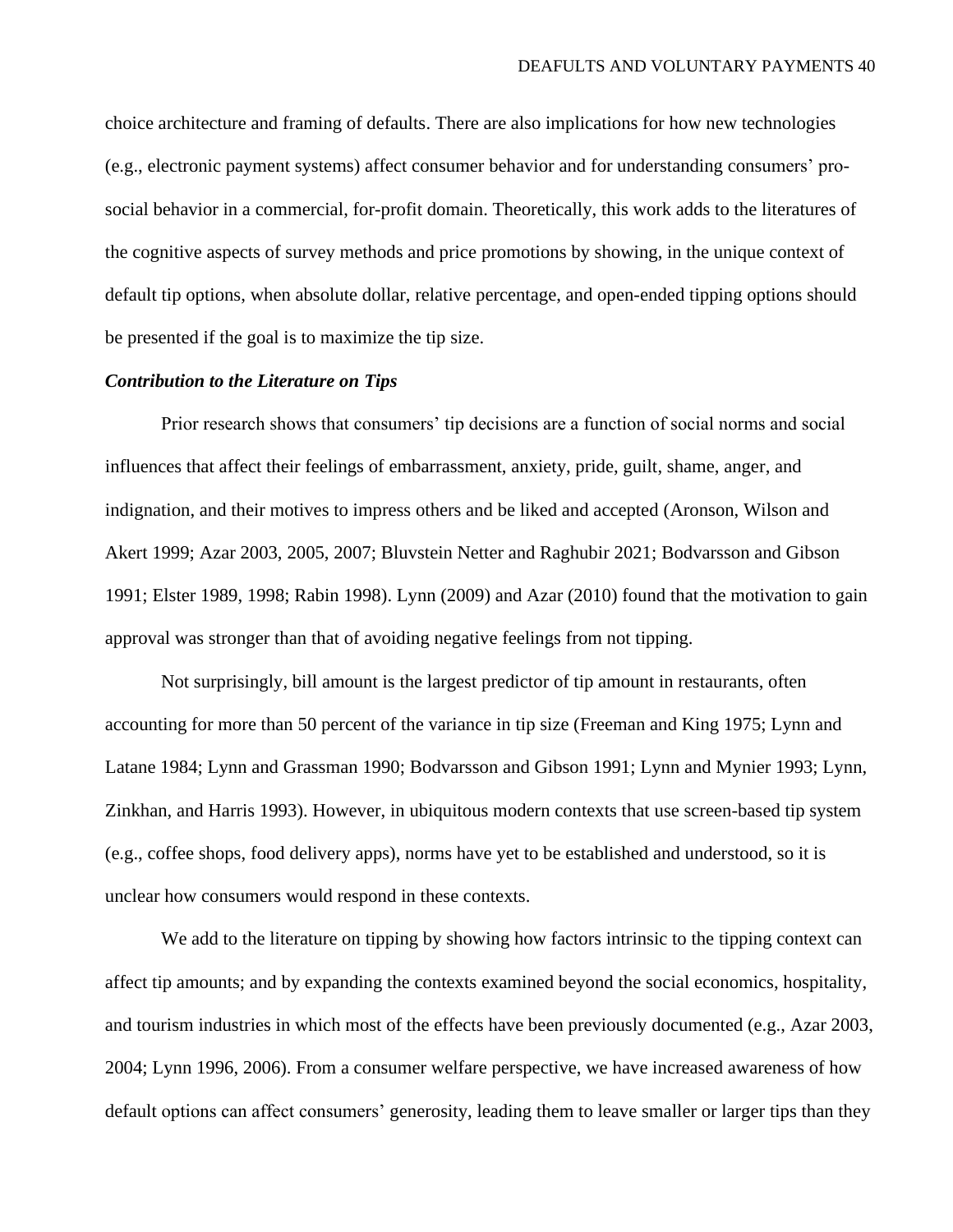choice architecture and framing of defaults. There are also implications for how new technologies (e.g., electronic payment systems) affect consumer behavior and for understanding consumers' pro-social behavior in a commercial, for-profit domain. Theoretically, this work adds to the literatures of the cognitive aspects of survey methods and price promotions by showing, in the unique context of default tip options, when absolute dollar, relative percentage, and open-ended tipping options should be presented if the goal is to maximize the tip size.

### *Contribution to the Literature on Tips*

Prior research shows that consumers' tip decisions are a function of social norms and social influences that affect their feelings of embarrassment, anxiety, pride, guilt, shame, anger, and indignation, and their motives to impress others and be liked and accepted (Aronson, Wilson and Akert 1999; Azar 2003, 2005, 2007; Bluvstein Netter and Raghubir 2021; Bodvarsson and Gibson 1991; Elster 1989, 1998; Rabin 1998). Lynn (2009) and Azar (2010) found that the motivation to gain approval was stronger than that of avoiding negative feelings from not tipping.

Not surprisingly, bill amount is the largest predictor of tip amount in restaurants, often accounting for more than 50 percent of the variance in tip size (Freeman and King 1975; Lynn and Latane 1984; Lynn and Grassman 1990; Bodvarsson and Gibson 1991; Lynn and Mynier 1993; Lynn, Zinkhan, and Harris 1993). However, in ubiquitous modern contexts that use screen-based tip system (e.g., coffee shops, food delivery apps), norms have yet to be established and understood, so it is unclear how consumers would respond in these contexts.

We add to the literature on tipping by showing how factors intrinsic to the tipping context can affect tip amounts; and by expanding the contexts examined beyond the social economics, hospitality, and tourism industries in which most of the effects have been previously documented (e.g., Azar 2003, 2004; Lynn 1996, 2006). From a consumer welfare perspective, we have increased awareness of how default options can affect consumers' generosity, leading them to leave smaller or larger tips than they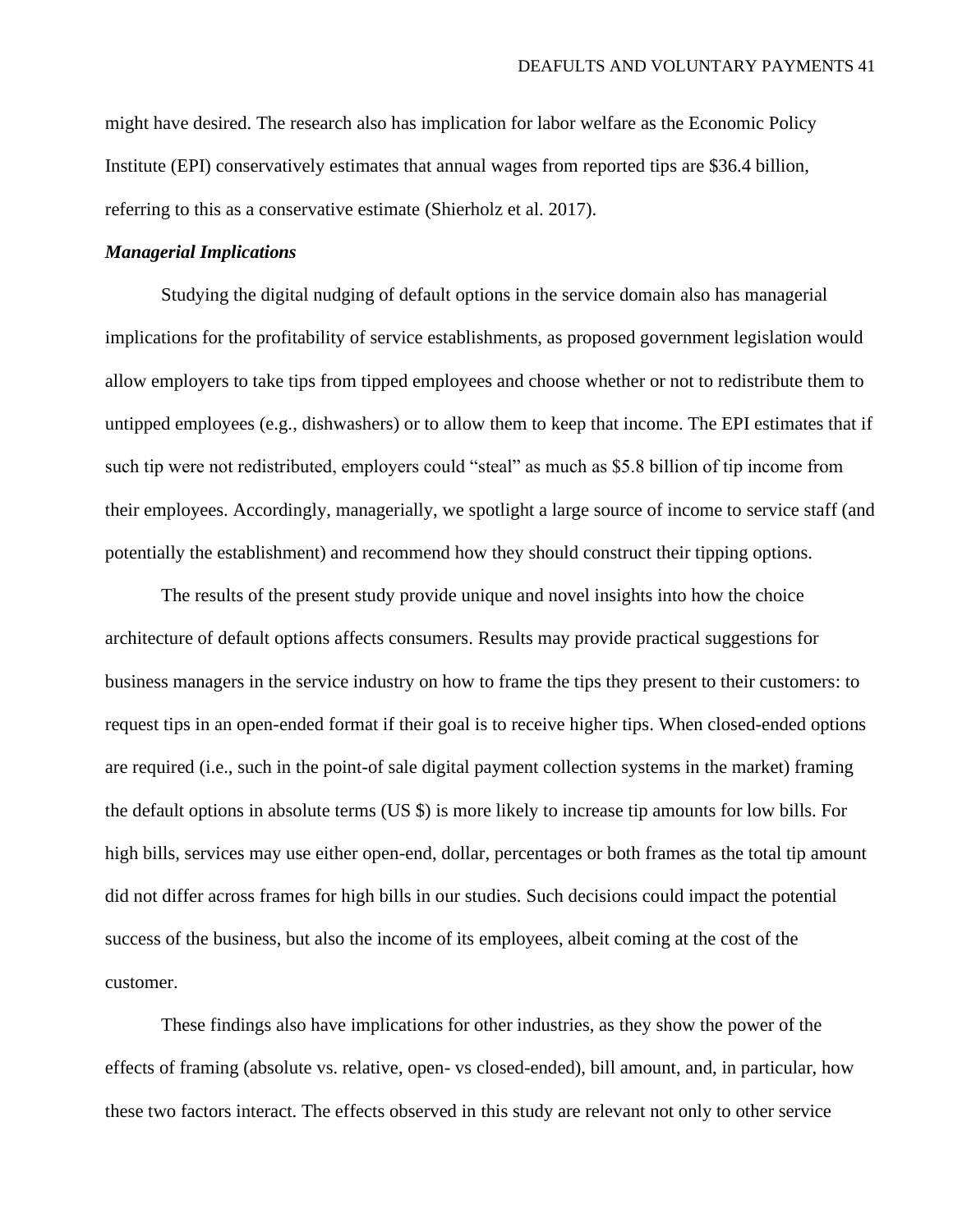might have desired. The research also has implication for labor welfare as the Economic Policy Institute (EPI) conservatively estimates that annual wages from reported tips are $36.4 billion, referring to this as a conservative estimate (Shierholz et al. 2017).

### *Managerial Implications*

Studying the digital nudging of default options in the service domain also has managerial implications for the profitability of service establishments, as proposed government legislation would allow employers to take tips from tipped employees and choose whether or not to redistribute them to untipped employees (e.g., dishwashers) or to allow them to keep that income. The EPI estimates that if such tip were not redistributed, employers could "steal" as much as $5.8 billion of tip income from their employees. Accordingly, managerially, we spotlight a large source of income to service staff (and potentially the establishment) and recommend how they should construct their tipping options.

The results of the present study provide unique and novel insights into how the choice architecture of default options affects consumers. Results may provide practical suggestions for business managers in the service industry on how to frame the tips they present to their customers: to request tips in an open-ended format if their goal is to receive higher tips. When closed-ended options are required (i.e., such in the point-of sale digital payment collection systems in the market) framing the default options in absolute terms (US $) is more likely to increase tip amounts for low bills. For high bills, services may use either open-end, dollar, percentages or both frames as the total tip amount did not differ across frames for high bills in our studies. Such decisions could impact the potential success of the business, but also the income of its employees, albeit coming at the cost of the customer.

These findings also have implications for other industries, as they show the power of the effects of framing (absolute vs. relative, open- vs closed-ended), bill amount, and, in particular, how these two factors interact. The effects observed in this study are relevant not only to other service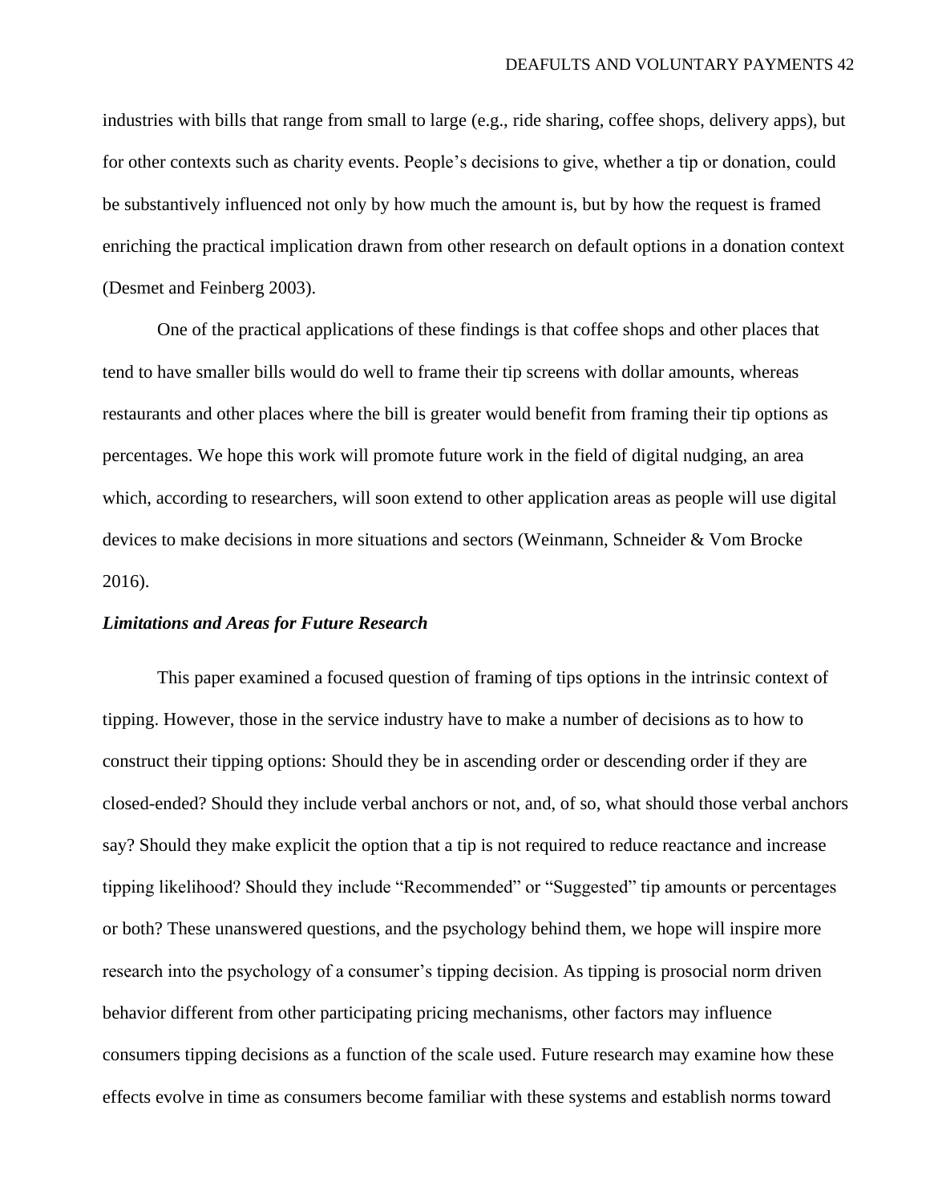industries with bills that range from small to large (e.g., ride sharing, coffee shops, delivery apps), but for other contexts such as charity events. People's decisions to give, whether a tip or donation, could be substantively influenced not only by how much the amount is, but by how the request is framed enriching the practical implication drawn from other research on default options in a donation context (Desmet and Feinberg 2003).

One of the practical applications of these findings is that coffee shops and other places that tend to have smaller bills would do well to frame their tip screens with dollar amounts, whereas restaurants and other places where the bill is greater would benefit from framing their tip options as percentages. We hope this work will promote future work in the field of digital nudging, an area which, according to researchers, will soon extend to other application areas as people will use digital devices to make decisions in more situations and sectors (Weinmann, Schneider & Vom Brocke 2016).

***Limitations and Areas for Future Research***

This paper examined a focused question of framing of tips options in the intrinsic context of tipping. However, those in the service industry have to make a number of decisions as to how to construct their tipping options: Should they be in ascending order or descending order if they are closed-ended? Should they include verbal anchors or not, and, of so, what should those verbal anchors say? Should they make explicit the option that a tip is not required to reduce reactance and increase tipping likelihood? Should they include "Recommended" or "Suggested" tip amounts or percentages or both? These unanswered questions, and the psychology behind them, we hope will inspire more research into the psychology of a consumer's tipping decision. As tipping is prosocial norm driven behavior different from other participating pricing mechanisms, other factors may influence consumers tipping decisions as a function of the scale used. Future research may examine how these effects evolve in time as consumers become familiar with these systems and establish norms toward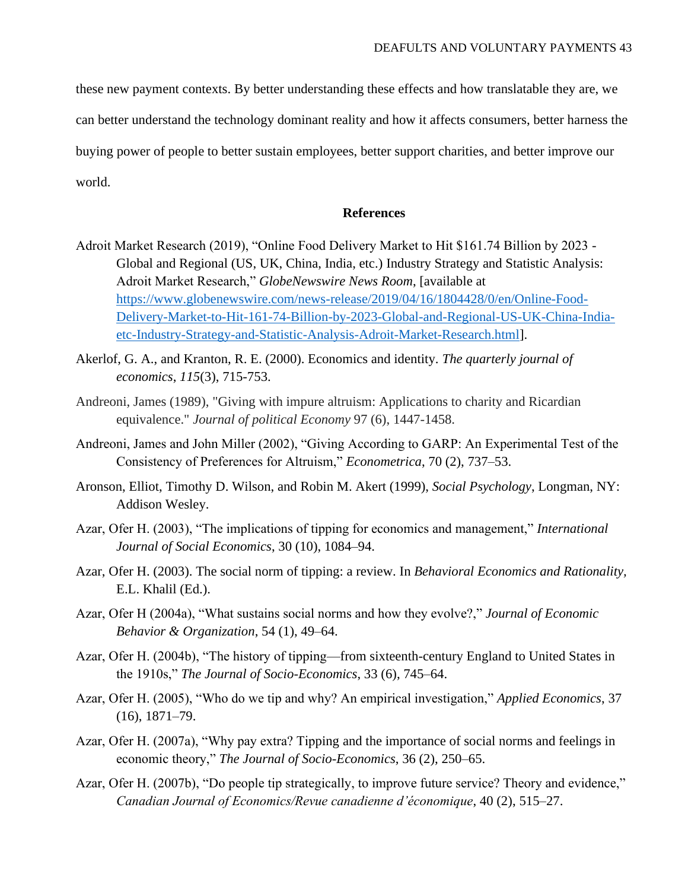these new payment contexts. By better understanding these effects and how translatable they are, we can better understand the technology dominant reality and how it affects consumers, better harness the buying power of people to better sustain employees, better support charities, and better improve our world.

## References

Adroit Market Research (2019), "Online Food Delivery Market to Hit $161.74 Billion by 2023 - Global and Regional (US, UK, China, India, etc.) Industry Strategy and Statistic Analysis: Adroit Market Research," *GlobeNewswire News Room*, [available at https://www.globenewswire.com/news-release/2019/04/16/1804428/0/en/Online-Food-Delivery-Market-to-Hit-161-74-Billion-by-2023-Global-and-Regional-US-UK-China-India-etc-Industry-Strategy-and-Statistic-Analysis-Adroit-Market-Research.html].

Akerlof, G. A., and Kranton, R. E. (2000). Economics and identity. *The quarterly journal of economics*, *115*(3), 715-753.

Andreoni, James (1989), "Giving with impure altruism: Applications to charity and Ricardian equivalence." *Journal of political Economy* 97 (6), 1447-1458.

Andreoni, James and John Miller (2002), "Giving According to GARP: An Experimental Test of the Consistency of Preferences for Altruism," *Econometrica*, 70 (2), 737–53.

Aronson, Elliot, Timothy D. Wilson, and Robin M. Akert (1999), *Social Psychology*, Longman, NY: Addison Wesley.

Azar, Ofer H. (2003), "The implications of tipping for economics and management," *International Journal of Social Economics*, 30 (10), 1084–94.

Azar, Ofer H. (2003). The social norm of tipping: a review. In *Behavioral Economics and Rationality*, E.L. Khalil (Ed.).

Azar, Ofer H (2004a), "What sustains social norms and how they evolve?," *Journal of Economic Behavior & Organization*, 54 (1), 49–64.

Azar, Ofer H. (2004b), "The history of tipping—from sixteenth-century England to United States in the 1910s," *The Journal of Socio-Economics*, 33 (6), 745–64.

Azar, Ofer H. (2005), "Who do we tip and why? An empirical investigation," *Applied Economics*, 37 (16), 1871–79.

Azar, Ofer H. (2007a), "Why pay extra? Tipping and the importance of social norms and feelings in economic theory," *The Journal of Socio-Economics*, 36 (2), 250–65.

Azar, Ofer H. (2007b), "Do people tip strategically, to improve future service? Theory and evidence," *Canadian Journal of Economics/Revue canadienne d'économique*, 40 (2), 515–27.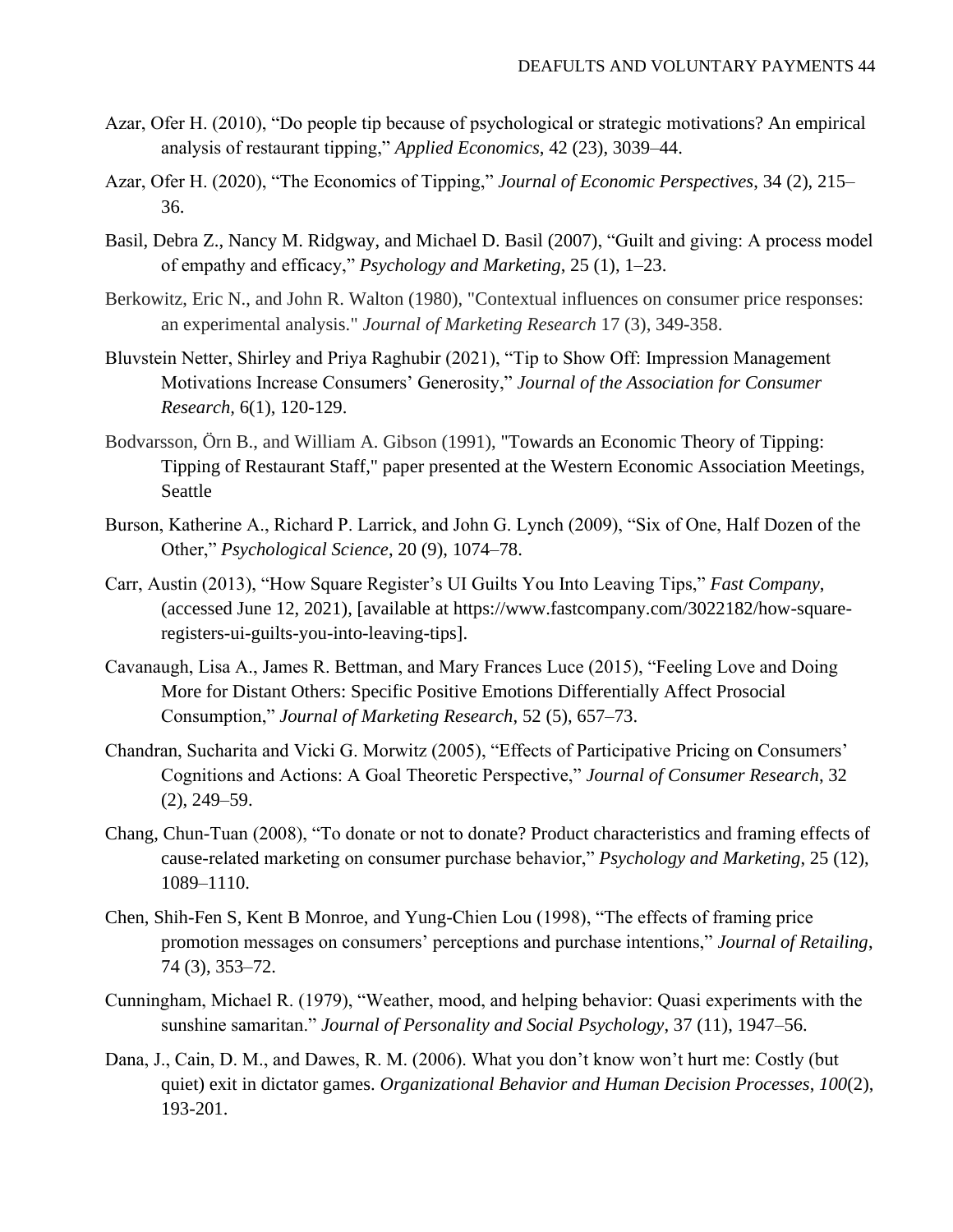Azar, Ofer H. (2010), “Do people tip because of psychological or strategic motivations? An empirical analysis of restaurant tipping,” *Applied Economics*, 42 (23), 3039–44.

Azar, Ofer H. (2020), “The Economics of Tipping,” *Journal of Economic Perspectives*, 34 (2), 215–36.

Basil, Debra Z., Nancy M. Ridgway, and Michael D. Basil (2007), “Guilt and giving: A process model of empathy and efficacy,” *Psychology and Marketing*, 25 (1), 1–23.

Berkowitz, Eric N., and John R. Walton (1980), "Contextual influences on consumer price responses: an experimental analysis." *Journal of Marketing Research* 17 (3), 349-358.

Bluvstein Netter, Shirley and Priya Raghubir (2021), “Tip to Show Off: Impression Management Motivations Increase Consumers’ Generosity,” *Journal of the Association for Consumer Research,* 6(1), 120-129.

Bodvarsson, Örn B., and William A. Gibson (1991), "Towards an Economic Theory of Tipping: Tipping of Restaurant Staff," paper presented at the Western Economic Association Meetings, Seattle

Burson, Katherine A., Richard P. Larrick, and John G. Lynch (2009), “Six of One, Half Dozen of the Other,” *Psychological Science*, 20 (9), 1074–78.

Carr, Austin (2013), “How Square Register’s UI Guilts You Into Leaving Tips,” *Fast Company*, (accessed June 12, 2021), [available at https://www.fastcompany.com/3022182/how-square-registers-ui-guilts-you-into-leaving-tips].

Cavanaugh, Lisa A., James R. Bettman, and Mary Frances Luce (2015), “Feeling Love and Doing More for Distant Others: Specific Positive Emotions Differentially Affect Prosocial Consumption,” *Journal of Marketing Research*, 52 (5), 657–73.

Chandran, Sucharita and Vicki G. Morwitz (2005), “Effects of Participative Pricing on Consumers’ Cognitions and Actions: A Goal Theoretic Perspective,” *Journal of Consumer Research*, 32 (2), 249–59.

Chang, Chun-Tuan (2008), “To donate or not to donate? Product characteristics and framing effects of cause-related marketing on consumer purchase behavior,” *Psychology and Marketing*, 25 (12), 1089–1110.

Chen, Shih-Fen S, Kent B Monroe, and Yung-Chien Lou (1998), “The effects of framing price promotion messages on consumers’ perceptions and purchase intentions,” *Journal of Retailing*, 74 (3), 353–72.

Cunningham, Michael R. (1979), “Weather, mood, and helping behavior: Quasi experiments with the sunshine samaritan.” *Journal of Personality and Social Psychology*, 37 (11), 1947–56.

Dana, J., Cain, D. M., and Dawes, R. M. (2006). What you don’t know won’t hurt me: Costly (but quiet) exit in dictator games. *Organizational Behavior and Human Decision Processes*, *100*(2), 193-201.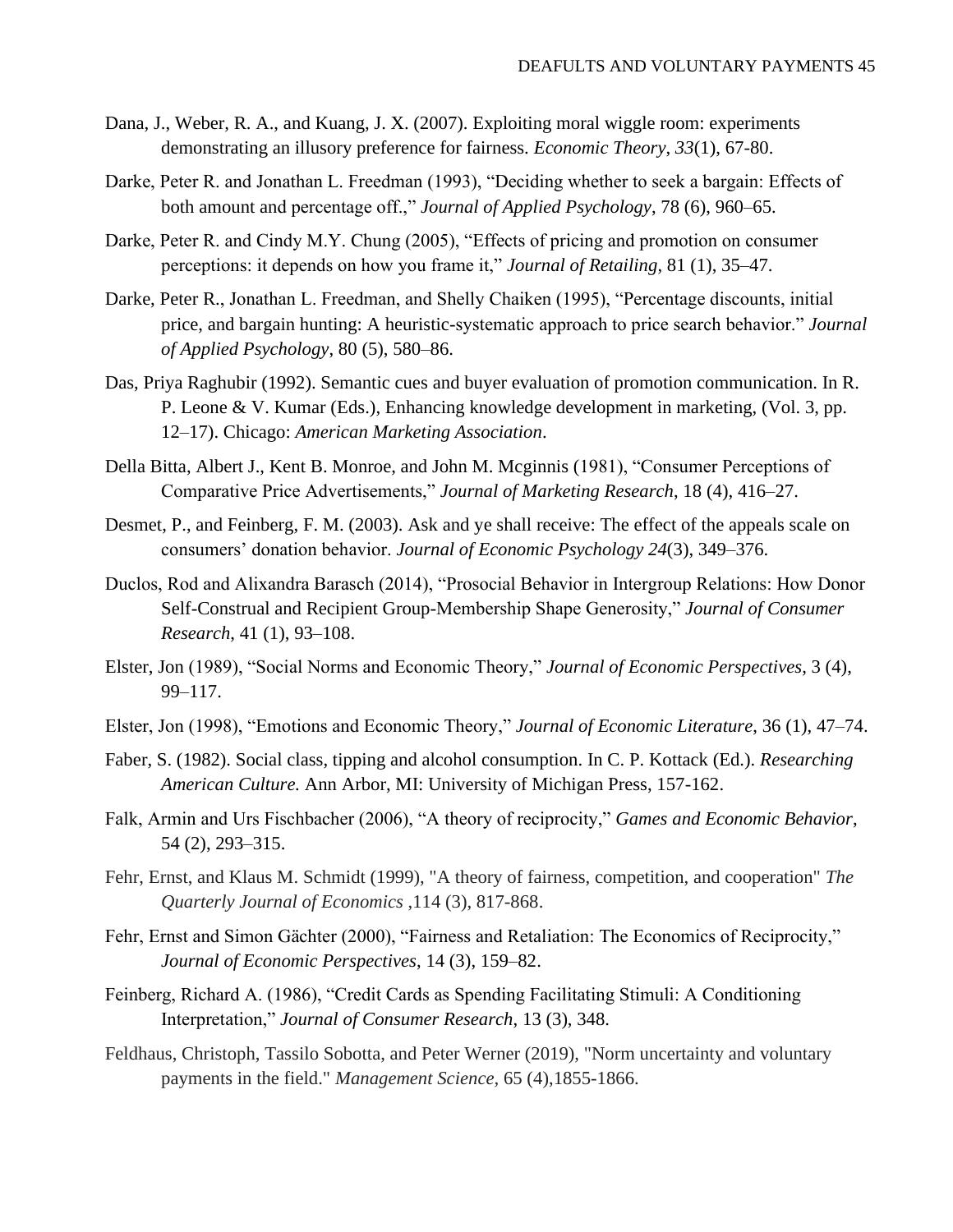Dana, J., Weber, R. A., and Kuang, J. X. (2007). Exploiting moral wiggle room: experiments demonstrating an illusory preference for fairness. *Economic Theory*, *33*(1), 67-80.

Darke, Peter R. and Jonathan L. Freedman (1993), "Deciding whether to seek a bargain: Effects of both amount and percentage off.," *Journal of Applied Psychology*, 78 (6), 960–65.

Darke, Peter R. and Cindy M.Y. Chung (2005), "Effects of pricing and promotion on consumer perceptions: it depends on how you frame it," *Journal of Retailing*, 81 (1), 35–47.

Darke, Peter R., Jonathan L. Freedman, and Shelly Chaiken (1995), "Percentage discounts, initial price, and bargain hunting: A heuristic-systematic approach to price search behavior." *Journal of Applied Psychology*, 80 (5), 580–86.

Das, Priya Raghubir (1992). Semantic cues and buyer evaluation of promotion communication. In R. P. Leone & V. Kumar (Eds.), Enhancing knowledge development in marketing, (Vol. 3, pp. 12–17). Chicago: *American Marketing Association*.

Della Bitta, Albert J., Kent B. Monroe, and John M. Mcginnis (1981), "Consumer Perceptions of Comparative Price Advertisements," *Journal of Marketing Research*, 18 (4), 416–27.

Desmet, P., and Feinberg, F. M. (2003). Ask and ye shall receive: The effect of the appeals scale on consumers' donation behavior. *Journal of Economic Psychology 24*(3), 349–376.

Duclos, Rod and Alixandra Barasch (2014), "Prosocial Behavior in Intergroup Relations: How Donor Self-Construal and Recipient Group-Membership Shape Generosity," *Journal of Consumer Research*, 41 (1), 93–108.

Elster, Jon (1989), "Social Norms and Economic Theory," *Journal of Economic Perspectives*, 3 (4), 99–117.

Elster, Jon (1998), "Emotions and Economic Theory," *Journal of Economic Literature*, 36 (1), 47–74.

Faber, S. (1982). Social class, tipping and alcohol consumption. In C. P. Kottack (Ed.). *Researching American Culture.* Ann Arbor, MI: University of Michigan Press, 157-162.

Falk, Armin and Urs Fischbacher (2006), "A theory of reciprocity," *Games and Economic Behavior*, 54 (2), 293–315.

Fehr, Ernst, and Klaus M. Schmidt (1999), "A theory of fairness, competition, and cooperation" *The Quarterly Journal of Economics* ,114 (3), 817-868.

Fehr, Ernst and Simon Gächter (2000), "Fairness and Retaliation: The Economics of Reciprocity," *Journal of Economic Perspectives*, 14 (3), 159–82.

Feinberg, Richard A. (1986), "Credit Cards as Spending Facilitating Stimuli: A Conditioning Interpretation," *Journal of Consumer Research*, 13 (3), 348.

Feldhaus, Christoph, Tassilo Sobotta, and Peter Werner (2019), "Norm uncertainty and voluntary payments in the field." *Management Science*, 65 (4),1855-1866.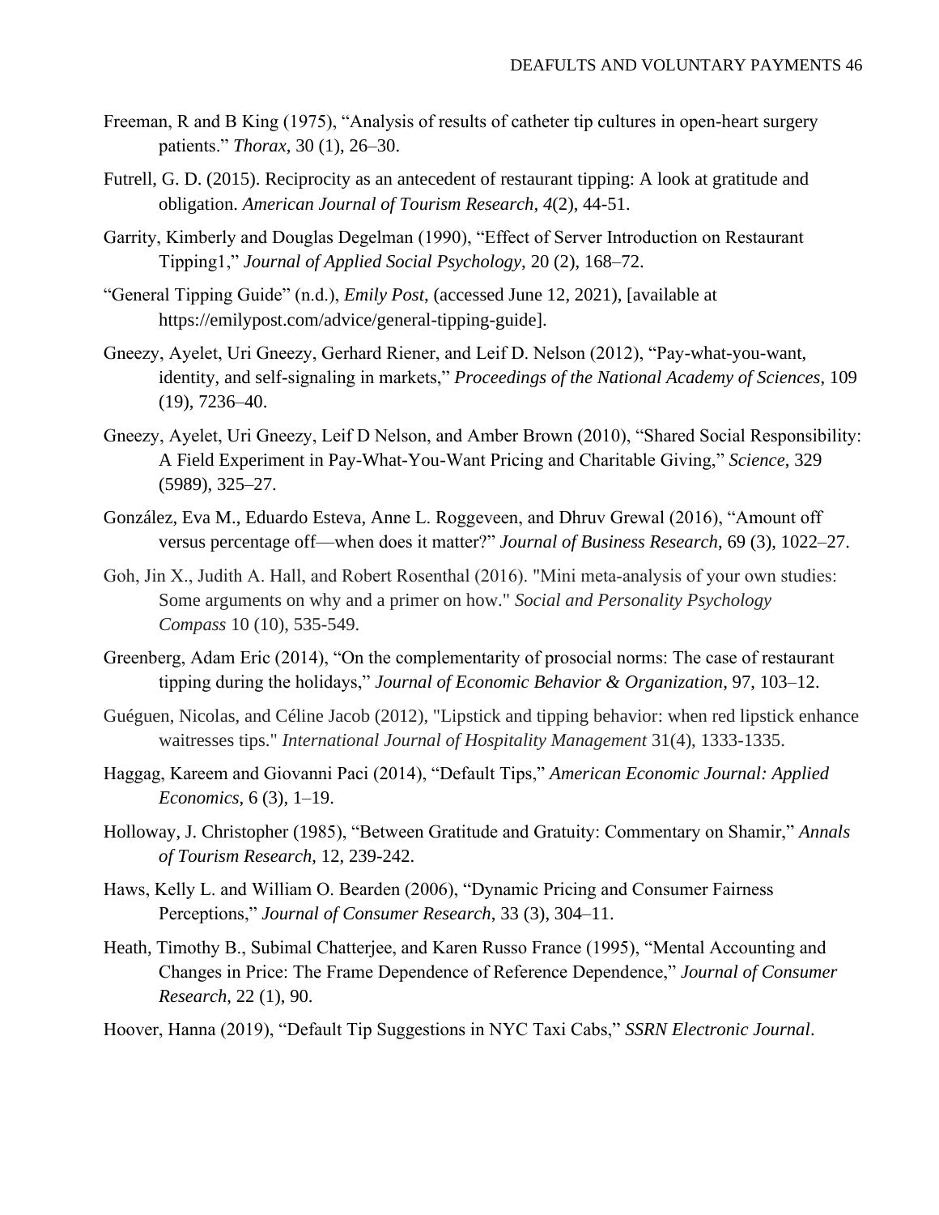Freeman, R and B King (1975), “Analysis of results of catheter tip cultures in open-heart surgery patients.” *Thorax*, 30 (1), 26–30.

Futrell, G. D. (2015). Reciprocity as an antecedent of restaurant tipping: A look at gratitude and obligation. *American Journal of Tourism Research*, *4*(2), 44-51.

Garrity, Kimberly and Douglas Degelman (1990), “Effect of Server Introduction on Restaurant Tipping1,” *Journal of Applied Social Psychology*, 20 (2), 168–72.

“General Tipping Guide” (n.d.), *Emily Post*, (accessed June 12, 2021), [available at https://emilypost.com/advice/general-tipping-guide].

Gneezy, Ayelet, Uri Gneezy, Gerhard Riener, and Leif D. Nelson (2012), “Pay-what-you-want, identity, and self-signaling in markets,” *Proceedings of the National Academy of Sciences*, 109 (19), 7236–40.

Gneezy, Ayelet, Uri Gneezy, Leif D Nelson, and Amber Brown (2010), “Shared Social Responsibility: A Field Experiment in Pay-What-You-Want Pricing and Charitable Giving,” *Science*, 329 (5989), 325–27.

González, Eva M., Eduardo Esteva, Anne L. Roggeveen, and Dhruv Grewal (2016), “Amount off versus percentage off—when does it matter?” *Journal of Business Research*, 69 (3), 1022–27.

Goh, Jin X., Judith A. Hall, and Robert Rosenthal (2016). "Mini meta-analysis of your own studies: Some arguments on why and a primer on how." *Social and Personality Psychology Compass* 10 (10), 535-549.

Greenberg, Adam Eric (2014), “On the complementarity of prosocial norms: The case of restaurant tipping during the holidays,” *Journal of Economic Behavior & Organization*, 97, 103–12.

Guéguen, Nicolas, and Céline Jacob (2012), "Lipstick and tipping behavior: when red lipstick enhance waitresses tips." *International Journal of Hospitality Management* 31(4), 1333-1335.

Haggag, Kareem and Giovanni Paci (2014), “Default Tips,” *American Economic Journal: Applied Economics*, 6 (3), 1–19.

Holloway, J. Christopher (1985), “Between Gratitude and Gratuity: Commentary on Shamir,” *Annals of Tourism Research,* 12, 239-242.

Haws, Kelly L. and William O. Bearden (2006), “Dynamic Pricing and Consumer Fairness Perceptions,” *Journal of Consumer Research*, 33 (3), 304–11.

Heath, Timothy B., Subimal Chatterjee, and Karen Russo France (1995), “Mental Accounting and Changes in Price: The Frame Dependence of Reference Dependence,” *Journal of Consumer Research*, 22 (1), 90.

Hoover, Hanna (2019), “Default Tip Suggestions in NYC Taxi Cabs,” *SSRN Electronic Journal*.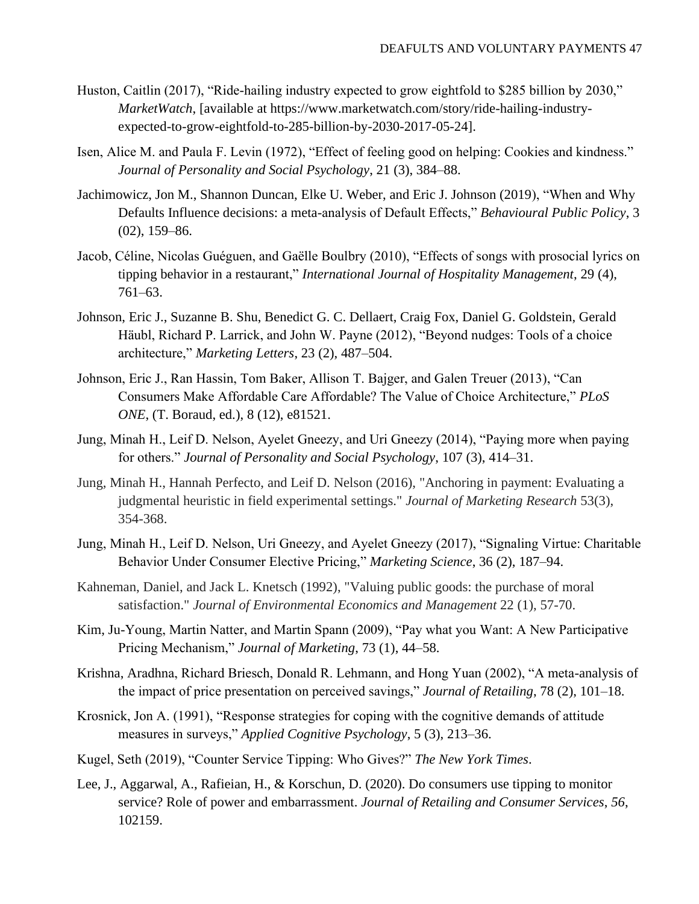Huston, Caitlin (2017), “Ride-hailing industry expected to grow eightfold to $285 billion by 2030,” *MarketWatch*, [available at https://www.marketwatch.com/story/ride-hailing-industry-expected-to-grow-eightfold-to-285-billion-by-2030-2017-05-24].

Isen, Alice M. and Paula F. Levin (1972), “Effect of feeling good on helping: Cookies and kindness.” *Journal of Personality and Social Psychology*, 21 (3), 384–88.

Jachimowicz, Jon M., Shannon Duncan, Elke U. Weber, and Eric J. Johnson (2019), “When and Why Defaults Influence decisions: a meta-analysis of Default Effects,” *Behavioural Public Policy*, 3 (02), 159–86.

Jacob, Céline, Nicolas Guéguen, and Gaëlle Boulbry (2010), “Effects of songs with prosocial lyrics on tipping behavior in a restaurant,” *International Journal of Hospitality Management*, 29 (4), 761–63.

Johnson, Eric J., Suzanne B. Shu, Benedict G. C. Dellaert, Craig Fox, Daniel G. Goldstein, Gerald Häubl, Richard P. Larrick, and John W. Payne (2012), “Beyond nudges: Tools of a choice architecture,” *Marketing Letters*, 23 (2), 487–504.

Johnson, Eric J., Ran Hassin, Tom Baker, Allison T. Bajger, and Galen Treuer (2013), “Can Consumers Make Affordable Care Affordable? The Value of Choice Architecture,” *PLoS ONE*, (T. Boraud, ed.), 8 (12), e81521.

Jung, Minah H., Leif D. Nelson, Ayelet Gneezy, and Uri Gneezy (2014), “Paying more when paying for others.” *Journal of Personality and Social Psychology*, 107 (3), 414–31.

Jung, Minah H., Hannah Perfecto, and Leif D. Nelson (2016), "Anchoring in payment: Evaluating a judgmental heuristic in field experimental settings." *Journal of Marketing Research* 53(3), 354-368.

Jung, Minah H., Leif D. Nelson, Uri Gneezy, and Ayelet Gneezy (2017), “Signaling Virtue: Charitable Behavior Under Consumer Elective Pricing,” *Marketing Science*, 36 (2), 187–94.

Kahneman, Daniel, and Jack L. Knetsch (1992), "Valuing public goods: the purchase of moral satisfaction." *Journal of Environmental Economics and Management* 22 (1), 57-70.

Kim, Ju-Young, Martin Natter, and Martin Spann (2009), “Pay what you Want: A New Participative Pricing Mechanism,” *Journal of Marketing*, 73 (1), 44–58.

Krishna, Aradhna, Richard Briesch, Donald R. Lehmann, and Hong Yuan (2002), “A meta-analysis of the impact of price presentation on perceived savings,” *Journal of Retailing*, 78 (2), 101–18.

Krosnick, Jon A. (1991), “Response strategies for coping with the cognitive demands of attitude measures in surveys,” *Applied Cognitive Psychology*, 5 (3), 213–36.

Kugel, Seth (2019), “Counter Service Tipping: Who Gives?” *The New York Times*.

Lee, J., Aggarwal, A., Rafieian, H., & Korschun, D. (2020). Do consumers use tipping to monitor service? Role of power and embarrassment. *Journal of Retailing and Consumer Services*, *56*, 102159.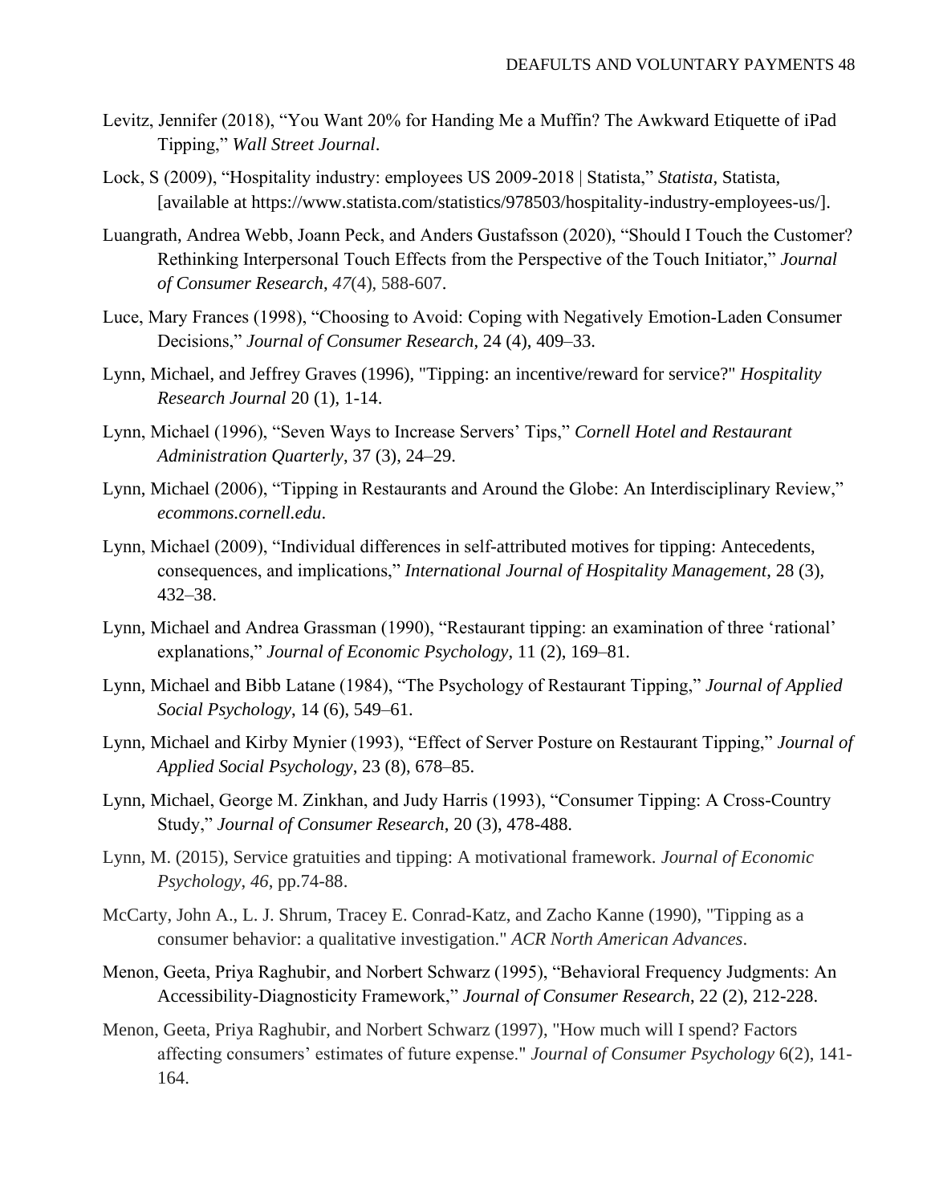Levitz, Jennifer (2018), "You Want 20% for Handing Me a Muffin? The Awkward Etiquette of iPad Tipping," *Wall Street Journal*.

Lock, S (2009), "Hospitality industry: employees US 2009-2018 | Statista," *Statista*, Statista, [available at https://www.statista.com/statistics/978503/hospitality-industry-employees-us/].

Luangrath, Andrea Webb, Joann Peck, and Anders Gustafsson (2020), "Should I Touch the Customer? Rethinking Interpersonal Touch Effects from the Perspective of the Touch Initiator," *Journal of Consumer Research*, *47*(4), 588-607.

Luce, Mary Frances (1998), "Choosing to Avoid: Coping with Negatively Emotion-Laden Consumer Decisions," *Journal of Consumer Research*, 24 (4), 409–33.

Lynn, Michael, and Jeffrey Graves (1996), "Tipping: an incentive/reward for service?" *Hospitality Research Journal* 20 (1), 1-14.

Lynn, Michael (1996), "Seven Ways to Increase Servers' Tips," *Cornell Hotel and Restaurant Administration Quarterly*, 37 (3), 24–29.

Lynn, Michael (2006), "Tipping in Restaurants and Around the Globe: An Interdisciplinary Review," *ecommons.cornell.edu*.

Lynn, Michael (2009), "Individual differences in self-attributed motives for tipping: Antecedents, consequences, and implications," *International Journal of Hospitality Management*, 28 (3), 432–38.

Lynn, Michael and Andrea Grassman (1990), "Restaurant tipping: an examination of three 'rational' explanations," *Journal of Economic Psychology*, 11 (2), 169–81.

Lynn, Michael and Bibb Latane (1984), "The Psychology of Restaurant Tipping," *Journal of Applied Social Psychology*, 14 (6), 549–61.

Lynn, Michael and Kirby Mynier (1993), "Effect of Server Posture on Restaurant Tipping," *Journal of Applied Social Psychology*, 23 (8), 678–85.

Lynn, Michael, George M. Zinkhan, and Judy Harris (1993), "Consumer Tipping: A Cross-Country Study," *Journal of Consumer Research*, 20 (3), 478-488.

Lynn, M. (2015), Service gratuities and tipping: A motivational framework. *Journal of Economic Psychology*, *46*, pp.74-88.

McCarty, John A., L. J. Shrum, Tracey E. Conrad-Katz, and Zacho Kanne (1990), "Tipping as a consumer behavior: a qualitative investigation." *ACR North American Advances*.

Menon, Geeta, Priya Raghubir, and Norbert Schwarz (1995), "Behavioral Frequency Judgments: An Accessibility-Diagnosticity Framework," *Journal of Consumer Research*, 22 (2), 212-228.

Menon, Geeta, Priya Raghubir, and Norbert Schwarz (1997), "How much will I spend? Factors affecting consumers' estimates of future expense." *Journal of Consumer Psychology* 6(2), 141-164.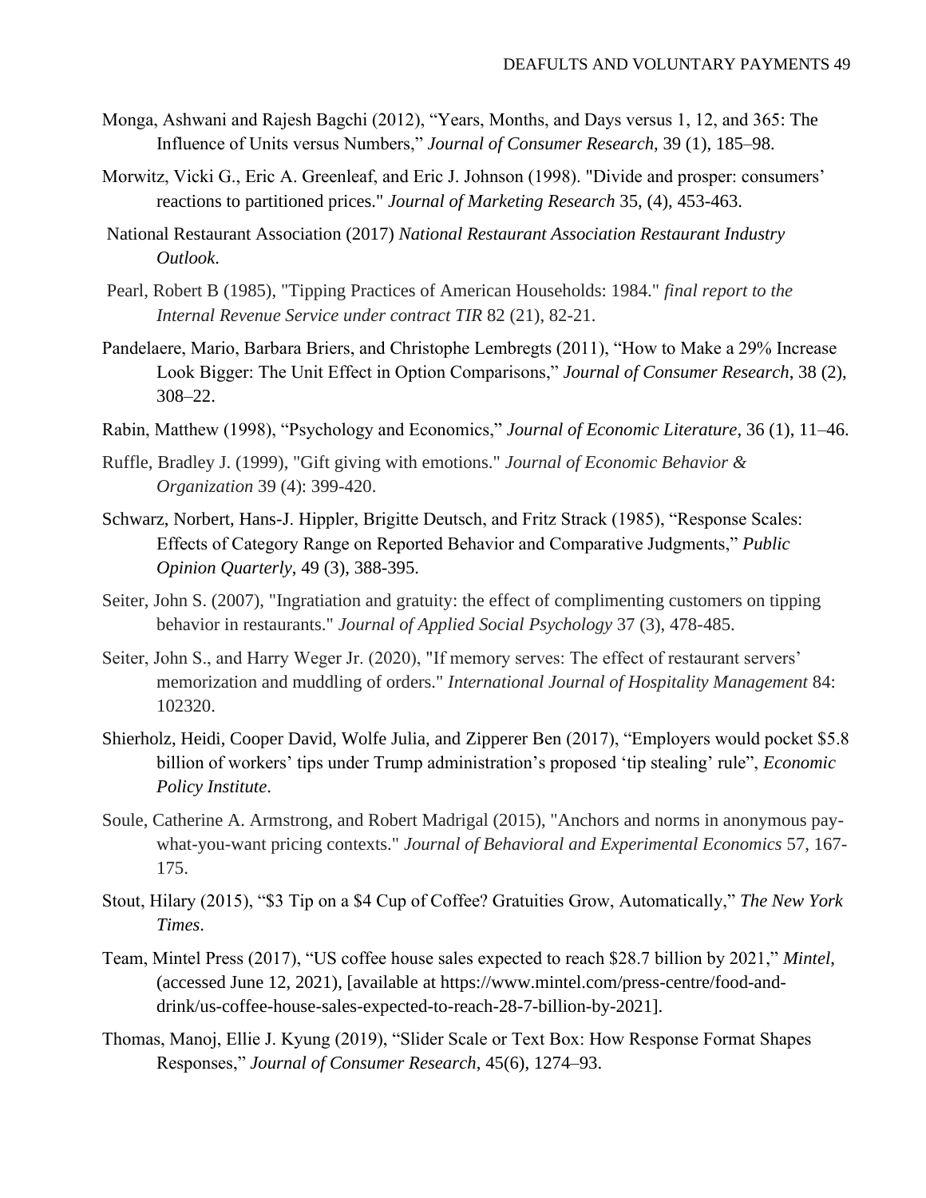Monga, Ashwani and Rajesh Bagchi (2012), “Years, Months, and Days versus 1, 12, and 365: The Influence of Units versus Numbers,” *Journal of Consumer Research*, 39 (1), 185–98.

Morwitz, Vicki G., Eric A. Greenleaf, and Eric J. Johnson (1998). "Divide and prosper: consumers' reactions to partitioned prices." *Journal of Marketing Research* 35, (4), 453-463.

National Restaurant Association (2017) *National Restaurant Association Restaurant Industry Outlook.*

Pearl, Robert B (1985), "Tipping Practices of American Households: 1984." *final report to the Internal Revenue Service under contract TIR* 82 (21), 82-21.

Pandelaere, Mario, Barbara Briers, and Christophe Lembregts (2011), “How to Make a 29% Increase Look Bigger: The Unit Effect in Option Comparisons,” *Journal of Consumer Research*, 38 (2), 308–22.

Rabin, Matthew (1998), “Psychology and Economics,” *Journal of Economic Literature*, 36 (1), 11–46.

Ruffle, Bradley J. (1999), "Gift giving with emotions." *Journal of Economic Behavior & Organization* 39 (4): 399-420.

Schwarz, Norbert, Hans-J. Hippler, Brigitte Deutsch, and Fritz Strack (1985), “Response Scales: Effects of Category Range on Reported Behavior and Comparative Judgments,” *Public Opinion Quarterly*, 49 (3), 388-395.

Seiter, John S. (2007), "Ingratiation and gratuity: the effect of complimenting customers on tipping behavior in restaurants." *Journal of Applied Social Psychology* 37 (3), 478-485.

Seiter, John S., and Harry Weger Jr. (2020), "If memory serves: The effect of restaurant servers' memorization and muddling of orders." *International Journal of Hospitality Management* 84: 102320.

Shierholz, Heidi, Cooper David, Wolfe Julia, and Zipperer Ben (2017), “Employers would pocket $5.8 billion of workers' tips under Trump administration's proposed 'tip stealing' rule”, *Economic Policy Institute*.

Soule, Catherine A. Armstrong, and Robert Madrigal (2015), "Anchors and norms in anonymous pay-what-you-want pricing contexts." *Journal of Behavioral and Experimental Economics* 57, 167-175.

Stout, Hilary (2015), “$3 Tip on a $4 Cup of Coffee? Gratuities Grow, Automatically,” *The New York Times*.

Team, Mintel Press (2017), “US coffee house sales expected to reach $28.7 billion by 2021,” *Mintel*, (accessed June 12, 2021), [available at https://www.mintel.com/press-centre/food-and-drink/us-coffee-house-sales-expected-to-reach-28-7-billion-by-2021].

Thomas, Manoj, Ellie J. Kyung (2019), “Slider Scale or Text Box: How Response Format Shapes Responses,” *Journal of Consumer Research*, 45(6), 1274–93.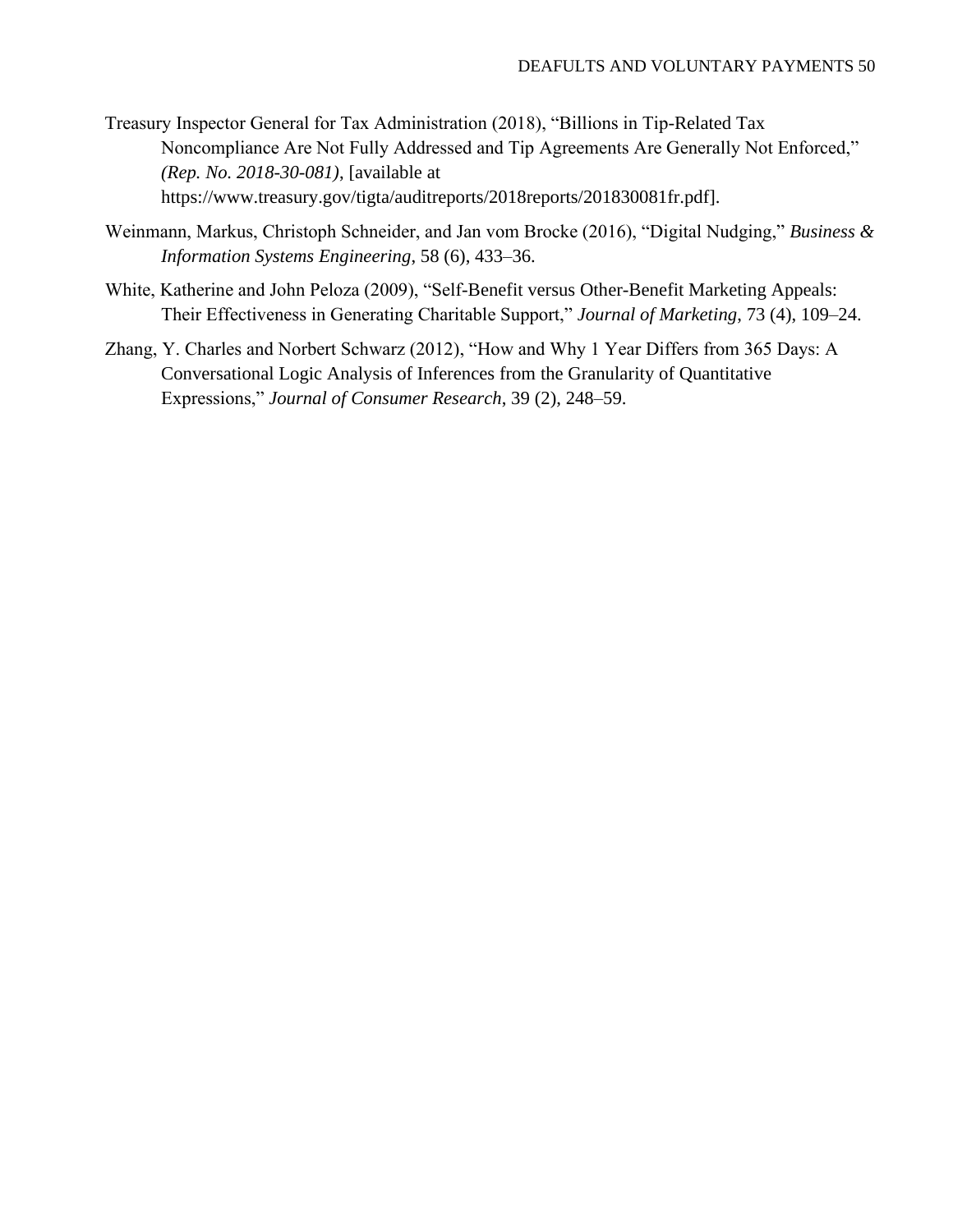Treasury Inspector General for Tax Administration (2018), “Billions in Tip-Related Tax Noncompliance Are Not Fully Addressed and Tip Agreements Are Generally Not Enforced,” *(Rep. No. 2018-30-081)*, [available at https://www.treasury.gov/tigta/auditreports/2018reports/201830081fr.pdf].

Weinmann, Markus, Christoph Schneider, and Jan vom Brocke (2016), “Digital Nudging,” *Business & Information Systems Engineering*, 58 (6), 433–36.

White, Katherine and John Peloza (2009), “Self-Benefit versus Other-Benefit Marketing Appeals: Their Effectiveness in Generating Charitable Support,” *Journal of Marketing*, 73 (4), 109–24.

Zhang, Y. Charles and Norbert Schwarz (2012), “How and Why 1 Year Differs from 365 Days: A Conversational Logic Analysis of Inferences from the Granularity of Quantitative Expressions,” *Journal of Consumer Research*, 39 (2), 248–59.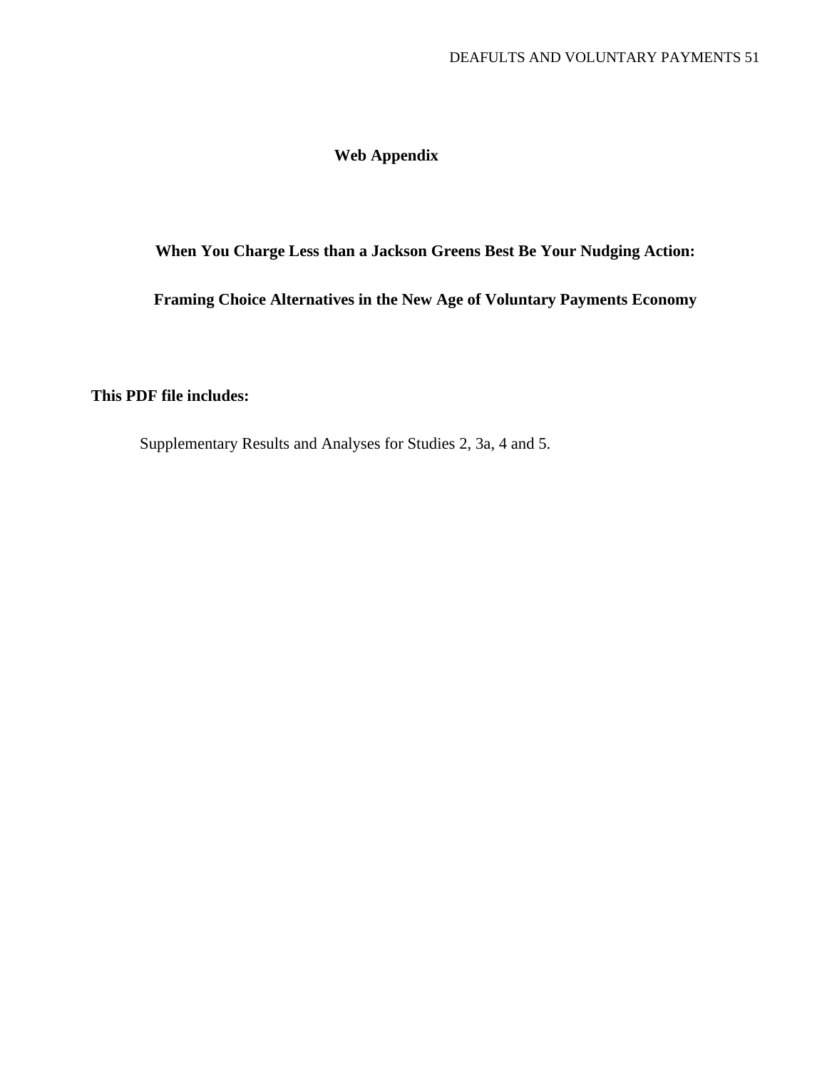# Web Appendix

## When You Charge Less than a Jackson Greens Best Be Your Nudging Action:

## Framing Choice Alternatives in the New Age of Voluntary Payments Economy

**This PDF file includes:**

Supplementary Results and Analyses for Studies 2, 3a, 4 and 5.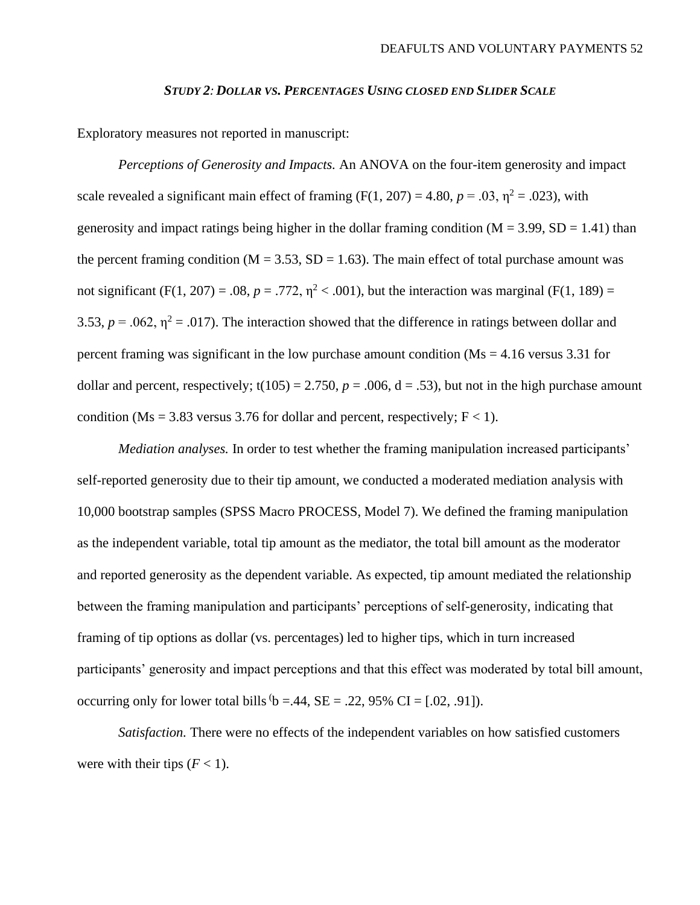### *Study 2: Dollar vs. Percentages Using closed end Slider Scale*

Exploratory measures not reported in manuscript:

*Perceptions of Generosity and Impacts.* An ANOVA on the four-item generosity and impact scale revealed a significant main effect of framing ($F(1, 207) = 4.80$, $p = .03$, $\eta^2 = .023$), with generosity and impact ratings being higher in the dollar framing condition ($M = 3.99$, $SD = 1.41$) than the percent framing condition ($M = 3.53$, $SD = 1.63$). The main effect of total purchase amount was not significant ($F(1, 207) = .08$, $p = .772$, $\eta^2 < .001$), but the interaction was marginal ($F(1, 189) = 3.53$, $p = .062$, $\eta^2 = .017$). The interaction showed that the difference in ratings between dollar and percent framing was significant in the low purchase amount condition (Ms = 4.16 versus 3.31 for dollar and percent, respectively; $t(105) = 2.750$, $p = .006$, $d = .53$), but not in the high purchase amount condition (Ms = 3.83 versus 3.76 for dollar and percent, respectively; $F < 1$).

*Mediation analyses.* In order to test whether the framing manipulation increased participants' self-reported generosity due to their tip amount, we conducted a moderated mediation analysis with 10,000 bootstrap samples (SPSS Macro PROCESS, Model 7). We defined the framing manipulation as the independent variable, total tip amount as the mediator, the total bill amount as the moderator and reported generosity as the dependent variable. As expected, tip amount mediated the relationship between the framing manipulation and participants' perceptions of self-generosity, indicating that framing of tip options as dollar (vs. percentages) led to higher tips, which in turn increased participants' generosity and impact perceptions and that this effect was moderated by total bill amount, occurring only for lower total bills ($b = .44$, $SE = .22$, 95% CI = [.02, .91]).

*Satisfaction.* There were no effects of the independent variables on how satisfied customers were with their tips ($F < 1$).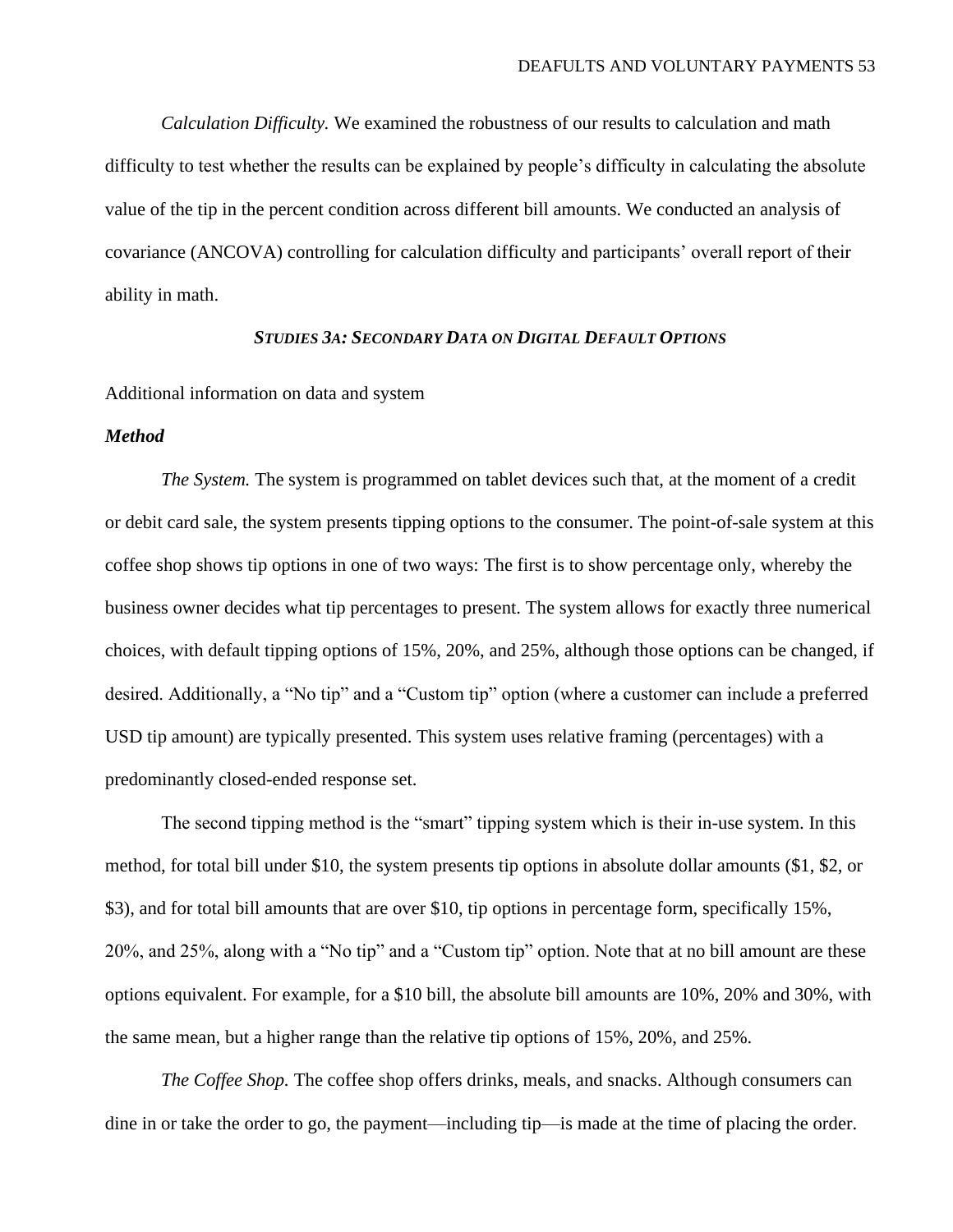*Calculation Difficulty.* We examined the robustness of our results to calculation and math difficulty to test whether the results can be explained by people's difficulty in calculating the absolute value of the tip in the percent condition across different bill amounts. We conducted an analysis of covariance (ANCOVA) controlling for calculation difficulty and participants' overall report of their ability in math.

## *STUDIES 3A: SECONDARY DATA ON DIGITAL DEFAULT OPTIONS*

Additional information on data and system

### *Method*

*The System.* The system is programmed on tablet devices such that, at the moment of a credit or debit card sale, the system presents tipping options to the consumer. The point-of-sale system at this coffee shop shows tip options in one of two ways: The first is to show percentage only, whereby the business owner decides what tip percentages to present. The system allows for exactly three numerical choices, with default tipping options of 15%, 20%, and 25%, although those options can be changed, if desired. Additionally, a "No tip" and a "Custom tip" option (where a customer can include a preferred USD tip amount) are typically presented. This system uses relative framing (percentages) with a predominantly closed-ended response set.

The second tipping method is the "smart" tipping system which is their in-use system. In this method, for total bill under $10, the system presents tip options in absolute dollar amounts ($1, $2, or $3), and for total bill amounts that are over $10, tip options in percentage form, specifically 15%, 20%, and 25%, along with a "No tip" and a "Custom tip" option. Note that at no bill amount are these options equivalent. For example, for a $10 bill, the absolute bill amounts are 10%, 20% and 30%, with the same mean, but a higher range than the relative tip options of 15%, 20%, and 25%.

*The Coffee Shop.* The coffee shop offers drinks, meals, and snacks. Although consumers can dine in or take the order to go, the payment—including tip—is made at the time of placing the order.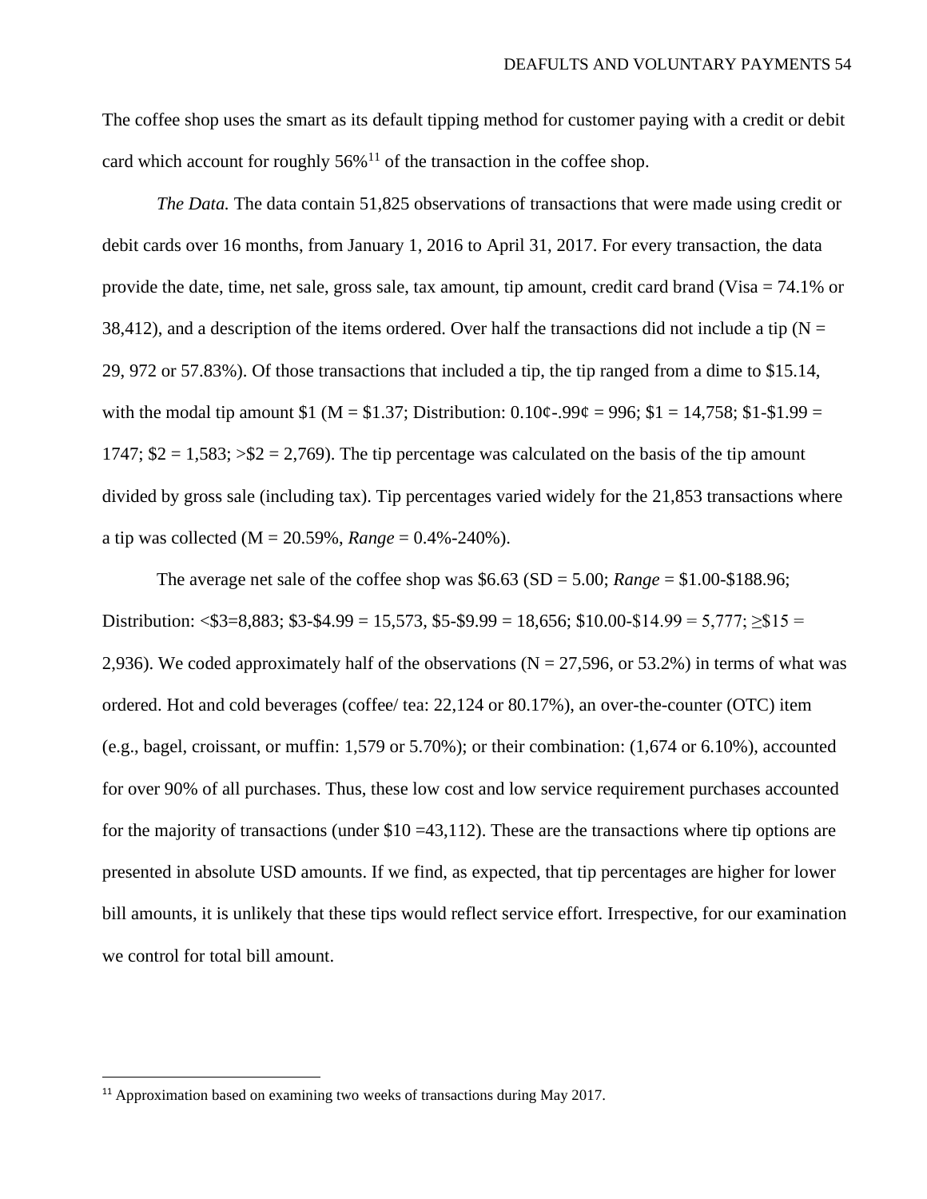The coffee shop uses the smart as its default tipping method for customer paying with a credit or debit card which account for roughly 56%[11] of the transaction in the coffee shop.

*The Data.* The data contain 51,825 observations of transactions that were made using credit or debit cards over 16 months, from January 1, 2016 to April 31, 2017. For every transaction, the data provide the date, time, net sale, gross sale, tax amount, tip amount, credit card brand (Visa = 74.1% or 38,412), and a description of the items ordered. Over half the transactions did not include a tip (N = 29, 972 or 57.83%). Of those transactions that included a tip, the tip ranged from a dime to $15.14, with the modal tip amount $1 (M = $1.37; Distribution: 0.10¢-.99¢ = 996; $1 = 14,758; $1-$1.99 = 1747; $2 = 1,583; >$2 = 2,769). The tip percentage was calculated on the basis of the tip amount divided by gross sale (including tax). Tip percentages varied widely for the 21,853 transactions where a tip was collected (M = 20.59%, *Range* = 0.4%-240%).

The average net sale of the coffee shop was $6.63 (SD = 5.00; *Range* = $1.00-$188.96; Distribution: <$3=8,883; $3-$4.99 = 15,573, $5-$9.99 = 18,656; $10.00-$14.99 = 5,777; ≥$15 = 2,936). We coded approximately half of the observations (N = 27,596, or 53.2%) in terms of what was ordered. Hot and cold beverages (coffee/ tea: 22,124 or 80.17%), an over-the-counter (OTC) item (e.g., bagel, croissant, or muffin: 1,579 or 5.70%); or their combination: (1,674 or 6.10%), accounted for over 90% of all purchases. Thus, these low cost and low service requirement purchases accounted for the majority of transactions (under $10 =43,112). These are the transactions where tip options are presented in absolute USD amounts. If we find, as expected, that tip percentages are higher for lower bill amounts, it is unlikely that these tips would reflect service effort. Irrespective, for our examination we control for total bill amount.

---

[11] Approximation based on examining two weeks of transactions during May 2017.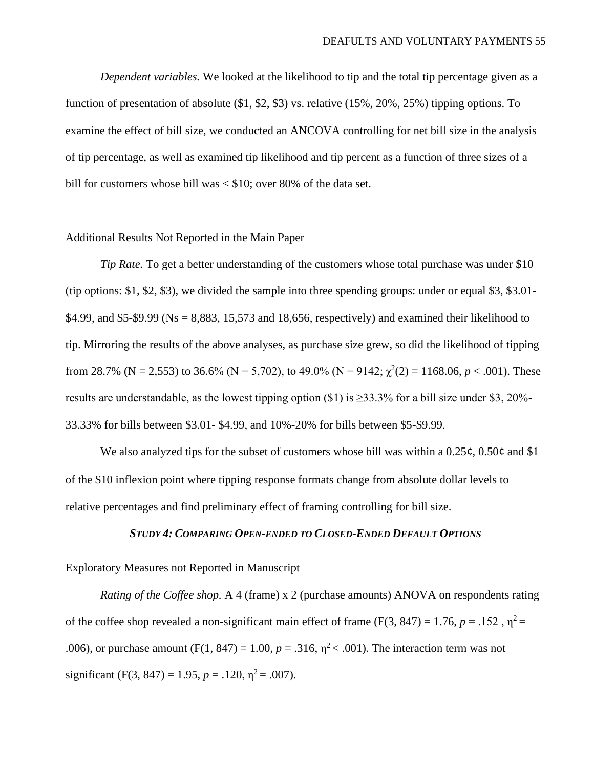*Dependent variables.* We looked at the likelihood to tip and the total tip percentage given as a function of presentation of absolute ($1, $2, $3) vs. relative (15%, 20%, 25%) tipping options. To examine the effect of bill size, we conducted an ANCOVA controlling for net bill size in the analysis of tip percentage, as well as examined tip likelihood and tip percent as a function of three sizes of a bill for customers whose bill was $\leq$ $10; over 80% of the data set.

Additional Results Not Reported in the Main Paper

*Tip Rate.* To get a better understanding of the customers whose total purchase was under $10 (tip options: $1, $2, $3), we divided the sample into three spending groups: under or equal $3, $3.01-$4.99, and $5-$9.99 (Ns = 8,883, 15,573 and 18,656, respectively) and examined their likelihood to tip. Mirroring the results of the above analyses, as purchase size grew, so did the likelihood of tipping from 28.7% (N = 2,553) to 36.6% (N = 5,702), to 49.0% (N = 9142; $\chi^2(2) = 1168.06$, $p < .001$). These results are understandable, as the lowest tipping option ($1) is ≥33.3% for a bill size under $3, 20%-33.33% for bills between $3.01- $4.99, and 10%-20% for bills between $5-$9.99.

We also analyzed tips for the subset of customers whose bill was within a 0.25¢, 0.50¢ and $1 of the $10 inflexion point where tipping response formats change from absolute dollar levels to relative percentages and find preliminary effect of framing controlling for bill size.

### *STUDY 4: COMPARING OPEN-ENDED TO CLOSED-ENDED DEFAULT OPTIONS*

Exploratory Measures not Reported in Manuscript

*Rating of the Coffee shop.* A 4 (frame) x 2 (purchase amounts) ANOVA on respondents rating of the coffee shop revealed a non-significant main effect of frame ($F(3, 847) = 1.76$, $p = .152$ , $\eta^2 = .006$), or purchase amount ($F(1, 847) = 1.00$, $p = .316$, $\eta^2 < .001$). The interaction term was not significant ($F(3, 847) = 1.95$, $p = .120$, $\eta^2 = .007$).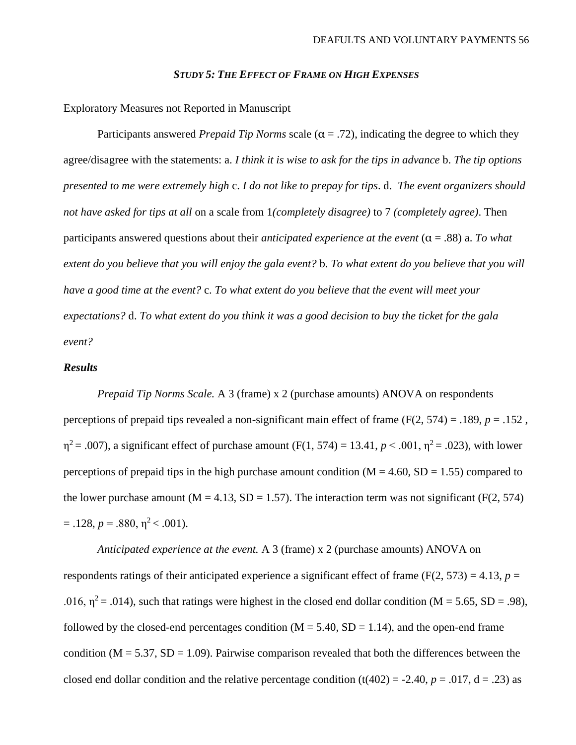### *Study 5: The Effect of Frame on High Expenses*

Exploratory Measures not Reported in Manuscript

Participants answered *Prepaid Tip Norms* scale (α = .72), indicating the degree to which they agree/disagree with the statements: a. *I think it is wise to ask for the tips in advance* b. *The tip options presented to me were extremely high* c. *I do not like to prepay for tips*. d. *The event organizers should not have asked for tips at all* on a scale from 1*(completely disagree)* to 7 *(completely agree)*. Then participants answered questions about their *anticipated experience at the event* (α = .88) a. *To what extent do you believe that you will enjoy the gala event?* b. *To what extent do you believe that you will have a good time at the event?* c. *To what extent do you believe that the event will meet your expectations?* d. *To what extent do you think it was a good decision to buy the ticket for the gala event?*

***Results***

*Prepaid Tip Norms Scale.* A 3 (frame) x 2 (purchase amounts) ANOVA on respondents perceptions of prepaid tips revealed a non-significant main effect of frame ($F(2, 574) = .189$, $p = .152$ , $\eta^2 = .007$), a significant effect of purchase amount ($F(1, 574) = 13.41$, $p < .001$, $\eta^2 = .023$), with lower perceptions of prepaid tips in the high purchase amount condition (M = 4.60, SD = 1.55) compared to the lower purchase amount (M = 4.13, SD = 1.57). The interaction term was not significant ($F(2, 574) = .128$, $p = .880$, $\eta^2 < .001$).

*Anticipated experience at the event.* A 3 (frame) x 2 (purchase amounts) ANOVA on respondents ratings of their anticipated experience a significant effect of frame ($F(2, 573) = 4.13$, $p = .016$, $\eta^2 = .014$), such that ratings were highest in the closed end dollar condition (M = 5.65, SD = .98), followed by the closed-end percentages condition (M = 5.40, SD = 1.14), and the open-end frame condition (M = 5.37, SD = 1.09). Pairwise comparison revealed that both the differences between the closed end dollar condition and the relative percentage condition ($t(402) = -2.40$, $p = .017$, d = .23) as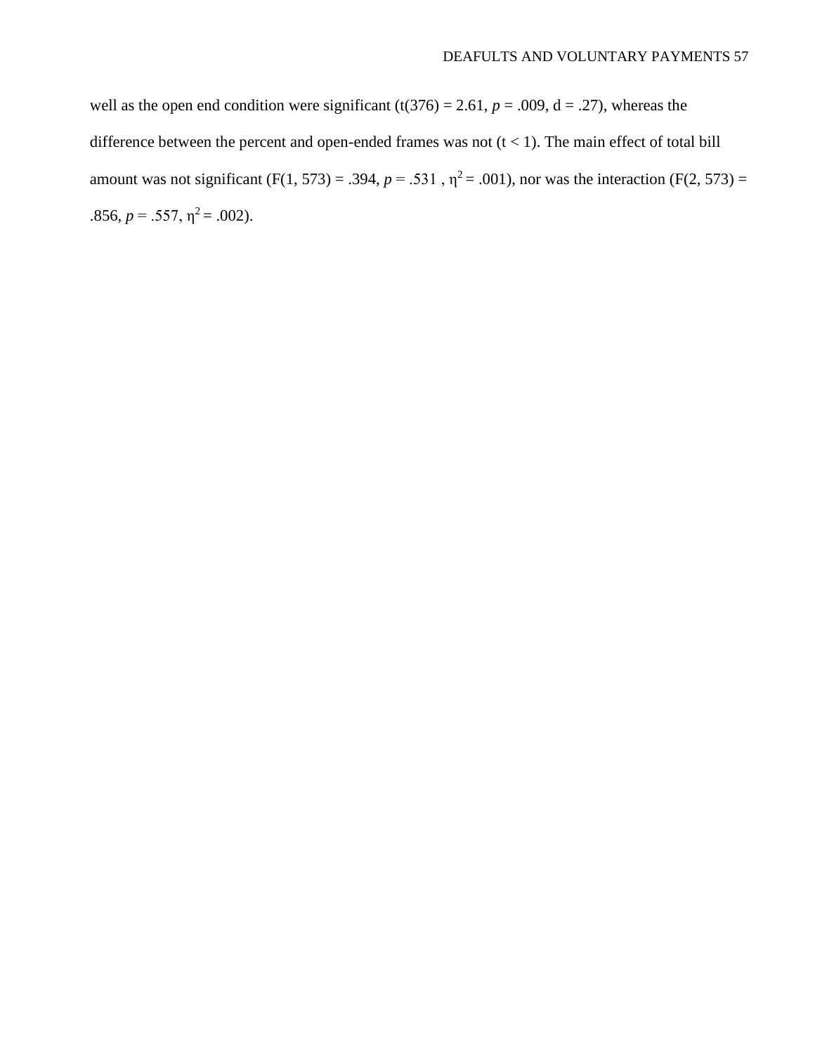well as the open end condition were significant ($t(376) = 2.61$, $p = .009$, $d = .27$), whereas the difference between the percent and open-ended frames was not ($t < 1$). The main effect of total bill amount was not significant ($F(1, 573) = .394$, $p = .531$ , $\eta^2 = .001$), nor was the interaction ($F(2, 573) = .856$, $p = .557$, $\eta^2 = .002$).